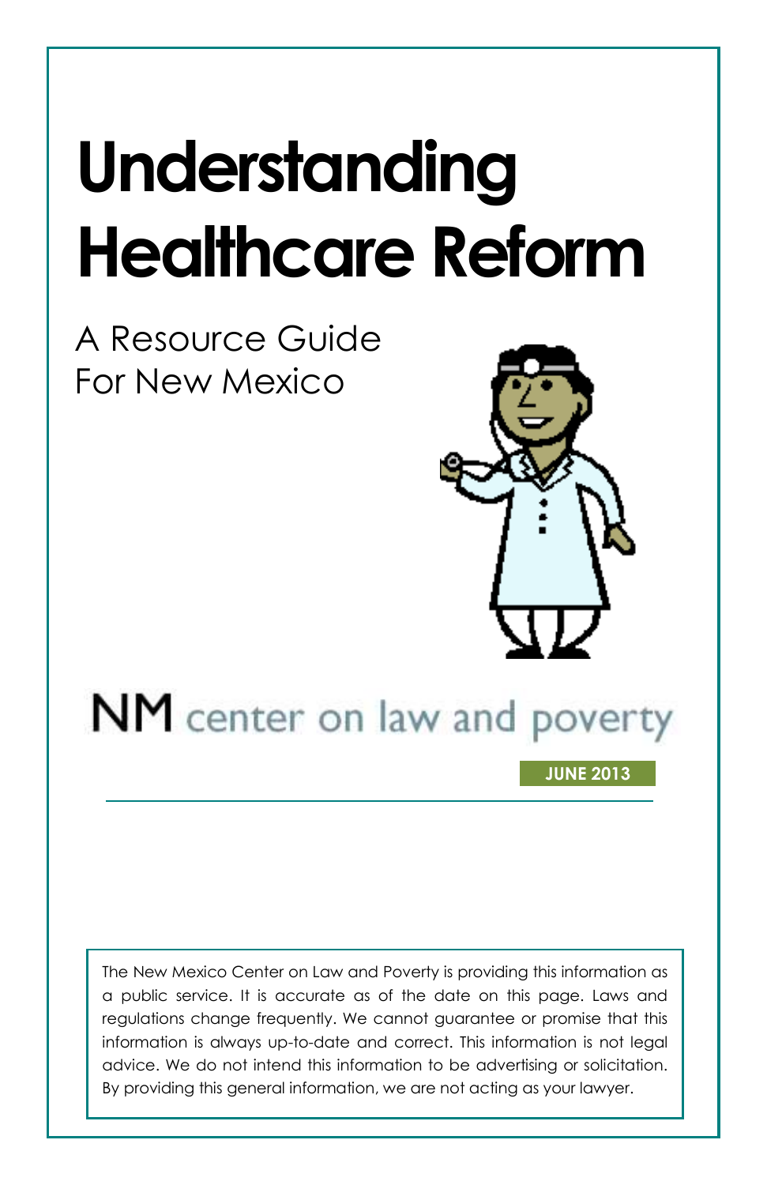# Understanding Healthcare Reform

A Resource Guide
For New Mexico

NM center on law and poverty

**JUNE 2013**

The New Mexico Center on Law and Poverty is providing this information as a public service. It is accurate as of the date on this page. Laws and regulations change frequently. We cannot guarantee or promise that this information is always up-to-date and correct. This information is not legal advice. We do not intend this information to be advertising or solicitation. By providing this general information, we are not acting as your lawyer.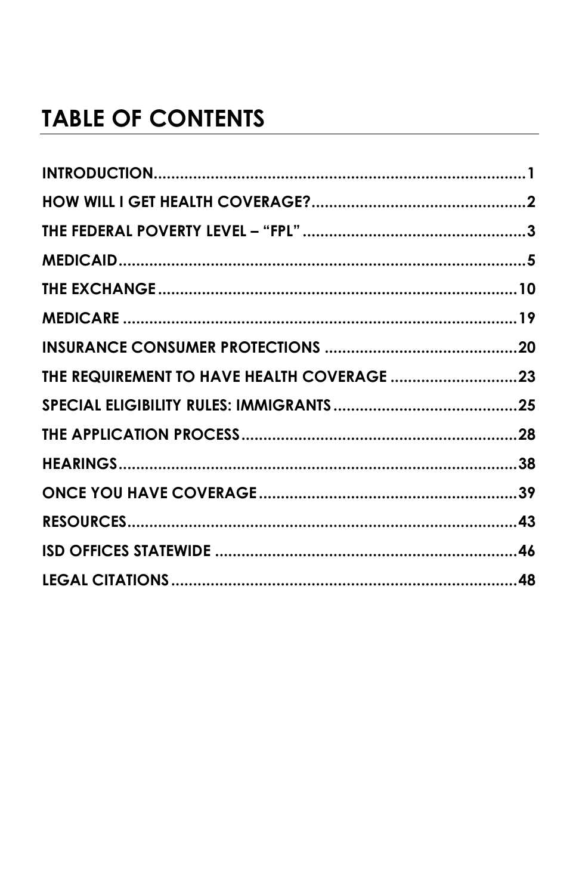# TABLE OF CONTENTS

| | |
|---|---|
| **INTRODUCTION** | **1** |
| **HOW WILL I GET HEALTH COVERAGE?** | **2** |
| **THE FEDERAL POVERTY LEVEL – “FPL”** | **3** |
| **MEDICAID** | **5** |
| **THE EXCHANGE** | **10** |
| **MEDICARE** | **19** |
| **INSURANCE CONSUMER PROTECTIONS** | **20** |
| **THE REQUIREMENT TO HAVE HEALTH COVERAGE** | **23** |
| **SPECIAL ELIGIBILITY RULES: IMMIGRANTS** | **25** |
| **THE APPLICATION PROCESS** | **28** |
| **HEARINGS** | **38** |
| **ONCE YOU HAVE COVERAGE** | **39** |
| **RESOURCES** | **43** |
| **ISD OFFICES STATEWIDE** | **46** |
| **LEGAL CITATIONS** | **48** |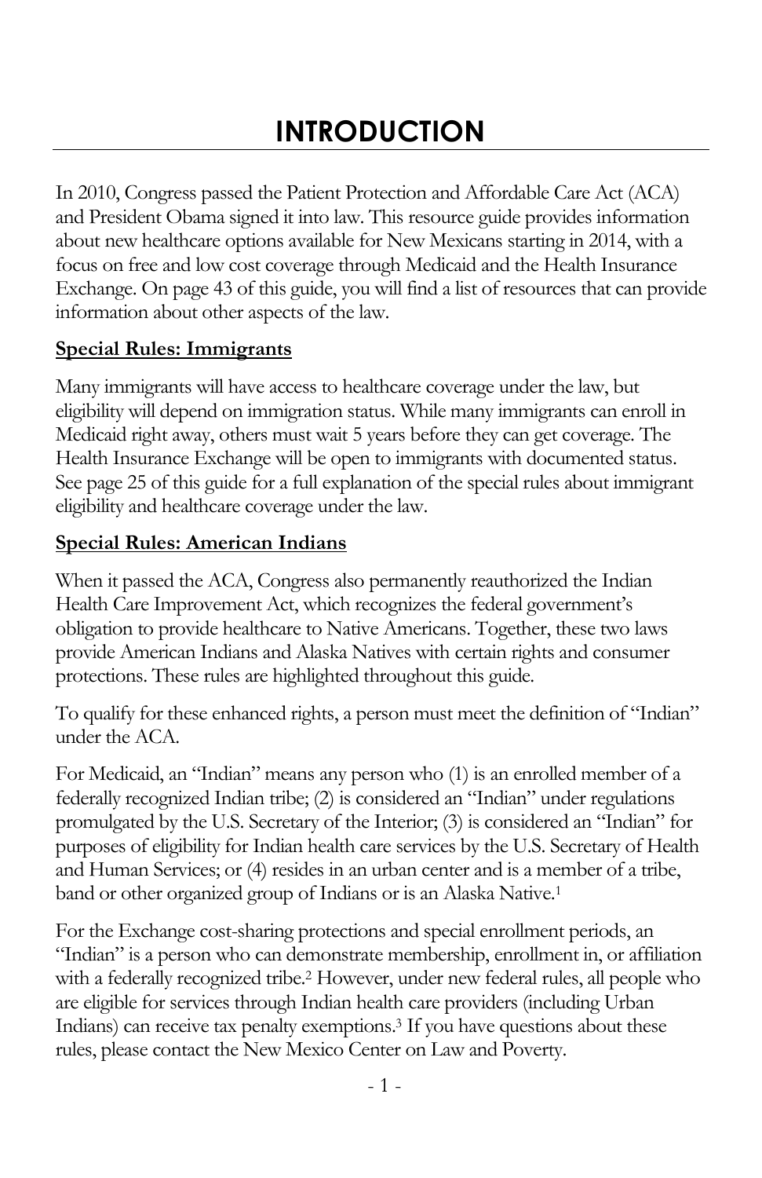# INTRODUCTION

In 2010, Congress passed the Patient Protection and Affordable Care Act (ACA) and President Obama signed it into law. This resource guide provides information about new healthcare options available for New Mexicans starting in 2014, with a focus on free and low cost coverage through Medicaid and the Health Insurance Exchange. On page 43 of this guide, you will find a list of resources that can provide information about other aspects of the law.

**Special Rules: Immigrants**

Many immigrants will have access to healthcare coverage under the law, but eligibility will depend on immigration status. While many immigrants can enroll in Medicaid right away, others must wait 5 years before they can get coverage. The Health Insurance Exchange will be open to immigrants with documented status. See page 25 of this guide for a full explanation of the special rules about immigrant eligibility and healthcare coverage under the law.

**Special Rules: American Indians**

When it passed the ACA, Congress also permanently reauthorized the Indian Health Care Improvement Act, which recognizes the federal government's obligation to provide healthcare to Native Americans. Together, these two laws provide American Indians and Alaska Natives with certain rights and consumer protections. These rules are highlighted throughout this guide.

To qualify for these enhanced rights, a person must meet the definition of "Indian" under the ACA.

For Medicaid, an "Indian" means any person who (1) is an enrolled member of a federally recognized Indian tribe; (2) is considered an "Indian" under regulations promulgated by the U.S. Secretary of the Interior; (3) is considered an "Indian" for purposes of eligibility for Indian health care services by the U.S. Secretary of Health and Human Services; or (4) resides in an urban center and is a member of a tribe, band or other organized group of Indians or is an Alaska Native.[1]

For the Exchange cost-sharing protections and special enrollment periods, an "Indian" is a person who can demonstrate membership, enrollment in, or affiliation with a federally recognized tribe.[2] However, under new federal rules, all people who are eligible for services through Indian health care providers (including Urban Indians) can receive tax penalty exemptions.[3] If you have questions about these rules, please contact the New Mexico Center on Law and Poverty.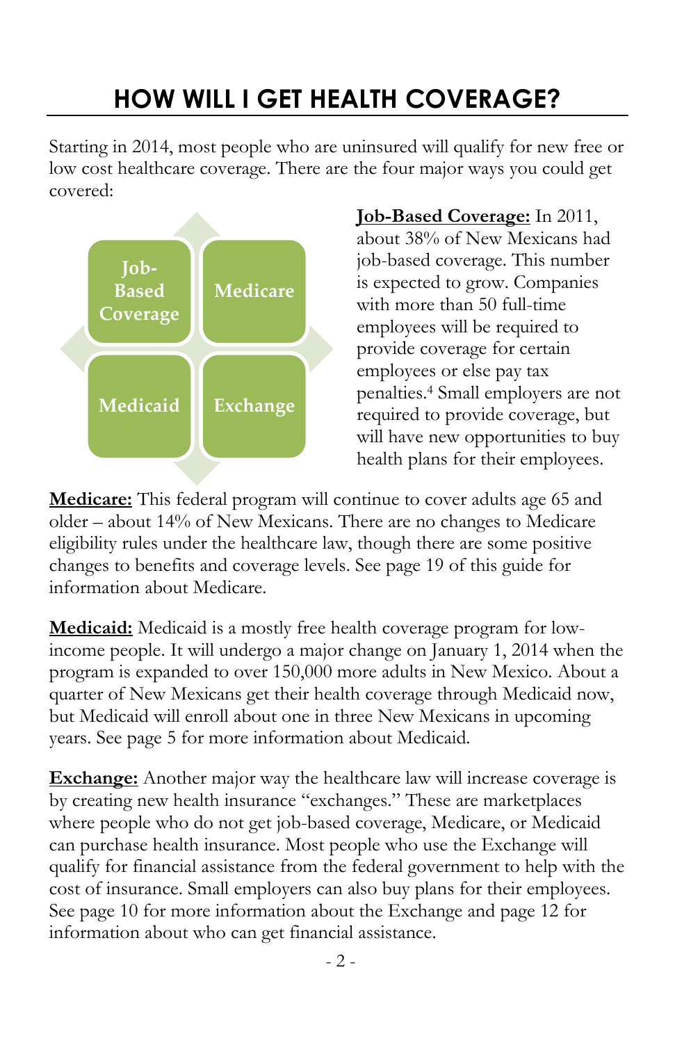# HOW WILL I GET HEALTH COVERAGE?

Starting in 2014, most people who are uninsured will qualify for new free or low cost healthcare coverage. There are the four major ways you could get covered:

Job-Based Coverage | Medicare | Medicaid | Exchange

**Job-Based Coverage:** In 2011, about 38% of New Mexicans had job-based coverage. This number is expected to grow. Companies with more than 50 full-time employees will be required to provide coverage for certain employees or else pay tax penalties.[4] Small employers are not required to provide coverage, but will have new opportunities to buy health plans for their employees.

**Medicare:** This federal program will continue to cover adults age 65 and older – about 14% of New Mexicans. There are no changes to Medicare eligibility rules under the healthcare law, though there are some positive changes to benefits and coverage levels. See page 19 of this guide for information about Medicare.

**Medicaid:** Medicaid is a mostly free health coverage program for low-income people. It will undergo a major change on January 1, 2014 when the program is expanded to over 150,000 more adults in New Mexico. About a quarter of New Mexicans get their health coverage through Medicaid now, but Medicaid will enroll about one in three New Mexicans in upcoming years. See page 5 for more information about Medicaid.

**Exchange:** Another major way the healthcare law will increase coverage is by creating new health insurance "exchanges." These are marketplaces where people who do not get job-based coverage, Medicare, or Medicaid can purchase health insurance. Most people who use the Exchange will qualify for financial assistance from the federal government to help with the cost of insurance. Small employers can also buy plans for their employees. See page 10 for more information about the Exchange and page 12 for information about who can get financial assistance.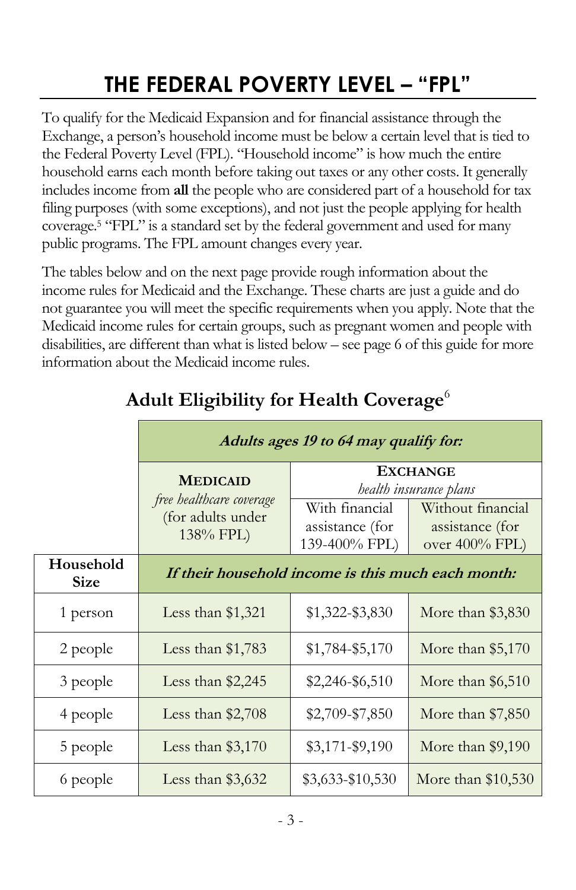# THE FEDERAL POVERTY LEVEL – "FPL"

To qualify for the Medicaid Expansion and for financial assistance through the Exchange, a person's household income must be below a certain level that is tied to the Federal Poverty Level (FPL). "Household income" is how much the entire household earns each month before taking out taxes or any other costs. It generally includes income from **all** the people who are considered part of a household for tax filing purposes (with some exceptions), and not just the people applying for health coverage.[5] "FPL" is a standard set by the federal government and used for many public programs. The FPL amount changes every year.

The tables below and on the next page provide rough information about the income rules for Medicaid and the Exchange. These charts are just a guide and do not guarantee you will meet the specific requirements when you apply. Note that the Medicaid income rules for certain groups, such as pregnant women and people with disabilities, are different than what is listed below – see page 6 of this guide for more information about the Medicaid income rules.

## Adult Eligibility for Health Coverage[6]

| | ***Adults ages 19 to 64 may qualify for:*** | | |
|---|---|---|---|
| | **MEDICAID** *free healthcare coverage* (for adults under 138% FPL) | **EXCHANGE** *health insurance plans* With financial assistance (for 139-400% FPL) | **EXCHANGE** *health insurance plans* Without financial assistance (for over 400% FPL) |
| **Household Size** | ***If their household income is this much each month:*** | | |
| 1 person | Less than $1,321 | $1,322-$3,830 | More than $3,830 |
| 2 people | Less than $1,783 | $1,784-$5,170 | More than $5,170 |
| 3 people | Less than $2,245 | $2,246-$6,510 | More than $6,510 |
| 4 people | Less than $2,708 | $2,709-$7,850 | More than $7,850 |
| 5 people | Less than $3,170 | $3,171-$9,190 | More than $9,190 |
| 6 people | Less than $3,632 | $3,633-$10,530 | More than $10,530 |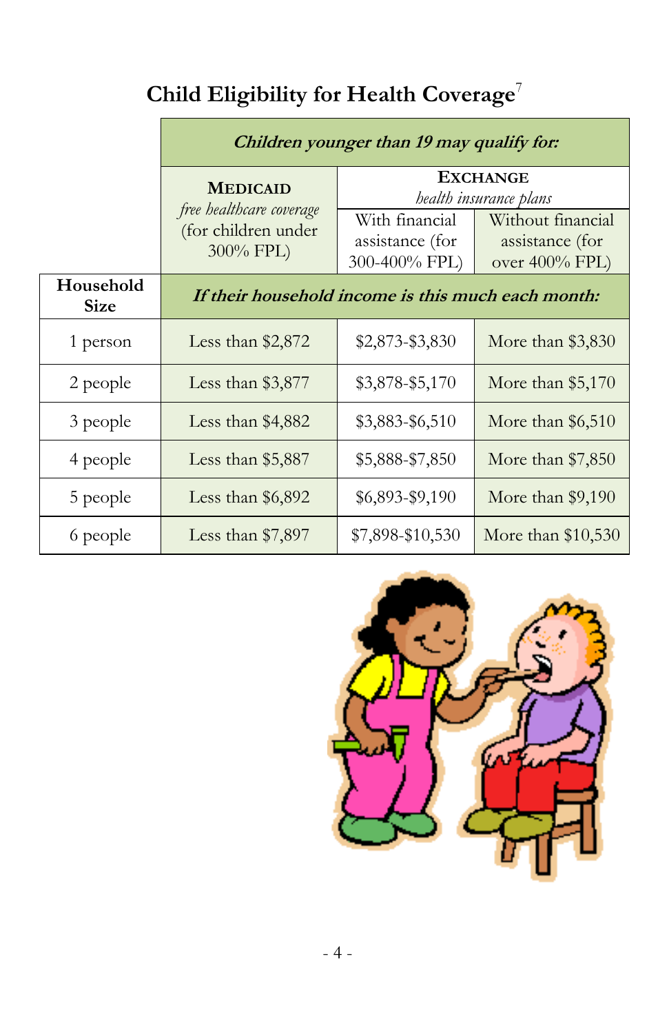## Child Eligibility for Health Coverage[7]

| | *Children younger than 19 may qualify for:* | | |
|---|---|---|---|
| | **MEDICAID** *free healthcare coverage* (for children under 300% FPL) | **EXCHANGE** *health insurance plans* | |
| | | With financial assistance (for 300-400% FPL) | Without financial assistance (for over 400% FPL) |
| **Household Size** | ***If their household income is this much each month:*** | | |
| 1 person | Less than $2,872 | $2,873-$3,830 | More than $3,830 |
| 2 people | Less than $3,877 | $3,878-$5,170 | More than $5,170 |
| 3 people | Less than $4,882 | $3,883-$6,510 | More than $6,510 |
| 4 people | Less than $5,887 | $5,888-$7,850 | More than $7,850 |
| 5 people | Less than $6,892 | $6,893-$9,190 | More than $9,190 |
| 6 people | Less than $7,897 | $7,898-$10,530 | More than $10,530 |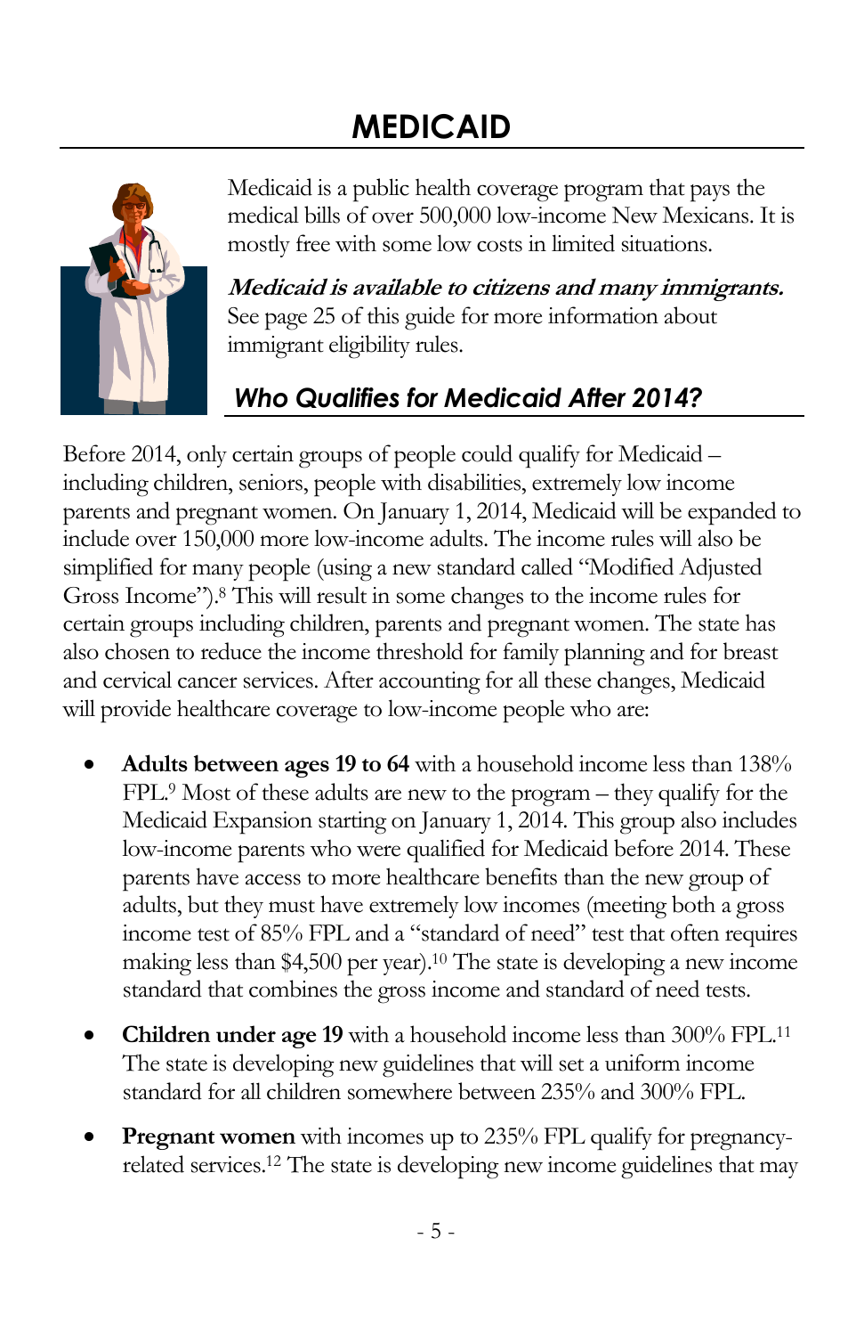# MEDICAID

Medicaid is a public health coverage program that pays the medical bills of over 500,000 low-income New Mexicans. It is mostly free with some low costs in limited situations.

***Medicaid is available to citizens and many immigrants.*** See page 25 of this guide for more information about immigrant eligibility rules.

## *Who Qualifies for Medicaid After 2014?*

Before 2014, only certain groups of people could qualify for Medicaid – including children, seniors, people with disabilities, extremely low income parents and pregnant women. On January 1, 2014, Medicaid will be expanded to include over 150,000 more low-income adults. The income rules will also be simplified for many people (using a new standard called "Modified Adjusted Gross Income").[8] This will result in some changes to the income rules for certain groups including children, parents and pregnant women. The state has also chosen to reduce the income threshold for family planning and for breast and cervical cancer services. After accounting for all these changes, Medicaid will provide healthcare coverage to low-income people who are:

- **Adults between ages 19 to 64** with a household income less than 138% FPL.[9] Most of these adults are new to the program – they qualify for the Medicaid Expansion starting on January 1, 2014. This group also includes low-income parents who were qualified for Medicaid before 2014. These parents have access to more healthcare benefits than the new group of adults, but they must have extremely low incomes (meeting both a gross income test of 85% FPL and a "standard of need" test that often requires making less than $4,500 per year).[10] The state is developing a new income standard that combines the gross income and standard of need tests.

- **Children under age 19** with a household income less than 300% FPL.[11] The state is developing new guidelines that will set a uniform income standard for all children somewhere between 235% and 300% FPL.

- **Pregnant women** with incomes up to 235% FPL qualify for pregnancy-related services.[12] The state is developing new income guidelines that may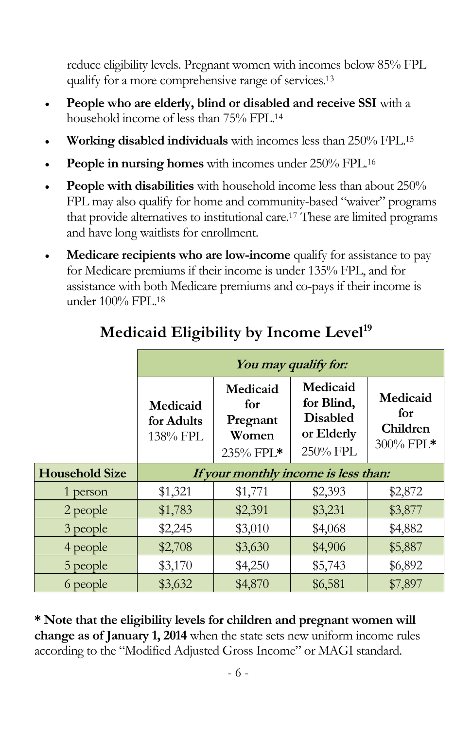reduce eligibility levels. Pregnant women with incomes below 85% FPL qualify for a more comprehensive range of services.[13]

- **People who are elderly, blind or disabled and receive SSI** with a household income of less than 75% FPL.[14]
- **Working disabled individuals** with incomes less than 250% FPL.[15]
- **People in nursing homes** with incomes under 250% FPL.[16]
- **People with disabilities** with household income less than about 250% FPL may also qualify for home and community-based "waiver" programs that provide alternatives to institutional care.[17] These are limited programs and have long waitlists for enrollment.
- **Medicare recipients who are low-income** qualify for assistance to pay for Medicare premiums if their income is under 135% FPL, and for assistance with both Medicare premiums and co-pays if their income is under 100% FPL.[18]

## Medicaid Eligibility by Income Level[19]

| | ***You may qualify for:*** | | | |
|---|---|---|---|---|
| | **Medicaid for Adults** 138% FPL | **Medicaid for Pregnant Women** 235% FPL* | **Medicaid for Blind, Disabled or Elderly** 250% FPL | **Medicaid for Children** 300% FPL* |
| **Household Size** | ***If your monthly income is less than:*** | | | |
| 1 person | $1,321 | $1,771 | $2,393 | $2,872 |
| 2 people | $1,783 | $2,391 | $3,231 | $3,877 |
| 3 people | $2,245 | $3,010 | $4,068 | $4,882 |
| 4 people | $2,708 | $3,630 | $4,906 | $5,887 |
| 5 people | $3,170 | $4,250 | $5,743 | $6,892 |
| 6 people | $3,632 | $4,870 | $6,581 | $7,897 |

**\* Note that the eligibility levels for children and pregnant women will change as of January 1, 2014** when the state sets new uniform income rules according to the "Modified Adjusted Gross Income" or MAGI standard.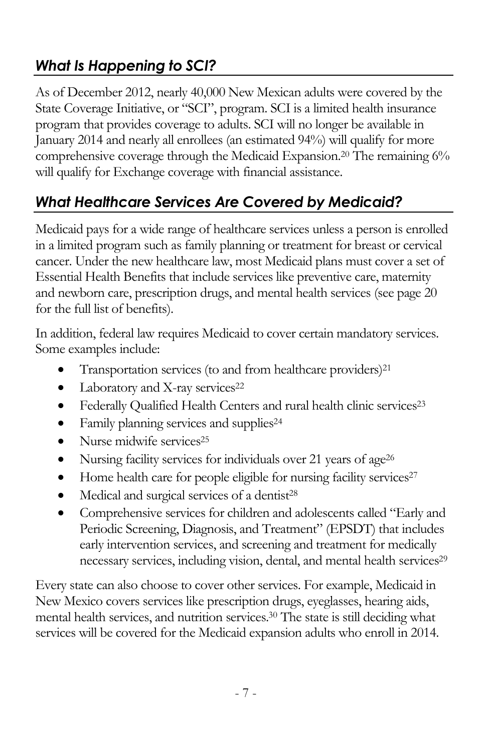## *What Is Happening to SCI?*

As of December 2012, nearly 40,000 New Mexican adults were covered by the State Coverage Initiative, or "SCI", program. SCI is a limited health insurance program that provides coverage to adults. SCI will no longer be available in January 2014 and nearly all enrollees (an estimated 94%) will qualify for more comprehensive coverage through the Medicaid Expansion.[20] The remaining 6% will qualify for Exchange coverage with financial assistance.

## *What Healthcare Services Are Covered by Medicaid?*

Medicaid pays for a wide range of healthcare services unless a person is enrolled in a limited program such as family planning or treatment for breast or cervical cancer. Under the new healthcare law, most Medicaid plans must cover a set of Essential Health Benefits that include services like preventive care, maternity and newborn care, prescription drugs, and mental health services (see page 20 for the full list of benefits).

In addition, federal law requires Medicaid to cover certain mandatory services. Some examples include:

- Transportation services (to and from healthcare providers)[21]
- Laboratory and X-ray services[22]
- Federally Qualified Health Centers and rural health clinic services[23]
- Family planning services and supplies[24]
- Nurse midwife services[25]
- Nursing facility services for individuals over 21 years of age[26]
- Home health care for people eligible for nursing facility services[27]
- Medical and surgical services of a dentist[28]
- Comprehensive services for children and adolescents called "Early and Periodic Screening, Diagnosis, and Treatment" (EPSDT) that includes early intervention services, and screening and treatment for medically necessary services, including vision, dental, and mental health services[29]

Every state can also choose to cover other services. For example, Medicaid in New Mexico covers services like prescription drugs, eyeglasses, hearing aids, mental health services, and nutrition services.[30] The state is still deciding what services will be covered for the Medicaid expansion adults who enroll in 2014.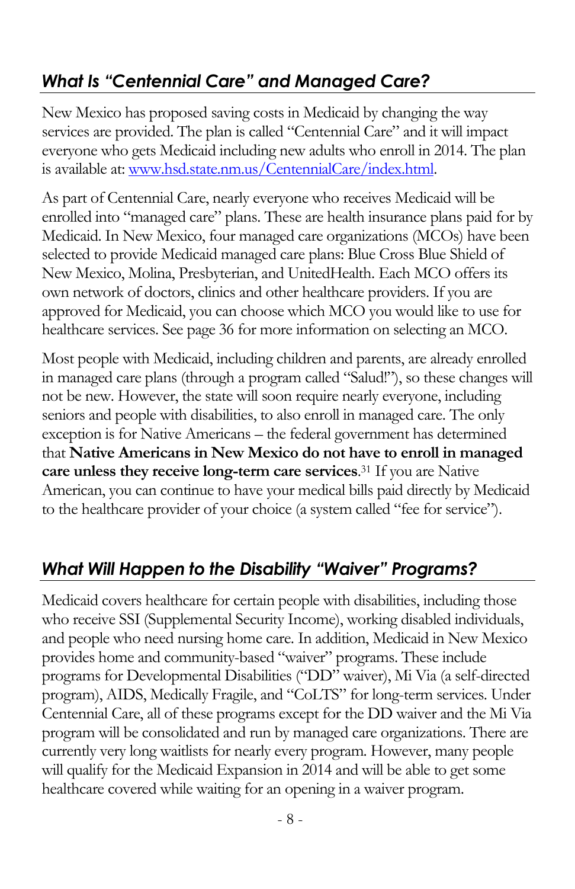## *What Is "Centennial Care" and Managed Care?*

New Mexico has proposed saving costs in Medicaid by changing the way services are provided. The plan is called "Centennial Care" and it will impact everyone who gets Medicaid including new adults who enroll in 2014. The plan is available at: [www.hsd.state.nm.us/CentennialCare/index.html](www.hsd.state.nm.us/CentennialCare/index.html).

As part of Centennial Care, nearly everyone who receives Medicaid will be enrolled into "managed care" plans. These are health insurance plans paid for by Medicaid. In New Mexico, four managed care organizations (MCOs) have been selected to provide Medicaid managed care plans: Blue Cross Blue Shield of New Mexico, Molina, Presbyterian, and UnitedHealth. Each MCO offers its own network of doctors, clinics and other healthcare providers. If you are approved for Medicaid, you can choose which MCO you would like to use for healthcare services. See page 36 for more information on selecting an MCO.

Most people with Medicaid, including children and parents, are already enrolled in managed care plans (through a program called "Salud!"), so these changes will not be new. However, the state will soon require nearly everyone, including seniors and people with disabilities, to also enroll in managed care. The only exception is for Native Americans – the federal government has determined that **Native Americans in New Mexico do not have to enroll in managed care unless they receive long-term care services**.[31] If you are Native American, you can continue to have your medical bills paid directly by Medicaid to the healthcare provider of your choice (a system called "fee for service").

## *What Will Happen to the Disability "Waiver" Programs?*

Medicaid covers healthcare for certain people with disabilities, including those who receive SSI (Supplemental Security Income), working disabled individuals, and people who need nursing home care. In addition, Medicaid in New Mexico provides home and community-based "waiver" programs. These include programs for Developmental Disabilities ("DD" waiver), Mi Via (a self-directed program), AIDS, Medically Fragile, and "CoLTS" for long-term services. Under Centennial Care, all of these programs except for the DD waiver and the Mi Via program will be consolidated and run by managed care organizations. There are currently very long waitlists for nearly every program. However, many people will qualify for the Medicaid Expansion in 2014 and will be able to get some healthcare covered while waiting for an opening in a waiver program.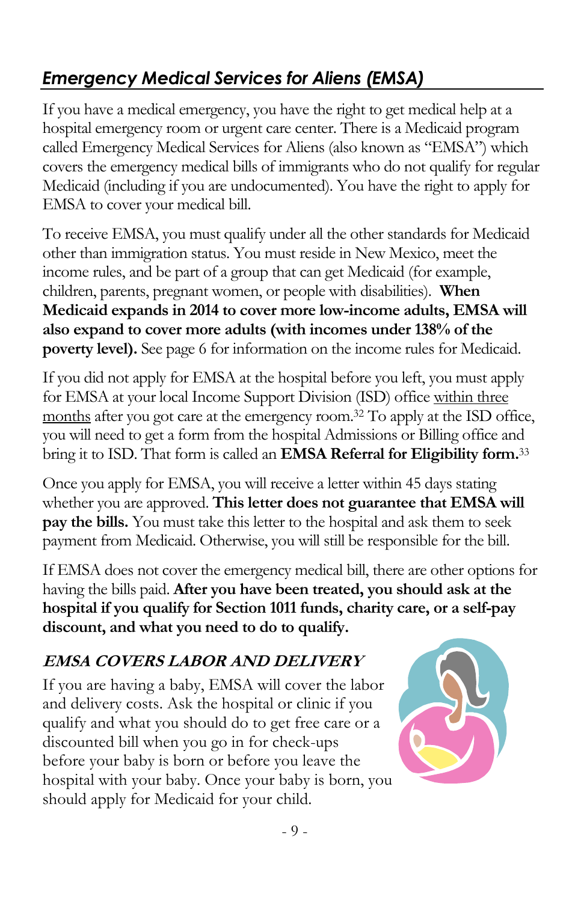## *Emergency Medical Services for Aliens (EMSA)*

If you have a medical emergency, you have the right to get medical help at a hospital emergency room or urgent care center. There is a Medicaid program called Emergency Medical Services for Aliens (also known as "EMSA") which covers the emergency medical bills of immigrants who do not qualify for regular Medicaid (including if you are undocumented). You have the right to apply for EMSA to cover your medical bill.

To receive EMSA, you must qualify under all the other standards for Medicaid other than immigration status. You must reside in New Mexico, meet the income rules, and be part of a group that can get Medicaid (for example, children, parents, pregnant women, or people with disabilities). **When Medicaid expands in 2014 to cover more low-income adults, EMSA will also expand to cover more adults (with incomes under 138% of the poverty level).** See page 6 for information on the income rules for Medicaid.

If you did not apply for EMSA at the hospital before you left, you must apply for EMSA at your local Income Support Division (ISD) office <u>within three months</u> after you got care at the emergency room.[32] To apply at the ISD office, you will need to get a form from the hospital Admissions or Billing office and bring it to ISD. That form is called an **EMSA Referral for Eligibility form.**[33]

Once you apply for EMSA, you will receive a letter within 45 days stating whether you are approved. **This letter does not guarantee that EMSA will pay the bills.** You must take this letter to the hospital and ask them to seek payment from Medicaid. Otherwise, you will still be responsible for the bill.

If EMSA does not cover the emergency medical bill, there are other options for having the bills paid. **After you have been treated, you should ask at the hospital if you qualify for Section 1011 funds, charity care, or a self-pay discount, and what you need to do to qualify.**

### *EMSA COVERS LABOR AND DELIVERY*

If you are having a baby, EMSA will cover the labor and delivery costs. Ask the hospital or clinic if you qualify and what you should do to get free care or a discounted bill when you go in for check-ups before your baby is born or before you leave the hospital with your baby. Once your baby is born, you should apply for Medicaid for your child.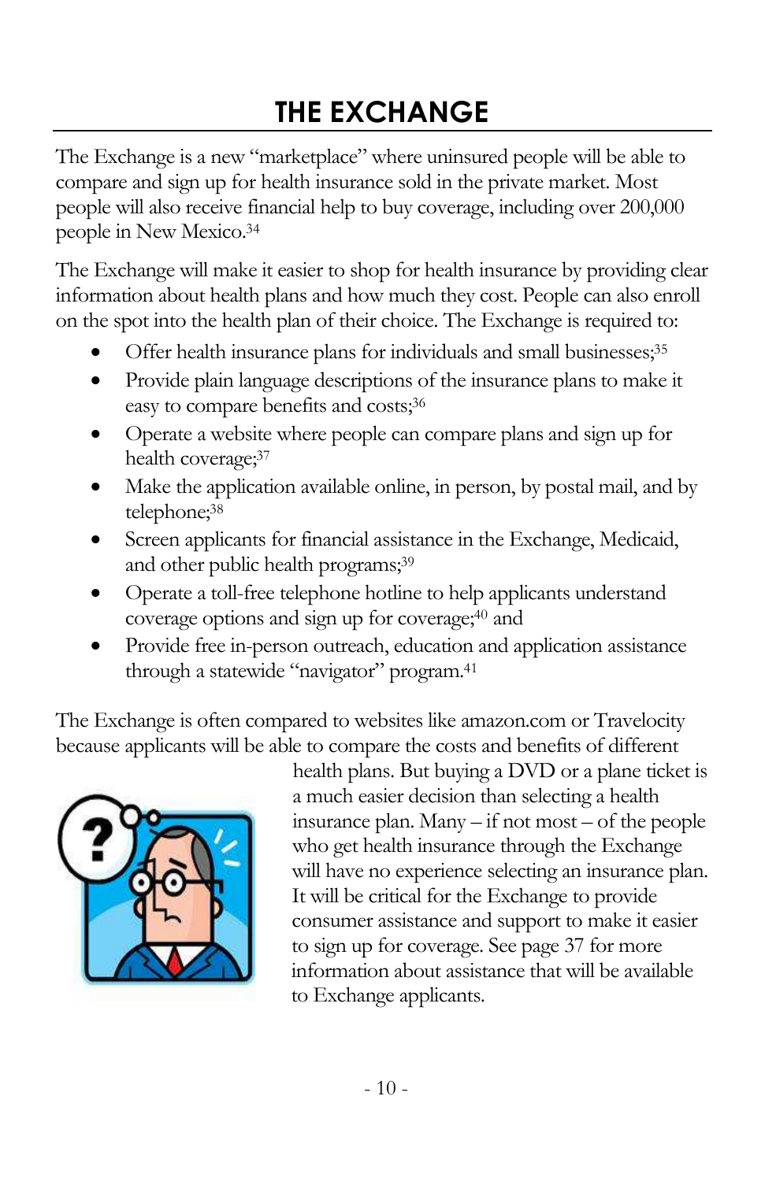# THE EXCHANGE

The Exchange is a new "marketplace" where uninsured people will be able to compare and sign up for health insurance sold in the private market. Most people will also receive financial help to buy coverage, including over 200,000 people in New Mexico.[34]

The Exchange will make it easier to shop for health insurance by providing clear information about health plans and how much they cost. People can also enroll on the spot into the health plan of their choice. The Exchange is required to:

- Offer health insurance plans for individuals and small businesses;[35]
- Provide plain language descriptions of the insurance plans to make it easy to compare benefits and costs;[36]
- Operate a website where people can compare plans and sign up for health coverage;[37]
- Make the application available online, in person, by postal mail, and by telephone;[38]
- Screen applicants for financial assistance in the Exchange, Medicaid, and other public health programs;[39]
- Operate a toll-free telephone hotline to help applicants understand coverage options and sign up for coverage;[40] and
- Provide free in-person outreach, education and application assistance through a statewide "navigator" program.[41]

The Exchange is often compared to websites like amazon.com or Travelocity because applicants will be able to compare the costs and benefits of different health plans. But buying a DVD or a plane ticket is a much easier decision than selecting a health insurance plan. Many – if not most – of the people who get health insurance through the Exchange will have no experience selecting an insurance plan. It will be critical for the Exchange to provide consumer assistance and support to make it easier to sign up for coverage. See page 37 for more information about assistance that will be available to Exchange applicants.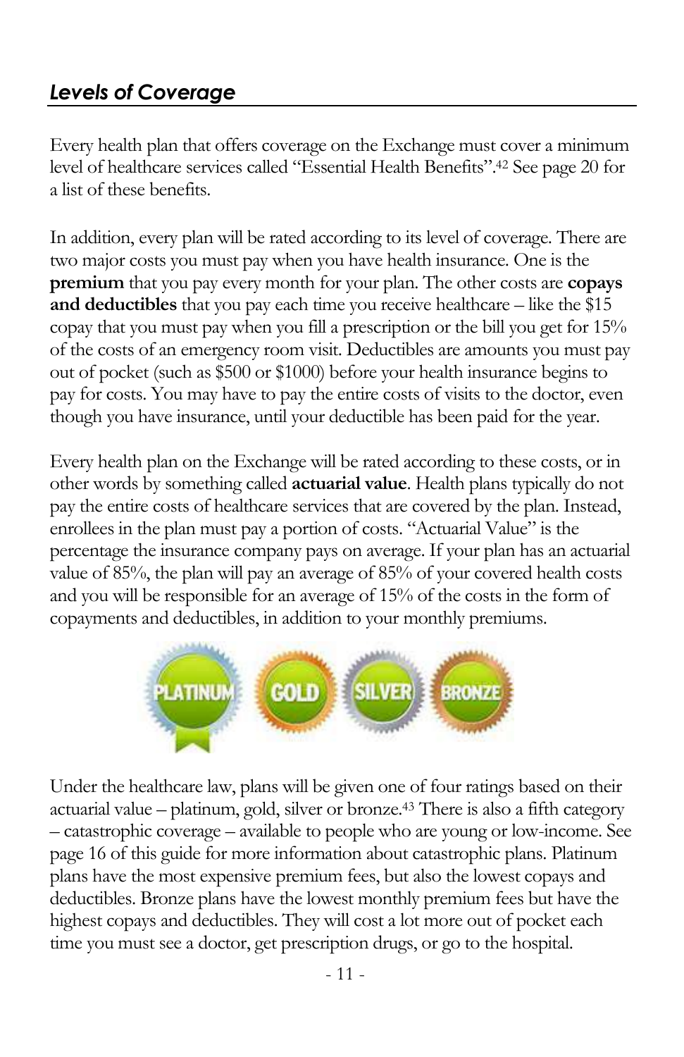## *Levels of Coverage*

Every health plan that offers coverage on the Exchange must cover a minimum level of healthcare services called "Essential Health Benefits".[42] See page 20 for a list of these benefits.

In addition, every plan will be rated according to its level of coverage. There are two major costs you must pay when you have health insurance. One is the **premium** that you pay every month for your plan. The other costs are **copays and deductibles** that you pay each time you receive healthcare – like the $15 copay that you must pay when you fill a prescription or the bill you get for 15% of the costs of an emergency room visit. Deductibles are amounts you must pay out of pocket (such as $500 or $1000) before your health insurance begins to pay for costs. You may have to pay the entire costs of visits to the doctor, even though you have insurance, until your deductible has been paid for the year.

Every health plan on the Exchange will be rated according to these costs, or in other words by something called **actuarial value**. Health plans typically do not pay the entire costs of healthcare services that are covered by the plan. Instead, enrollees in the plan must pay a portion of costs. "Actuarial Value" is the percentage the insurance company pays on average. If your plan has an actuarial value of 85%, the plan will pay an average of 85% of your covered health costs and you will be responsible for an average of 15% of the costs in the form of copayments and deductibles, in addition to your monthly premiums.

Under the healthcare law, plans will be given one of four ratings based on their actuarial value – platinum, gold, silver or bronze.[43] There is also a fifth category – catastrophic coverage – available to people who are young or low-income. See page 16 of this guide for more information about catastrophic plans. Platinum plans have the most expensive premium fees, but also the lowest copays and deductibles. Bronze plans have the lowest monthly premium fees but have the highest copays and deductibles. They will cost a lot more out of pocket each time you must see a doctor, get prescription drugs, or go to the hospital.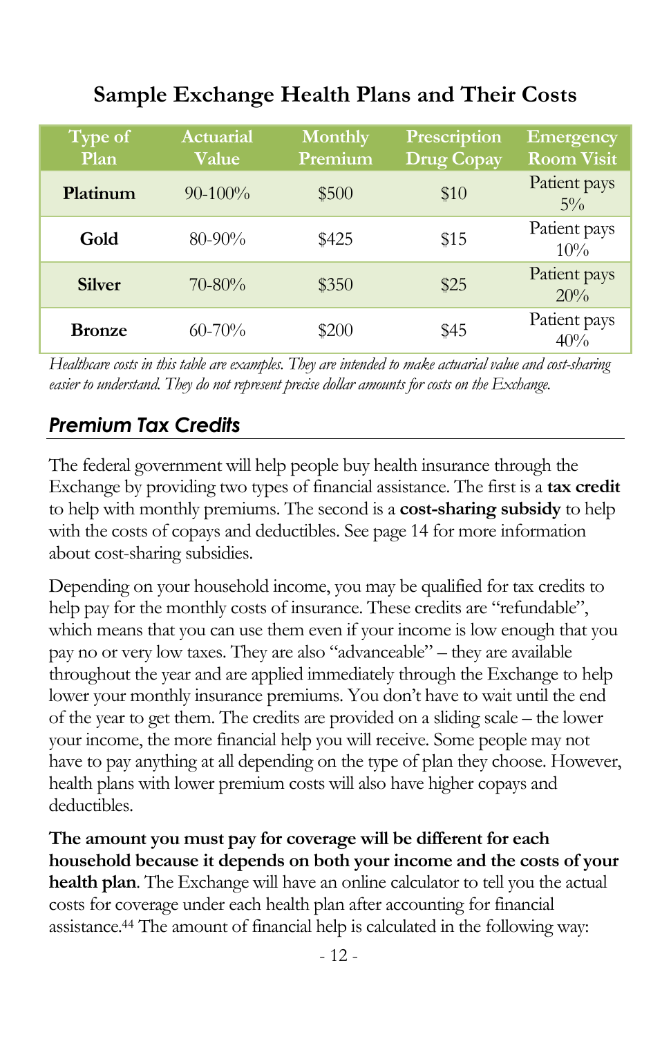## Sample Exchange Health Plans and Their Costs

| Type of Plan | Actuarial Value | Monthly Premium | Prescription Drug Copay | Emergency Room Visit |
|---|---|---|---|---|
| **Platinum** | 90-100% | $500 | $10 | Patient pays 5% |
| **Gold** | 80-90% | $425 | $15 | Patient pays 10% |
| **Silver** | 70-80% | $350 | $25 | Patient pays 20% |
| **Bronze** | 60-70% | $200 | $45 | Patient pays 40% |

*Healthcare costs in this table are examples. They are intended to make actuarial value and cost-sharing easier to understand. They do not represent precise dollar amounts for costs on the Exchange.*

### *Premium Tax Credits*

The federal government will help people buy health insurance through the Exchange by providing two types of financial assistance. The first is a **tax credit** to help with monthly premiums. The second is a **cost-sharing subsidy** to help with the costs of copays and deductibles. See page 14 for more information about cost-sharing subsidies.

Depending on your household income, you may be qualified for tax credits to help pay for the monthly costs of insurance. These credits are "refundable", which means that you can use them even if your income is low enough that you pay no or very low taxes. They are also "advanceable" – they are available throughout the year and are applied immediately through the Exchange to help lower your monthly insurance premiums. You don't have to wait until the end of the year to get them. The credits are provided on a sliding scale – the lower your income, the more financial help you will receive. Some people may not have to pay anything at all depending on the type of plan they choose. However, health plans with lower premium costs will also have higher copays and deductibles.

**The amount you must pay for coverage will be different for each household because it depends on both your income and the costs of your health plan**. The Exchange will have an online calculator to tell you the actual costs for coverage under each health plan after accounting for financial assistance.[44] The amount of financial help is calculated in the following way: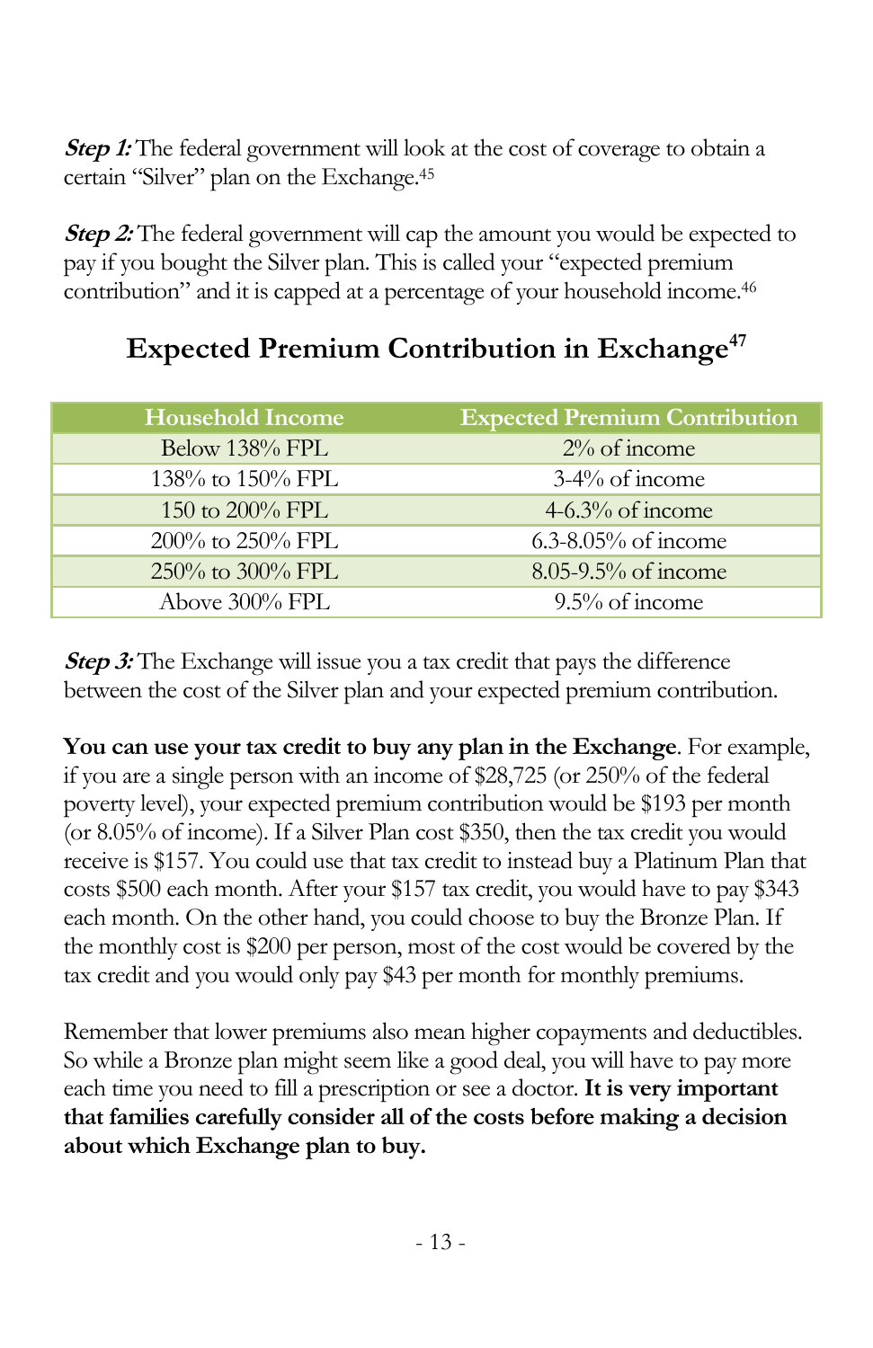***Step 1:*** The federal government will look at the cost of coverage to obtain a certain "Silver" plan on the Exchange.[45]

***Step 2:*** The federal government will cap the amount you would be expected to pay if you bought the Silver plan. This is called your "expected premium contribution" and it is capped at a percentage of your household income.[46]

## Expected Premium Contribution in Exchange[47]

| Household Income | Expected Premium Contribution |
|---|---|
| Below 138% FPL | 2% of income |
| 138% to 150% FPL | 3-4% of income |
| 150 to 200% FPL | 4-6.3% of income |
| 200% to 250% FPL | 6.3-8.05% of income |
| 250% to 300% FPL | 8.05-9.5% of income |
| Above 300% FPL | 9.5% of income |

***Step 3:*** The Exchange will issue you a tax credit that pays the difference between the cost of the Silver plan and your expected premium contribution.

**You can use your tax credit to buy any plan in the Exchange**. For example, if you are a single person with an income of $28,725 (or 250% of the federal poverty level), your expected premium contribution would be $193 per month (or 8.05% of income). If a Silver Plan cost $350, then the tax credit you would receive is $157. You could use that tax credit to instead buy a Platinum Plan that costs $500 each month. After your $157 tax credit, you would have to pay $343 each month. On the other hand, you could choose to buy the Bronze Plan. If the monthly cost is $200 per person, most of the cost would be covered by the tax credit and you would only pay $43 per month for monthly premiums.

Remember that lower premiums also mean higher copayments and deductibles. So while a Bronze plan might seem like a good deal, you will have to pay more each time you need to fill a prescription or see a doctor. **It is very important that families carefully consider all of the costs before making a decision about which Exchange plan to buy.**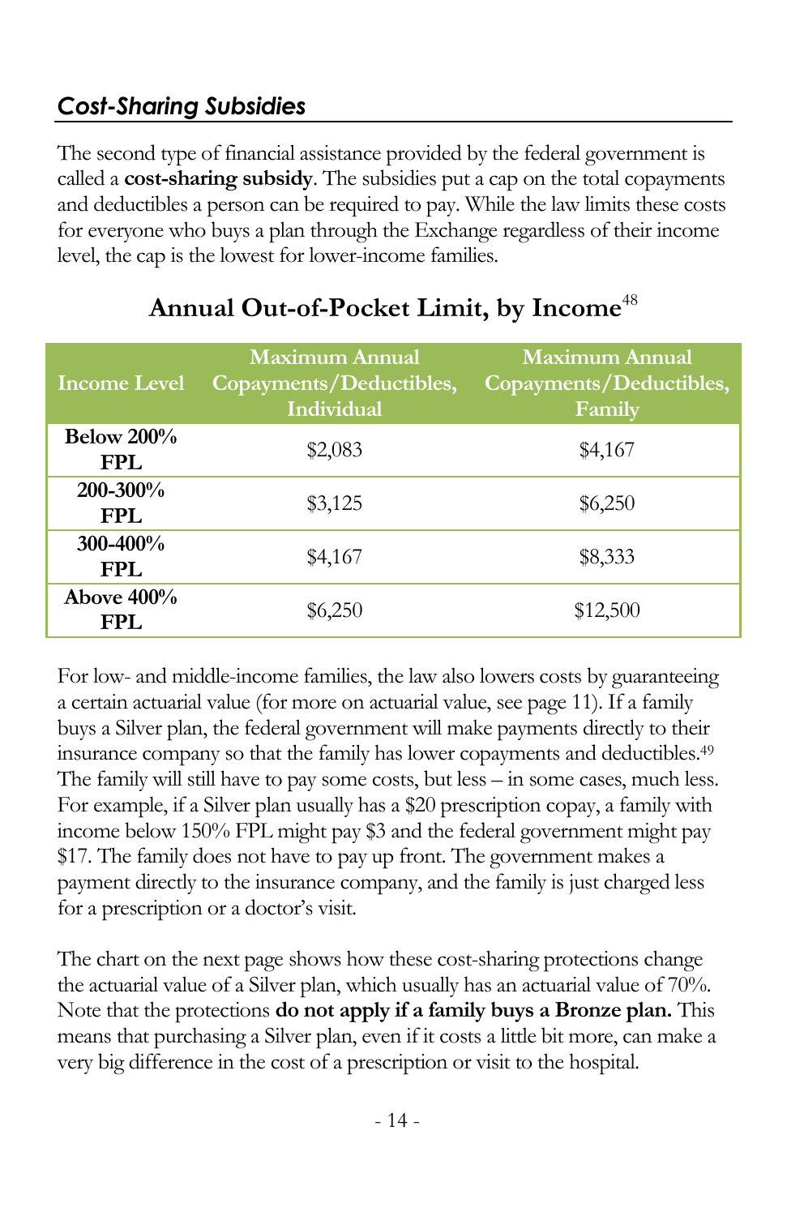## *Cost-Sharing Subsidies*

The second type of financial assistance provided by the federal government is called a **cost-sharing subsidy**. The subsidies put a cap on the total copayments and deductibles a person can be required to pay. While the law limits these costs for everyone who buys a plan through the Exchange regardless of their income level, the cap is the lowest for lower-income families.

### Annual Out-of-Pocket Limit, by Income[48]

| Income Level | Maximum Annual Copayments/Deductibles, Individual | Maximum Annual Copayments/Deductibles, Family |
|---|---|---|
| **Below 200% FPL** | $2,083 | $4,167 |
| **200-300% FPL** | $3,125 | $6,250 |
| **300-400% FPL** | $4,167 | $8,333 |
| **Above 400% FPL** | $6,250 | $12,500 |

For low- and middle-income families, the law also lowers costs by guaranteeing a certain actuarial value (for more on actuarial value, see page 11). If a family buys a Silver plan, the federal government will make payments directly to their insurance company so that the family has lower copayments and deductibles.[49] The family will still have to pay some costs, but less – in some cases, much less. For example, if a Silver plan usually has a $20 prescription copay, a family with income below 150% FPL might pay $3 and the federal government might pay $17. The family does not have to pay up front. The government makes a payment directly to the insurance company, and the family is just charged less for a prescription or a doctor's visit.

The chart on the next page shows how these cost-sharing protections change the actuarial value of a Silver plan, which usually has an actuarial value of 70%. Note that the protections **do not apply if a family buys a Bronze plan.** This means that purchasing a Silver plan, even if it costs a little bit more, can make a very big difference in the cost of a prescription or visit to the hospital.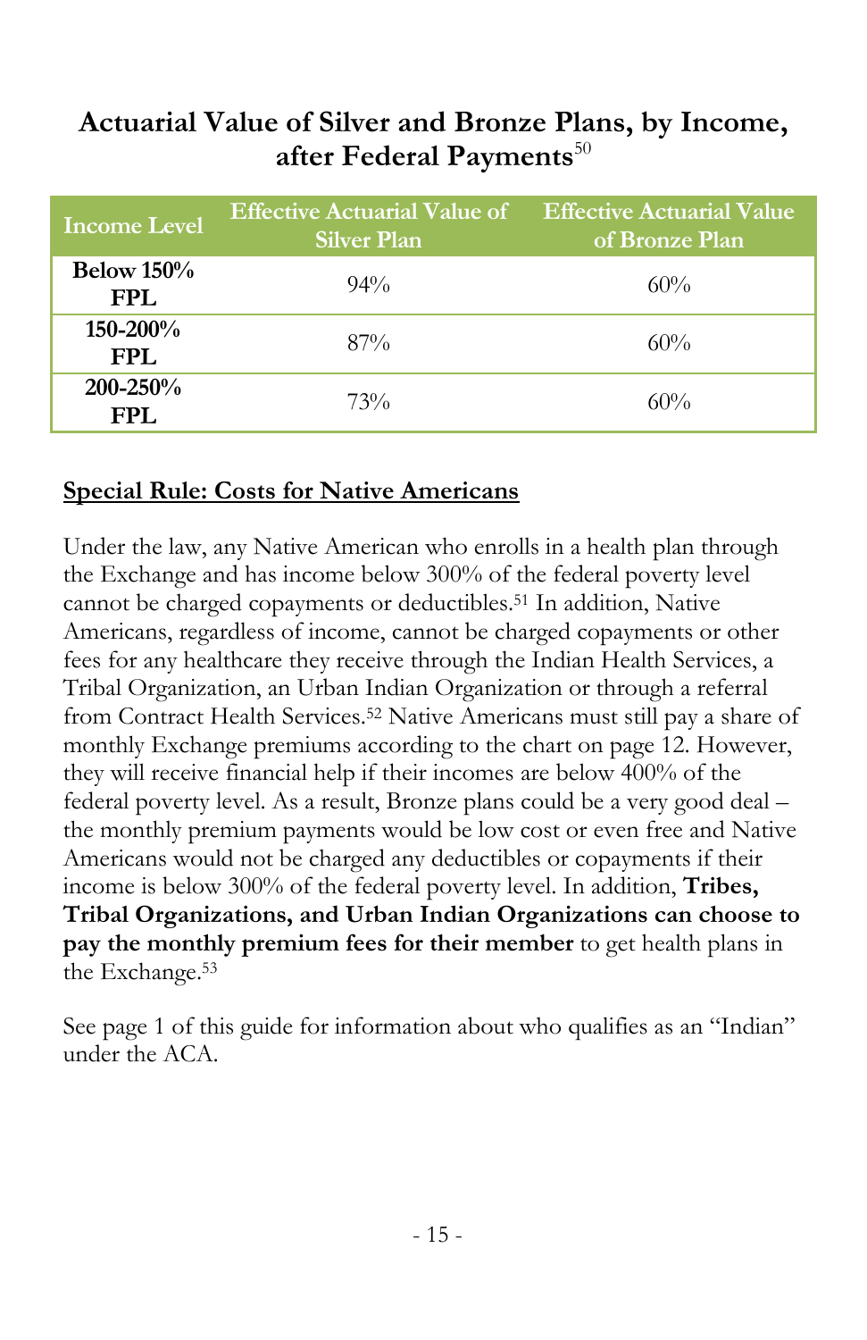## Actuarial Value of Silver and Bronze Plans, by Income, after Federal Payments[50]

| Income Level | Effective Actuarial Value of Silver Plan | Effective Actuarial Value of Bronze Plan |
|---|---|---|
| **Below 150% FPL** | 94% | 60% |
| **150-200% FPL** | 87% | 60% |
| **200-250% FPL** | 73% | 60% |

### Special Rule: Costs for Native Americans

Under the law, any Native American who enrolls in a health plan through the Exchange and has income below 300% of the federal poverty level cannot be charged copayments or deductibles.[51] In addition, Native Americans, regardless of income, cannot be charged copayments or other fees for any healthcare they receive through the Indian Health Services, a Tribal Organization, an Urban Indian Organization or through a referral from Contract Health Services.[52] Native Americans must still pay a share of monthly Exchange premiums according to the chart on page 12. However, they will receive financial help if their incomes are below 400% of the federal poverty level. As a result, Bronze plans could be a very good deal – the monthly premium payments would be low cost or even free and Native Americans would not be charged any deductibles or copayments if their income is below 300% of the federal poverty level. In addition, **Tribes, Tribal Organizations, and Urban Indian Organizations can choose to pay the monthly premium fees for their member** to get health plans in the Exchange.[53]

See page 1 of this guide for information about who qualifies as an "Indian" under the ACA.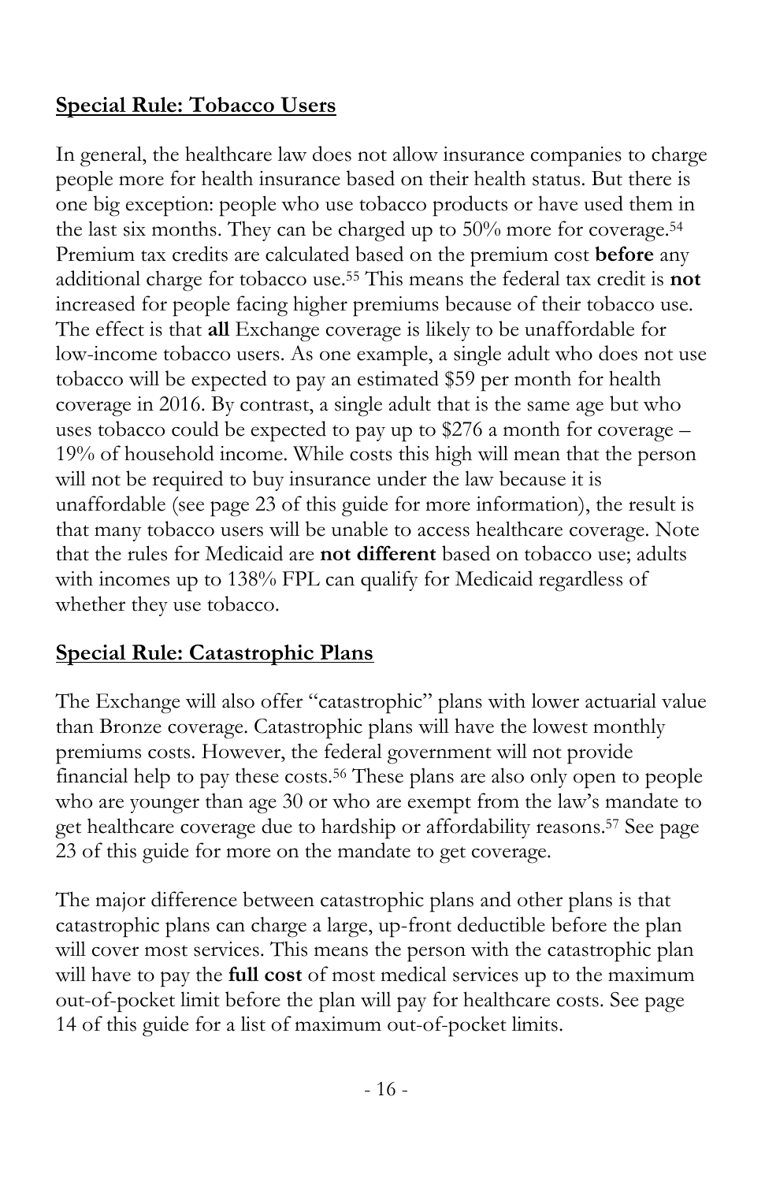## **Special Rule: Tobacco Users**

In general, the healthcare law does not allow insurance companies to charge people more for health insurance based on their health status. But there is one big exception: people who use tobacco products or have used them in the last six months. They can be charged up to 50% more for coverage.[54] Premium tax credits are calculated based on the premium cost **before** any additional charge for tobacco use.[55] This means the federal tax credit is **not** increased for people facing higher premiums because of their tobacco use. The effect is that **all** Exchange coverage is likely to be unaffordable for low-income tobacco users. As one example, a single adult who does not use tobacco will be expected to pay an estimated $59 per month for health coverage in 2016. By contrast, a single adult that is the same age but who uses tobacco could be expected to pay up to $276 a month for coverage – 19% of household income. While costs this high will mean that the person will not be required to buy insurance under the law because it is unaffordable (see page 23 of this guide for more information), the result is that many tobacco users will be unable to access healthcare coverage. Note that the rules for Medicaid are **not different** based on tobacco use; adults with incomes up to 138% FPL can qualify for Medicaid regardless of whether they use tobacco.

## **Special Rule: Catastrophic Plans**

The Exchange will also offer "catastrophic" plans with lower actuarial value than Bronze coverage. Catastrophic plans will have the lowest monthly premiums costs. However, the federal government will not provide financial help to pay these costs.[56] These plans are also only open to people who are younger than age 30 or who are exempt from the law's mandate to get healthcare coverage due to hardship or affordability reasons.[57] See page 23 of this guide for more on the mandate to get coverage.

The major difference between catastrophic plans and other plans is that catastrophic plans can charge a large, up-front deductible before the plan will cover most services. This means the person with the catastrophic plan will have to pay the **full cost** of most medical services up to the maximum out-of-pocket limit before the plan will pay for healthcare costs. See page 14 of this guide for a list of maximum out-of-pocket limits.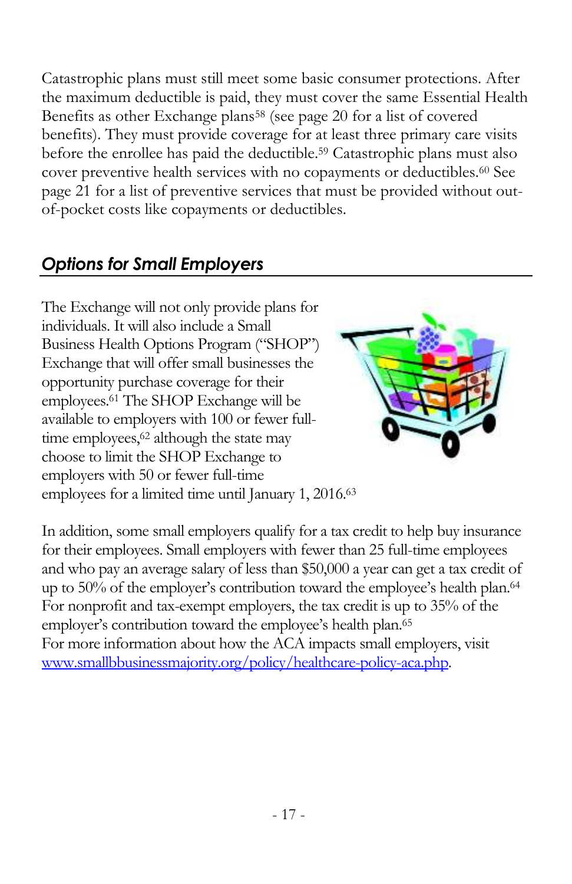Catastrophic plans must still meet some basic consumer protections. After the maximum deductible is paid, they must cover the same Essential Health Benefits as other Exchange plans[58] (see page 20 for a list of covered benefits). They must provide coverage for at least three primary care visits before the enrollee has paid the deductible.[59] Catastrophic plans must also cover preventive health services with no copayments or deductibles.[60] See page 21 for a list of preventive services that must be provided without out-of-pocket costs like copayments or deductibles.

## *Options for Small Employers*

The Exchange will not only provide plans for individuals. It will also include a Small Business Health Options Program ("SHOP") Exchange that will offer small businesses the opportunity purchase coverage for their employees.[61] The SHOP Exchange will be available to employers with 100 or fewer full-time employees,[62] although the state may choose to limit the SHOP Exchange to employers with 50 or fewer full-time employees for a limited time until January 1, 2016.[63]

In addition, some small employers qualify for a tax credit to help buy insurance for their employees. Small employers with fewer than 25 full-time employees and who pay an average salary of less than $50,000 a year can get a tax credit of up to 50% of the employer's contribution toward the employee's health plan.[64] For nonprofit and tax-exempt employers, the tax credit is up to 35% of the employer's contribution toward the employee's health plan.[65]
For more information about how the ACA impacts small employers, visit [www.smallbbusinessmajority.org/policy/healthcare-policy-aca.php](www.smallbbusinessmajority.org/policy/healthcare-policy-aca.php).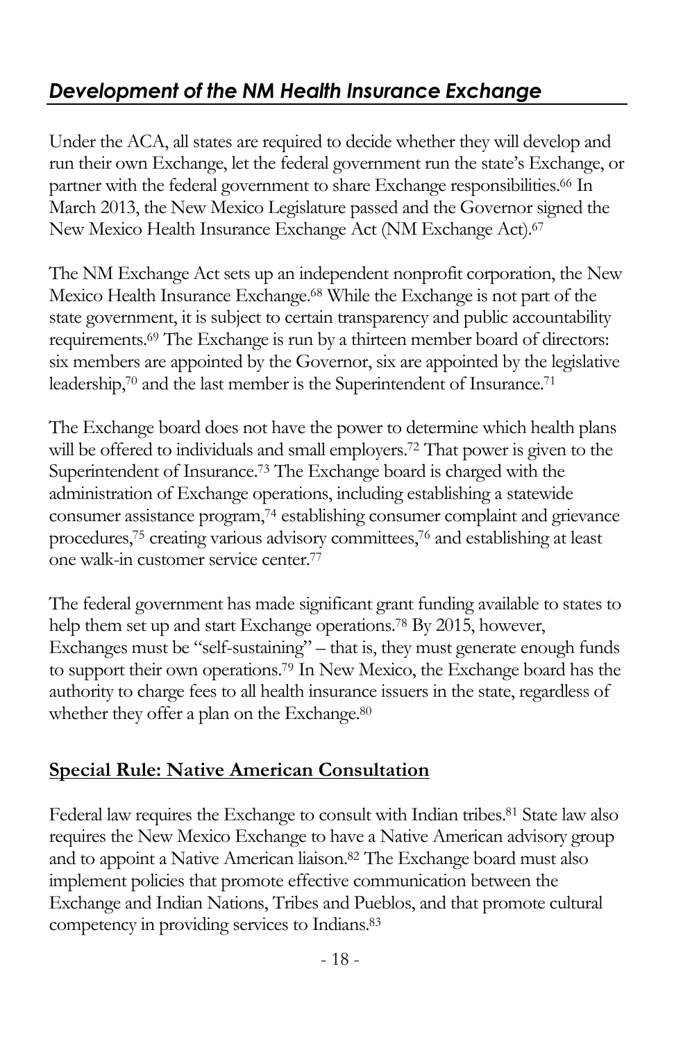## *Development of the NM Health Insurance Exchange*

Under the ACA, all states are required to decide whether they will develop and run their own Exchange, let the federal government run the state's Exchange, or partner with the federal government to share Exchange responsibilities.[66] In March 2013, the New Mexico Legislature passed and the Governor signed the New Mexico Health Insurance Exchange Act (NM Exchange Act).[67]

The NM Exchange Act sets up an independent nonprofit corporation, the New Mexico Health Insurance Exchange.[68] While the Exchange is not part of the state government, it is subject to certain transparency and public accountability requirements.[69] The Exchange is run by a thirteen member board of directors: six members are appointed by the Governor, six are appointed by the legislative leadership,[70] and the last member is the Superintendent of Insurance.[71]

The Exchange board does not have the power to determine which health plans will be offered to individuals and small employers.[72] That power is given to the Superintendent of Insurance.[73] The Exchange board is charged with the administration of Exchange operations, including establishing a statewide consumer assistance program,[74] establishing consumer complaint and grievance procedures,[75] creating various advisory committees,[76] and establishing at least one walk-in customer service center.[77]

The federal government has made significant grant funding available to states to help them set up and start Exchange operations.[78] By 2015, however, Exchanges must be "self-sustaining" – that is, they must generate enough funds to support their own operations.[79] In New Mexico, the Exchange board has the authority to charge fees to all health insurance issuers in the state, regardless of whether they offer a plan on the Exchange.[80]

### **Special Rule: Native American Consultation**

Federal law requires the Exchange to consult with Indian tribes.[81] State law also requires the New Mexico Exchange to have a Native American advisory group and to appoint a Native American liaison.[82] The Exchange board must also implement policies that promote effective communication between the Exchange and Indian Nations, Tribes and Pueblos, and that promote cultural competency in providing services to Indians.[83]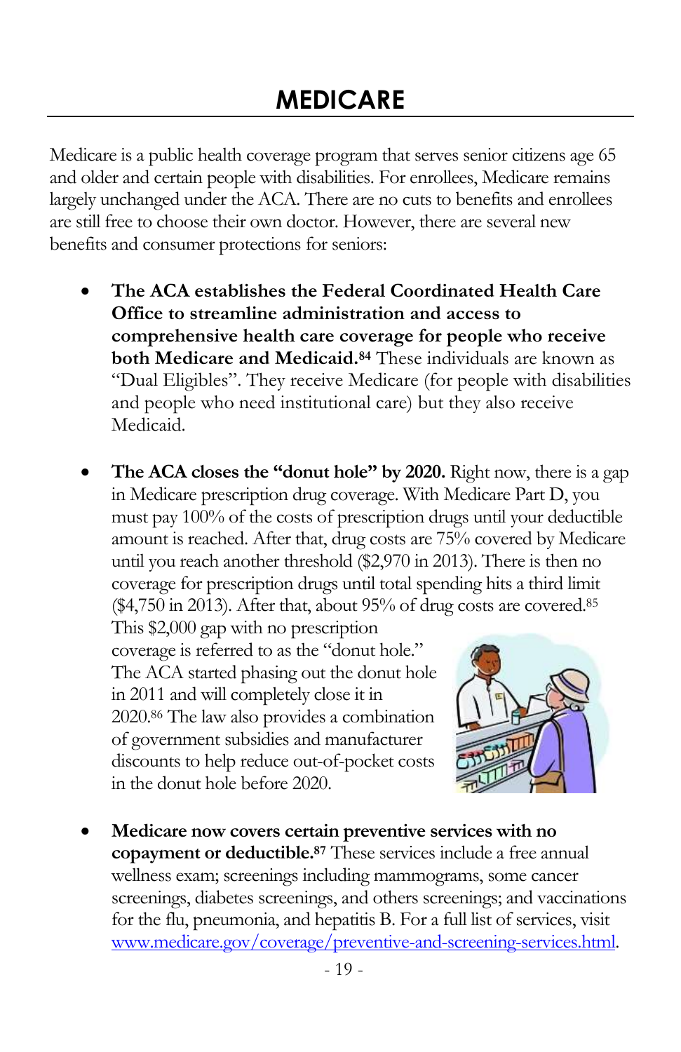# MEDICARE

Medicare is a public health coverage program that serves senior citizens age 65 and older and certain people with disabilities. For enrollees, Medicare remains largely unchanged under the ACA. There are no cuts to benefits and enrollees are still free to choose their own doctor. However, there are several new benefits and consumer protections for seniors:

- **The ACA establishes the Federal Coordinated Health Care Office to streamline administration and access to comprehensive health care coverage for people who receive both Medicare and Medicaid.**[84] These individuals are known as "Dual Eligibles". They receive Medicare (for people with disabilities and people who need institutional care) but they also receive Medicaid.

- **The ACA closes the "donut hole" by 2020.** Right now, there is a gap in Medicare prescription drug coverage. With Medicare Part D, you must pay 100% of the costs of prescription drugs until your deductible amount is reached. After that, drug costs are 75% covered by Medicare until you reach another threshold ($2,970 in 2013). There is then no coverage for prescription drugs until total spending hits a third limit ($4,750 in 2013). After that, about 95% of drug costs are covered.[85] This $2,000 gap with no prescription coverage is referred to as the "donut hole." The ACA started phasing out the donut hole in 2011 and will completely close it in 2020.[86] The law also provides a combination of government subsidies and manufacturer discounts to help reduce out-of-pocket costs in the donut hole before 2020.

- **Medicare now covers certain preventive services with no copayment or deductible.**[87] These services include a free annual wellness exam; screenings including mammograms, some cancer screenings, diabetes screenings, and others screenings; and vaccinations for the flu, pneumonia, and hepatitis B. For a full list of services, visit www.medicare.gov/coverage/preventive-and-screening-services.html.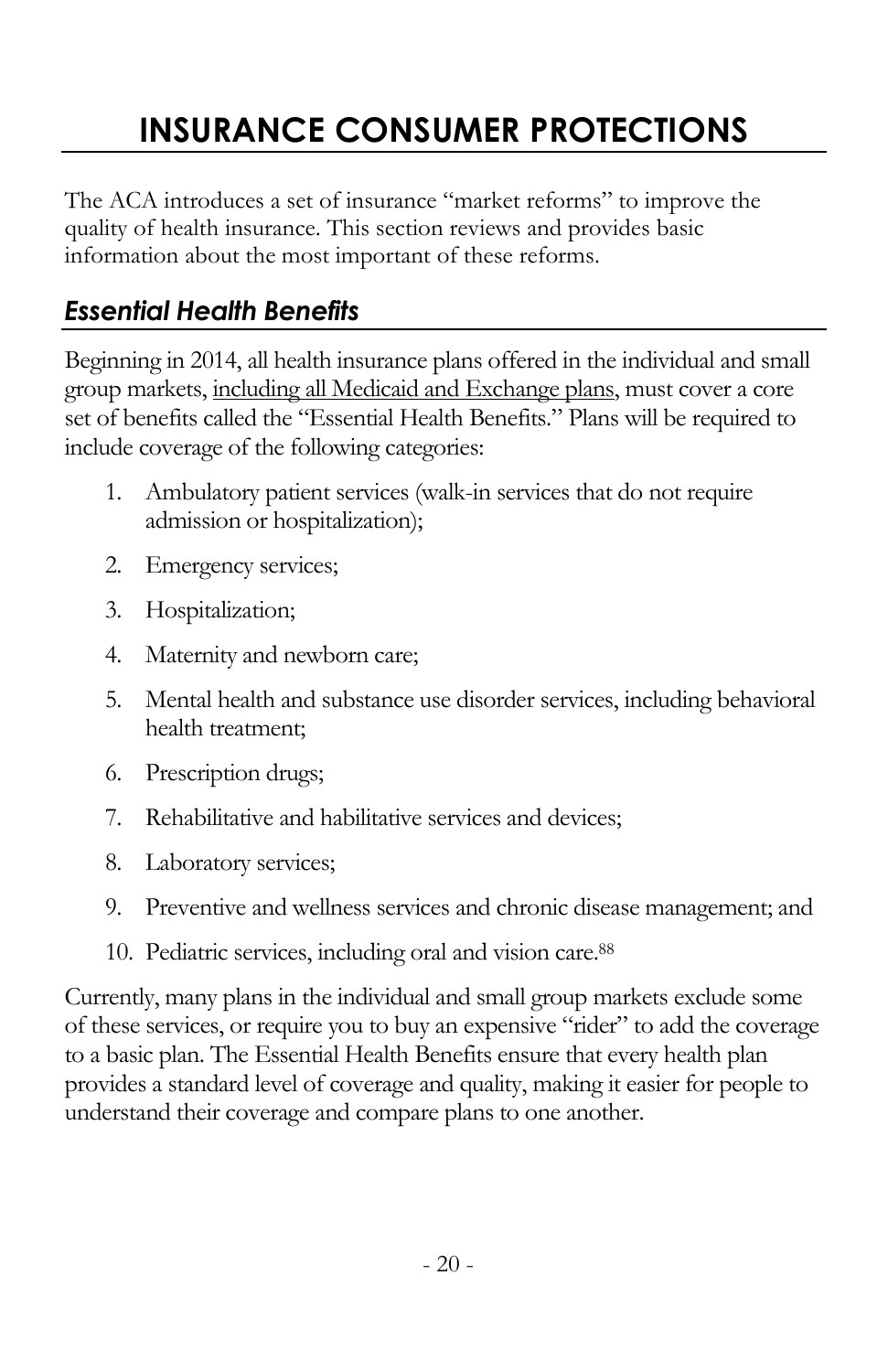# INSURANCE CONSUMER PROTECTIONS

The ACA introduces a set of insurance "market reforms" to improve the quality of health insurance. This section reviews and provides basic information about the most important of these reforms.

## *Essential Health Benefits*

Beginning in 2014, all health insurance plans offered in the individual and small group markets, <u>including all Medicaid and Exchange plans</u>, must cover a core set of benefits called the "Essential Health Benefits." Plans will be required to include coverage of the following categories:

1. Ambulatory patient services (walk-in services that do not require admission or hospitalization);
2. Emergency services;
3. Hospitalization;
4. Maternity and newborn care;
5. Mental health and substance use disorder services, including behavioral health treatment;
6. Prescription drugs;
7. Rehabilitative and habilitative services and devices;
8. Laboratory services;
9. Preventive and wellness services and chronic disease management; and
10. Pediatric services, including oral and vision care.[88]

Currently, many plans in the individual and small group markets exclude some of these services, or require you to buy an expensive "rider" to add the coverage to a basic plan. The Essential Health Benefits ensure that every health plan provides a standard level of coverage and quality, making it easier for people to understand their coverage and compare plans to one another.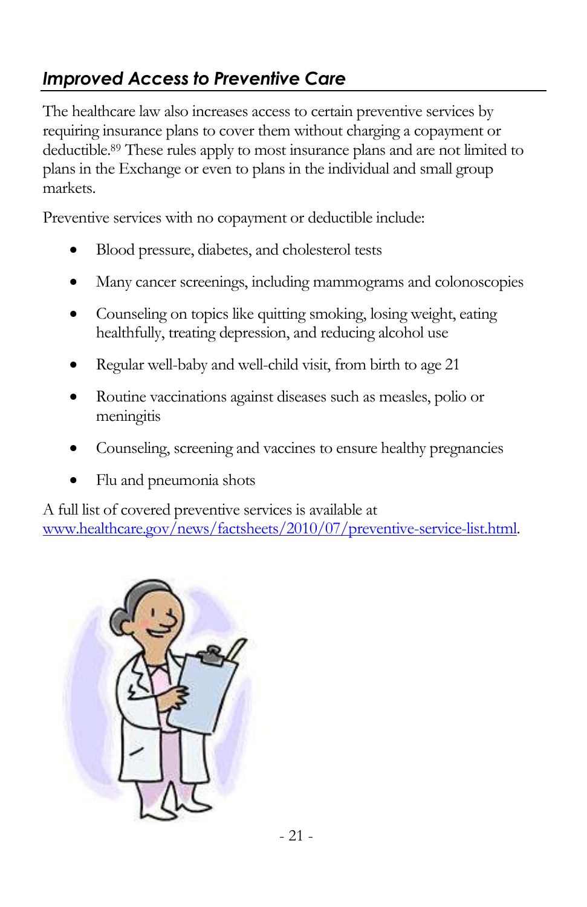## *Improved Access to Preventive Care*

The healthcare law also increases access to certain preventive services by requiring insurance plans to cover them without charging a copayment or deductible.[89] These rules apply to most insurance plans and are not limited to plans in the Exchange or even to plans in the individual and small group markets.

Preventive services with no copayment or deductible include:

- Blood pressure, diabetes, and cholesterol tests
- Many cancer screenings, including mammograms and colonoscopies
- Counseling on topics like quitting smoking, losing weight, eating healthfully, treating depression, and reducing alcohol use
- Regular well-baby and well-child visit, from birth to age 21
- Routine vaccinations against diseases such as measles, polio or meningitis
- Counseling, screening and vaccines to ensure healthy pregnancies
- Flu and pneumonia shots

A full list of covered preventive services is available at www.healthcare.gov/news/factsheets/2010/07/preventive-service-list.html.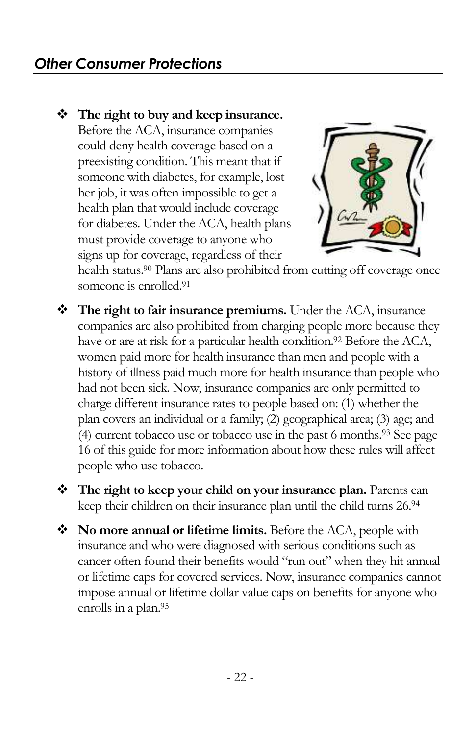## *Other Consumer Protections*

- **The right to buy and keep insurance.** Before the ACA, insurance companies could deny health coverage based on a preexisting condition. This meant that if someone with diabetes, for example, lost her job, it was often impossible to get a health plan that would include coverage for diabetes. Under the ACA, health plans must provide coverage to anyone who signs up for coverage, regardless of their health status.[90] Plans are also prohibited from cutting off coverage once someone is enrolled.[91]

- **The right to fair insurance premiums.** Under the ACA, insurance companies are also prohibited from charging people more because they have or are at risk for a particular health condition.[92] Before the ACA, women paid more for health insurance than men and people with a history of illness paid much more for health insurance than people who had not been sick. Now, insurance companies are only permitted to charge different insurance rates to people based on: (1) whether the plan covers an individual or a family; (2) geographical area; (3) age; and (4) current tobacco use or tobacco use in the past 6 months.[93] See page 16 of this guide for more information about how these rules will affect people who use tobacco.

- **The right to keep your child on your insurance plan.** Parents can keep their children on their insurance plan until the child turns 26.[94]

- **No more annual or lifetime limits.** Before the ACA, people with insurance and who were diagnosed with serious conditions such as cancer often found their benefits would "run out" when they hit annual or lifetime caps for covered services. Now, insurance companies cannot impose annual or lifetime dollar value caps on benefits for anyone who enrolls in a plan.[95]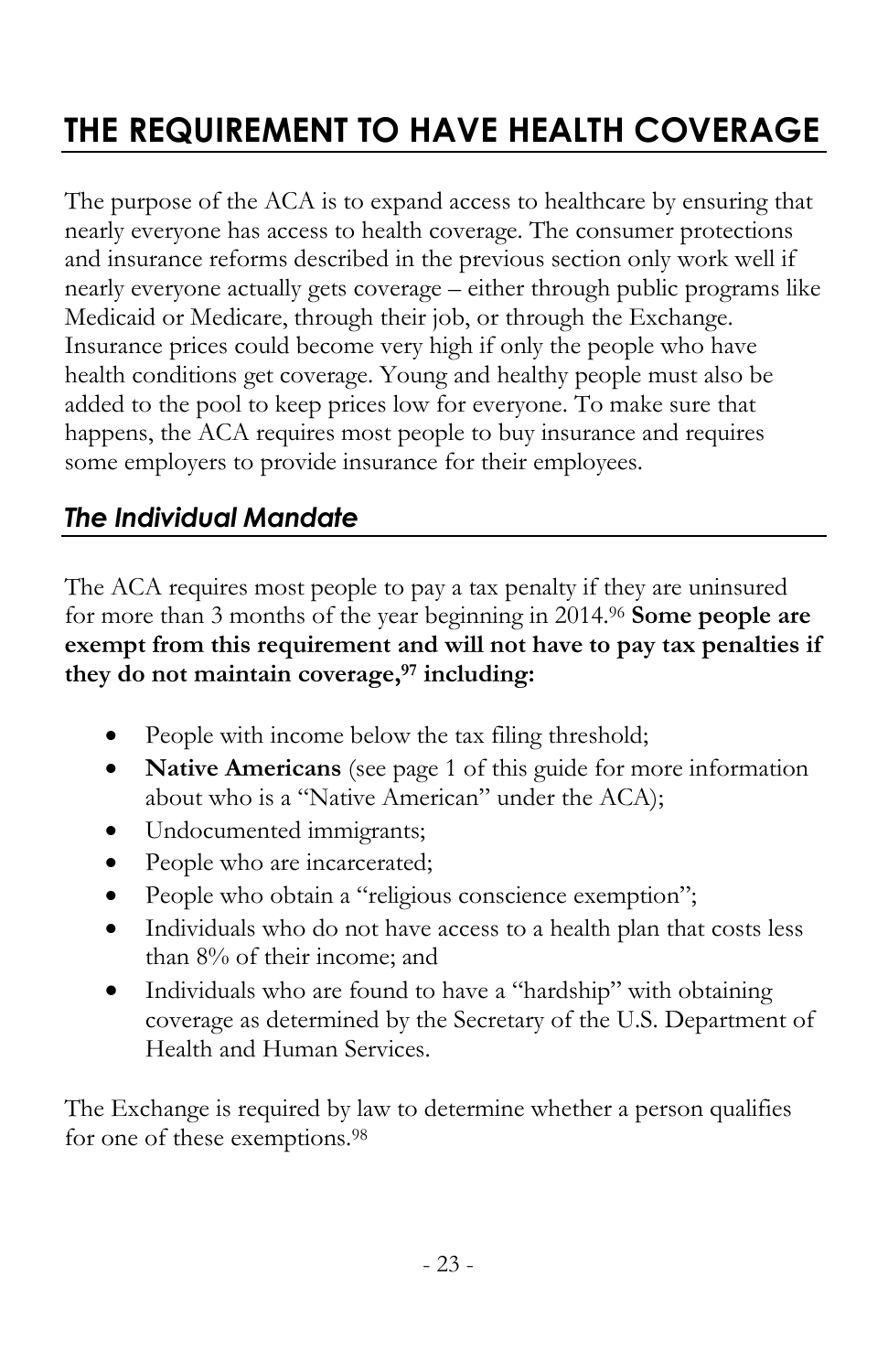# THE REQUIREMENT TO HAVE HEALTH COVERAGE

The purpose of the ACA is to expand access to healthcare by ensuring that nearly everyone has access to health coverage. The consumer protections and insurance reforms described in the previous section only work well if nearly everyone actually gets coverage – either through public programs like Medicaid or Medicare, through their job, or through the Exchange. Insurance prices could become very high if only the people who have health conditions get coverage. Young and healthy people must also be added to the pool to keep prices low for everyone. To make sure that happens, the ACA requires most people to buy insurance and requires some employers to provide insurance for their employees.

## *The Individual Mandate*

The ACA requires most people to pay a tax penalty if they are uninsured for more than 3 months of the year beginning in 2014.[96] **Some people are exempt from this requirement and will not have to pay tax penalties if they do not maintain coverage,[97] including:**

- People with income below the tax filing threshold;
- **Native Americans** (see page 1 of this guide for more information about who is a "Native American" under the ACA);
- Undocumented immigrants;
- People who are incarcerated;
- People who obtain a "religious conscience exemption";
- Individuals who do not have access to a health plan that costs less than 8% of their income; and
- Individuals who are found to have a "hardship" with obtaining coverage as determined by the Secretary of the U.S. Department of Health and Human Services.

The Exchange is required by law to determine whether a person qualifies for one of these exemptions.[98]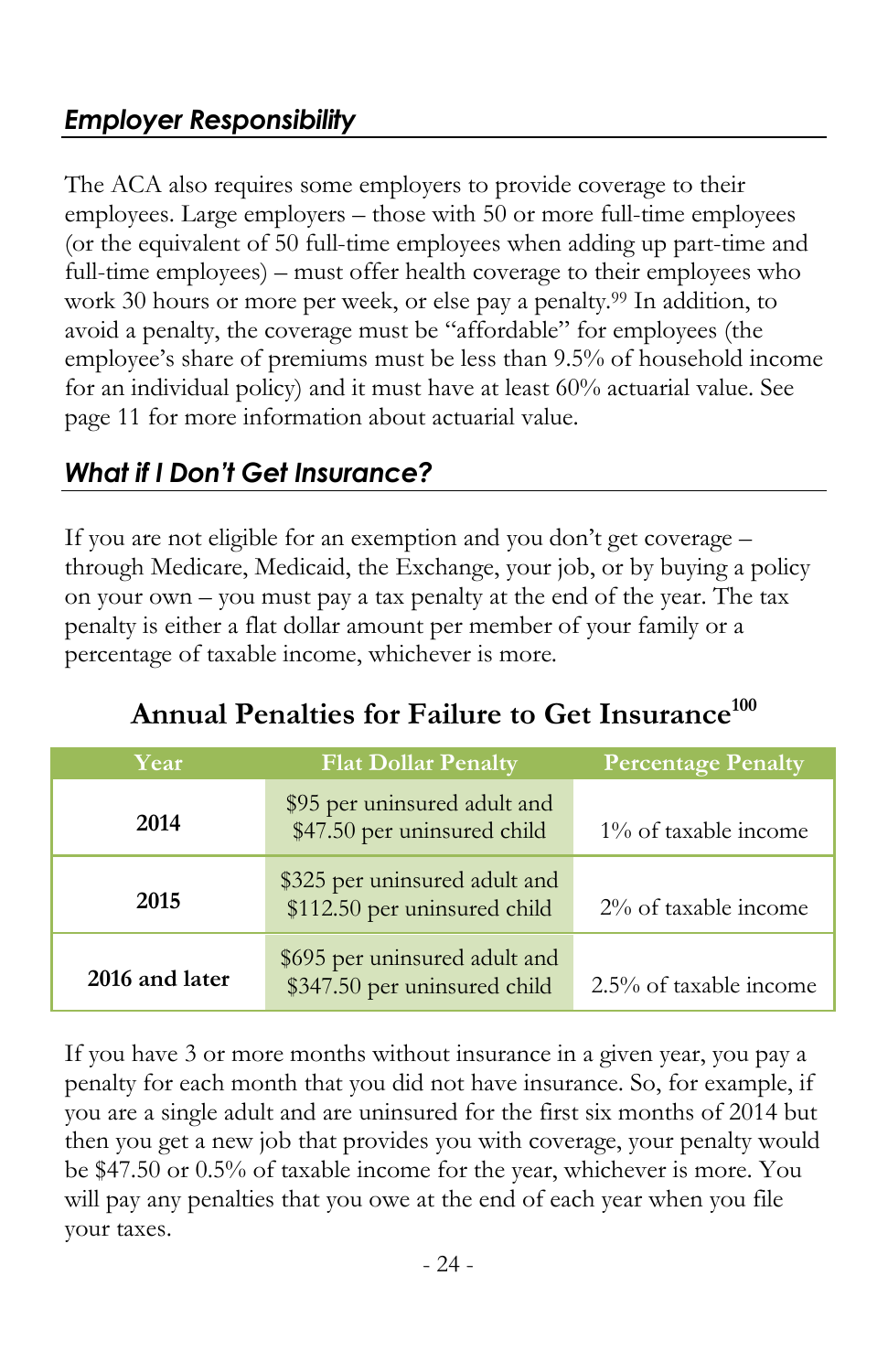## *Employer Responsibility*

The ACA also requires some employers to provide coverage to their employees. Large employers – those with 50 or more full-time employees (or the equivalent of 50 full-time employees when adding up part-time and full-time employees) – must offer health coverage to their employees who work 30 hours or more per week, or else pay a penalty.[99] In addition, to avoid a penalty, the coverage must be "affordable" for employees (the employee's share of premiums must be less than 9.5% of household income for an individual policy) and it must have at least 60% actuarial value. See page 11 for more information about actuarial value.

## *What if I Don't Get Insurance?*

If you are not eligible for an exemption and you don't get coverage – through Medicare, Medicaid, the Exchange, your job, or by buying a policy on your own – you must pay a tax penalty at the end of the year. The tax penalty is either a flat dollar amount per member of your family or a percentage of taxable income, whichever is more.

**Annual Penalties for Failure to Get Insurance[100]**

| Year | Flat Dollar Penalty | Percentage Penalty |
|---|---|---|
| **2014** | $95 per uninsured adult and $47.50 per uninsured child | 1% of taxable income |
| **2015** | $325 per uninsured adult and $112.50 per uninsured child | 2% of taxable income |
| **2016 and later** | $695 per uninsured adult and $347.50 per uninsured child | 2.5% of taxable income |

If you have 3 or more months without insurance in a given year, you pay a penalty for each month that you did not have insurance. So, for example, if you are a single adult and are uninsured for the first six months of 2014 but then you get a new job that provides you with coverage, your penalty would be $47.50 or 0.5% of taxable income for the year, whichever is more. You will pay any penalties that you owe at the end of each year when you file your taxes.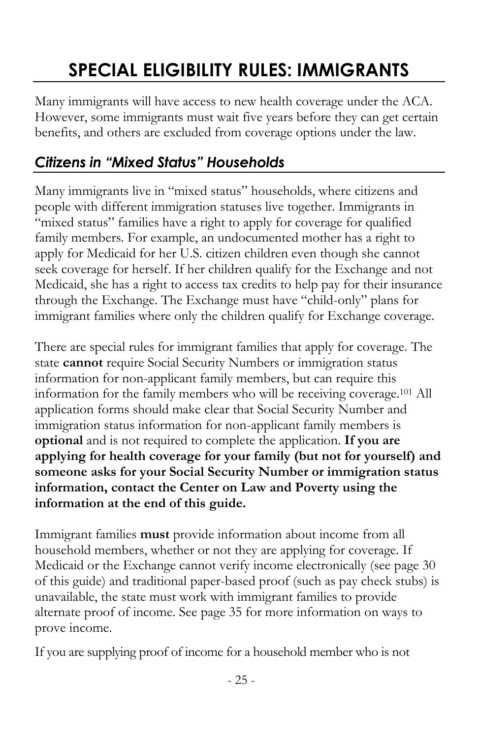# SPECIAL ELIGIBILITY RULES: IMMIGRANTS

Many immigrants will have access to new health coverage under the ACA. However, some immigrants must wait five years before they can get certain benefits, and others are excluded from coverage options under the law.

## *Citizens in "Mixed Status" Households*

Many immigrants live in "mixed status" households, where citizens and people with different immigration statuses live together. Immigrants in "mixed status" families have a right to apply for coverage for qualified family members. For example, an undocumented mother has a right to apply for Medicaid for her U.S. citizen children even though she cannot seek coverage for herself. If her children qualify for the Exchange and not Medicaid, she has a right to access tax credits to help pay for their insurance through the Exchange. The Exchange must have "child-only" plans for immigrant families where only the children qualify for Exchange coverage.

There are special rules for immigrant families that apply for coverage. The state **cannot** require Social Security Numbers or immigration status information for non-applicant family members, but can require this information for the family members who will be receiving coverage.[101] All application forms should make clear that Social Security Number and immigration status information for non-applicant family members is **optional** and is not required to complete the application. **If you are applying for health coverage for your family (but not for yourself) and someone asks for your Social Security Number or immigration status information, contact the Center on Law and Poverty using the information at the end of this guide.**

Immigrant families **must** provide information about income from all household members, whether or not they are applying for coverage. If Medicaid or the Exchange cannot verify income electronically (see page 30 of this guide) and traditional paper-based proof (such as pay check stubs) is unavailable, the state must work with immigrant families to provide alternate proof of income. See page 35 for more information on ways to prove income.

If you are supplying proof of income for a household member who is not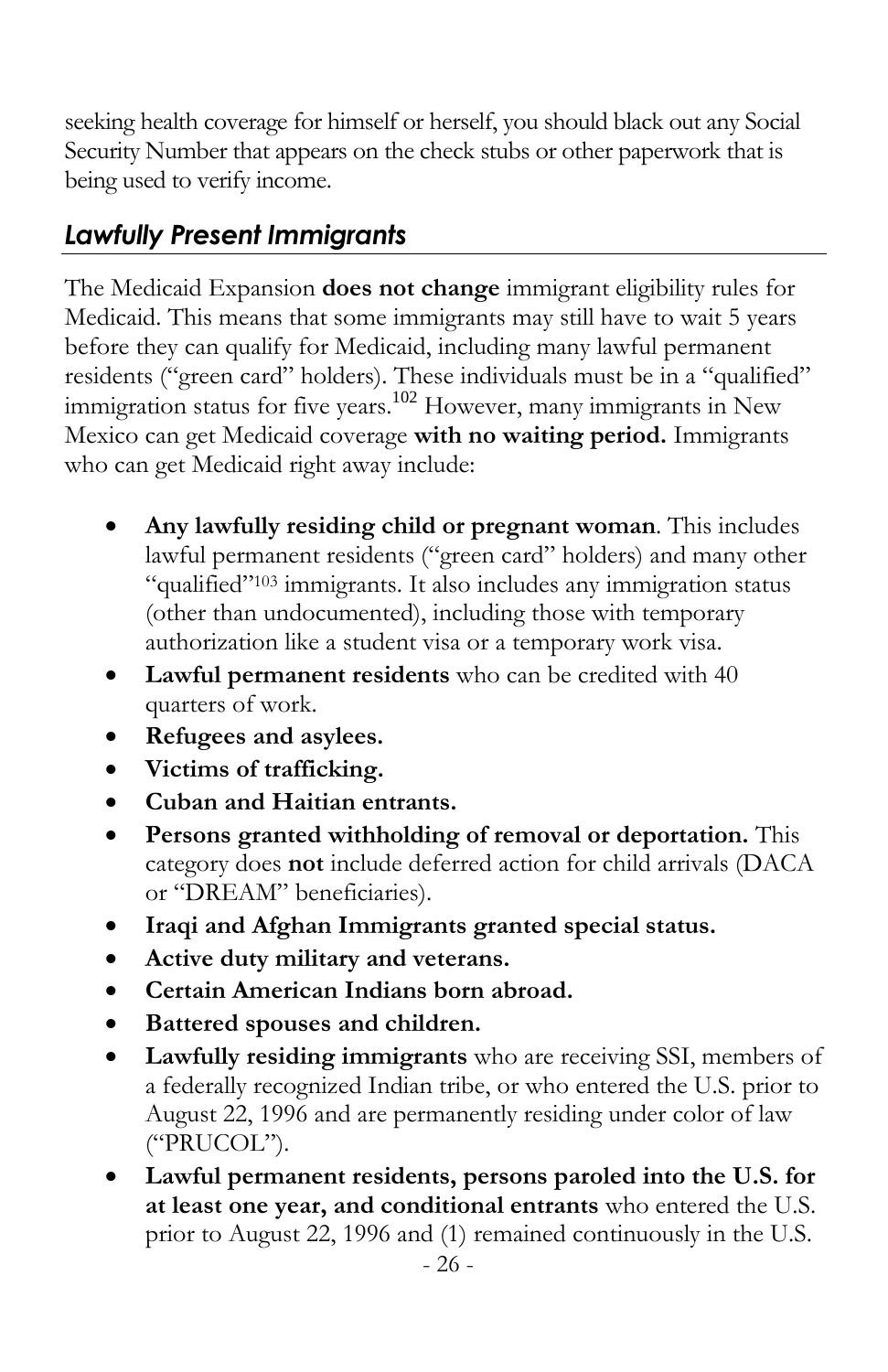seeking health coverage for himself or herself, you should black out any Social Security Number that appears on the check stubs or other paperwork that is being used to verify income.

## *Lawfully Present Immigrants*

The Medicaid Expansion **does not change** immigrant eligibility rules for Medicaid. This means that some immigrants may still have to wait 5 years before they can qualify for Medicaid, including many lawful permanent residents ("green card" holders). These individuals must be in a "qualified" immigration status for five years.[102] However, many immigrants in New Mexico can get Medicaid coverage **with no waiting period.** Immigrants who can get Medicaid right away include:

- **Any lawfully residing child or pregnant woman**. This includes lawful permanent residents ("green card" holders) and many other "qualified"[103] immigrants. It also includes any immigration status (other than undocumented), including those with temporary authorization like a student visa or a temporary work visa.
- **Lawful permanent residents** who can be credited with 40 quarters of work.
- **Refugees and asylees.**
- **Victims of trafficking.**
- **Cuban and Haitian entrants.**
- **Persons granted withholding of removal or deportation.** This category does **not** include deferred action for child arrivals (DACA or "DREAM" beneficiaries).
- **Iraqi and Afghan Immigrants granted special status.**
- **Active duty military and veterans.**
- **Certain American Indians born abroad.**
- **Battered spouses and children.**
- **Lawfully residing immigrants** who are receiving SSI, members of a federally recognized Indian tribe, or who entered the U.S. prior to August 22, 1996 and are permanently residing under color of law ("PRUCOL").
- **Lawful permanent residents, persons paroled into the U.S. for at least one year, and conditional entrants** who entered the U.S. prior to August 22, 1996 and (1) remained continuously in the U.S.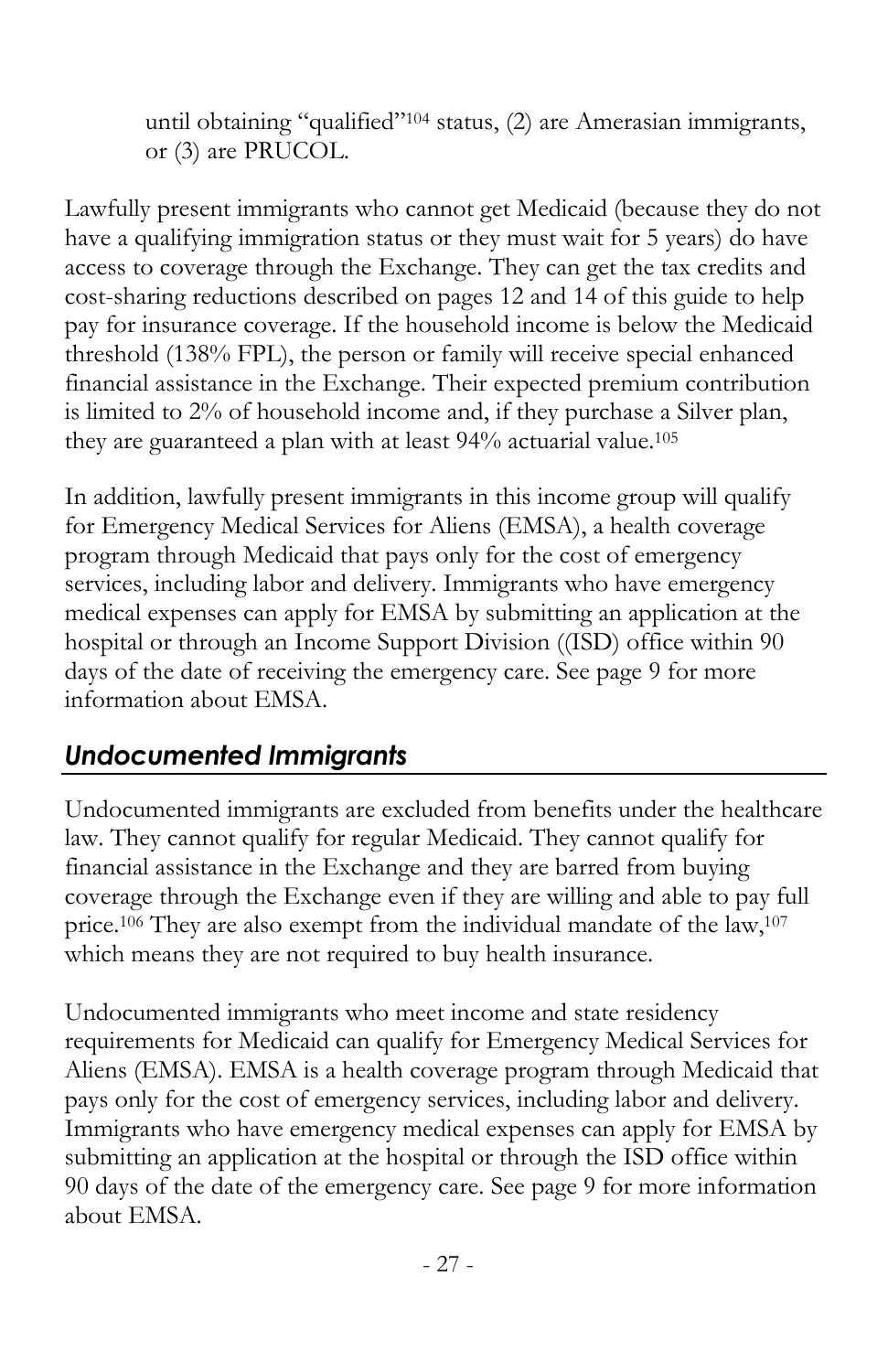until obtaining "qualified"[104] status, (2) are Amerasian immigrants, or (3) are PRUCOL.

Lawfully present immigrants who cannot get Medicaid (because they do not have a qualifying immigration status or they must wait for 5 years) do have access to coverage through the Exchange. They can get the tax credits and cost-sharing reductions described on pages 12 and 14 of this guide to help pay for insurance coverage. If the household income is below the Medicaid threshold (138% FPL), the person or family will receive special enhanced financial assistance in the Exchange. Their expected premium contribution is limited to 2% of household income and, if they purchase a Silver plan, they are guaranteed a plan with at least 94% actuarial value.[105]

In addition, lawfully present immigrants in this income group will qualify for Emergency Medical Services for Aliens (EMSA), a health coverage program through Medicaid that pays only for the cost of emergency services, including labor and delivery. Immigrants who have emergency medical expenses can apply for EMSA by submitting an application at the hospital or through an Income Support Division ((ISD) office within 90 days of the date of receiving the emergency care. See page 9 for more information about EMSA.

## *Undocumented Immigrants*

Undocumented immigrants are excluded from benefits under the healthcare law. They cannot qualify for regular Medicaid. They cannot qualify for financial assistance in the Exchange and they are barred from buying coverage through the Exchange even if they are willing and able to pay full price.[106] They are also exempt from the individual mandate of the law,[107] which means they are not required to buy health insurance.

Undocumented immigrants who meet income and state residency requirements for Medicaid can qualify for Emergency Medical Services for Aliens (EMSA). EMSA is a health coverage program through Medicaid that pays only for the cost of emergency services, including labor and delivery. Immigrants who have emergency medical expenses can apply for EMSA by submitting an application at the hospital or through the ISD office within 90 days of the date of the emergency care. See page 9 for more information about EMSA.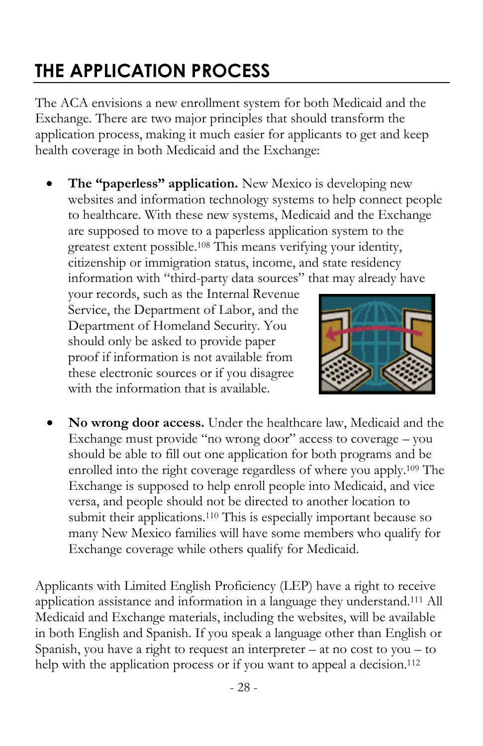# THE APPLICATION PROCESS

The ACA envisions a new enrollment system for both Medicaid and the Exchange. There are two major principles that should transform the application process, making it much easier for applicants to get and keep health coverage in both Medicaid and the Exchange:

- **The "paperless" application.** New Mexico is developing new websites and information technology systems to help connect people to healthcare. With these new systems, Medicaid and the Exchange are supposed to move to a paperless application system to the greatest extent possible.[108] This means verifying your identity, citizenship or immigration status, income, and state residency information with "third-party data sources" that may already have your records, such as the Internal Revenue Service, the Department of Labor, and the Department of Homeland Security. You should only be asked to provide paper proof if information is not available from these electronic sources or if you disagree with the information that is available.

- **No wrong door access.** Under the healthcare law, Medicaid and the Exchange must provide "no wrong door" access to coverage – you should be able to fill out one application for both programs and be enrolled into the right coverage regardless of where you apply.[109] The Exchange is supposed to help enroll people into Medicaid, and vice versa, and people should not be directed to another location to submit their applications.[110] This is especially important because so many New Mexico families will have some members who qualify for Exchange coverage while others qualify for Medicaid.

Applicants with Limited English Proficiency (LEP) have a right to receive application assistance and information in a language they understand.[111] All Medicaid and Exchange materials, including the websites, will be available in both English and Spanish. If you speak a language other than English or Spanish, you have a right to request an interpreter – at no cost to you – to help with the application process or if you want to appeal a decision.[112]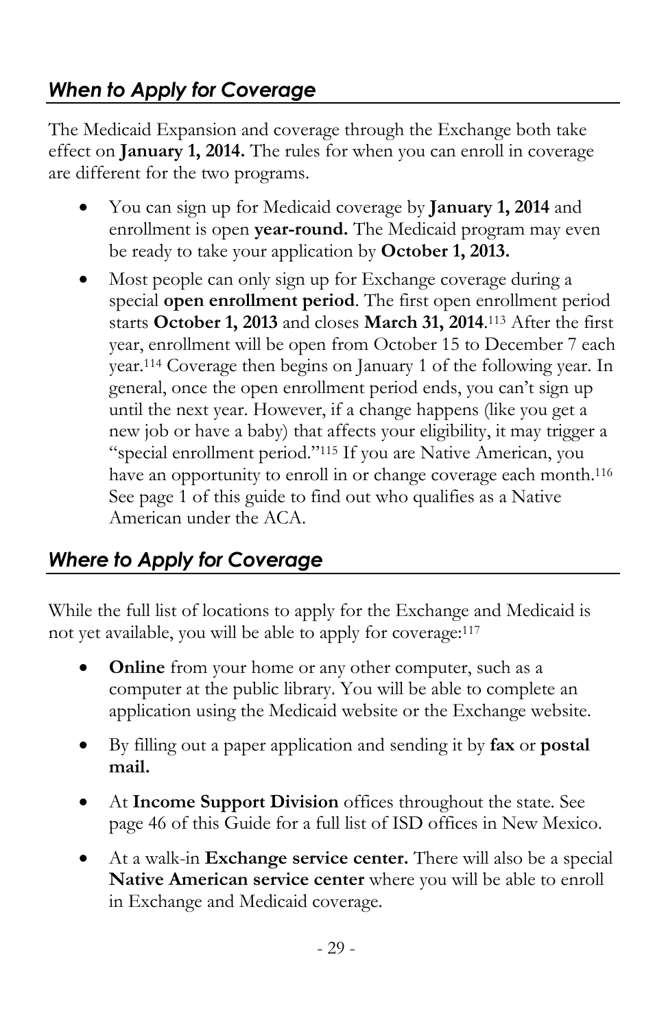## *When to Apply for Coverage*

The Medicaid Expansion and coverage through the Exchange both take effect on **January 1, 2014.** The rules for when you can enroll in coverage are different for the two programs.

- You can sign up for Medicaid coverage by **January 1, 2014** and enrollment is open **year-round.** The Medicaid program may even be ready to take your application by **October 1, 2013.**
- Most people can only sign up for Exchange coverage during a special **open enrollment period**. The first open enrollment period starts **October 1, 2013** and closes **March 31, 2014**.[113] After the first year, enrollment will be open from October 15 to December 7 each year.[114] Coverage then begins on January 1 of the following year. In general, once the open enrollment period ends, you can't sign up until the next year. However, if a change happens (like you get a new job or have a baby) that affects your eligibility, it may trigger a "special enrollment period."[115] If you are Native American, you have an opportunity to enroll in or change coverage each month.[116] See page 1 of this guide to find out who qualifies as a Native American under the ACA.

## *Where to Apply for Coverage*

While the full list of locations to apply for the Exchange and Medicaid is not yet available, you will be able to apply for coverage:[117]

- **Online** from your home or any other computer, such as a computer at the public library. You will be able to complete an application using the Medicaid website or the Exchange website.
- By filling out a paper application and sending it by **fax** or **postal mail.**
- At **Income Support Division** offices throughout the state. See page 46 of this Guide for a full list of ISD offices in New Mexico.
- At a walk-in **Exchange service center.** There will also be a special **Native American service center** where you will be able to enroll in Exchange and Medicaid coverage.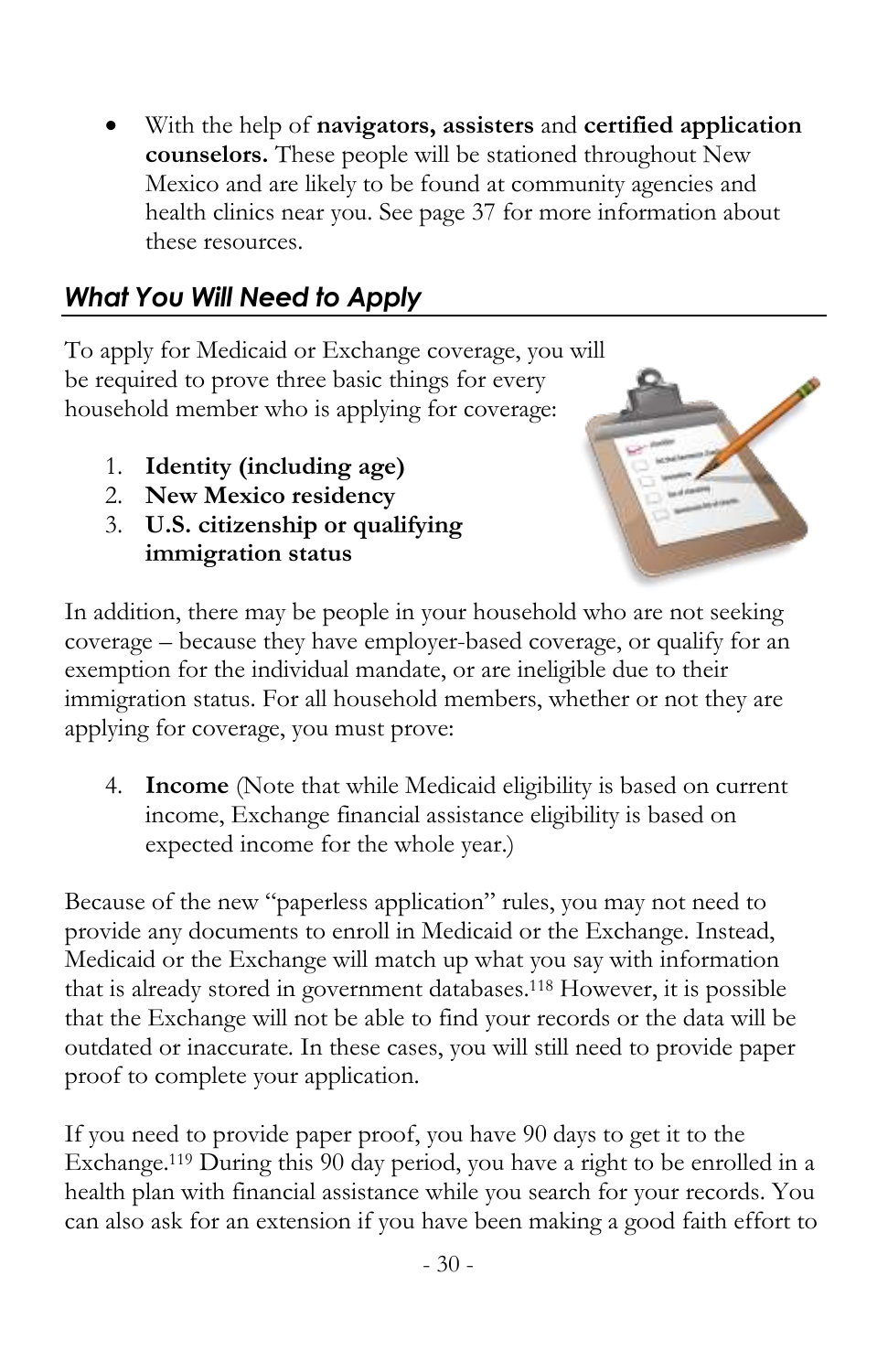- With the help of **navigators, assisters** and **certified application counselors.** These people will be stationed throughout New Mexico and are likely to be found at community agencies and health clinics near you. See page 37 for more information about these resources.

## *What You Will Need to Apply*

To apply for Medicaid or Exchange coverage, you will be required to prove three basic things for every household member who is applying for coverage:

1. **Identity (including age)**
2. **New Mexico residency**
3. **U.S. citizenship or qualifying immigration status**

In addition, there may be people in your household who are not seeking coverage – because they have employer-based coverage, or qualify for an exemption for the individual mandate, or are ineligible due to their immigration status. For all household members, whether or not they are applying for coverage, you must prove:

4. **Income** (Note that while Medicaid eligibility is based on current income, Exchange financial assistance eligibility is based on expected income for the whole year.)

Because of the new "paperless application" rules, you may not need to provide any documents to enroll in Medicaid or the Exchange. Instead, Medicaid or the Exchange will match up what you say with information that is already stored in government databases.[118] However, it is possible that the Exchange will not be able to find your records or the data will be outdated or inaccurate. In these cases, you will still need to provide paper proof to complete your application.

If you need to provide paper proof, you have 90 days to get it to the Exchange.[119] During this 90 day period, you have a right to be enrolled in a health plan with financial assistance while you search for your records. You can also ask for an extension if you have been making a good faith effort to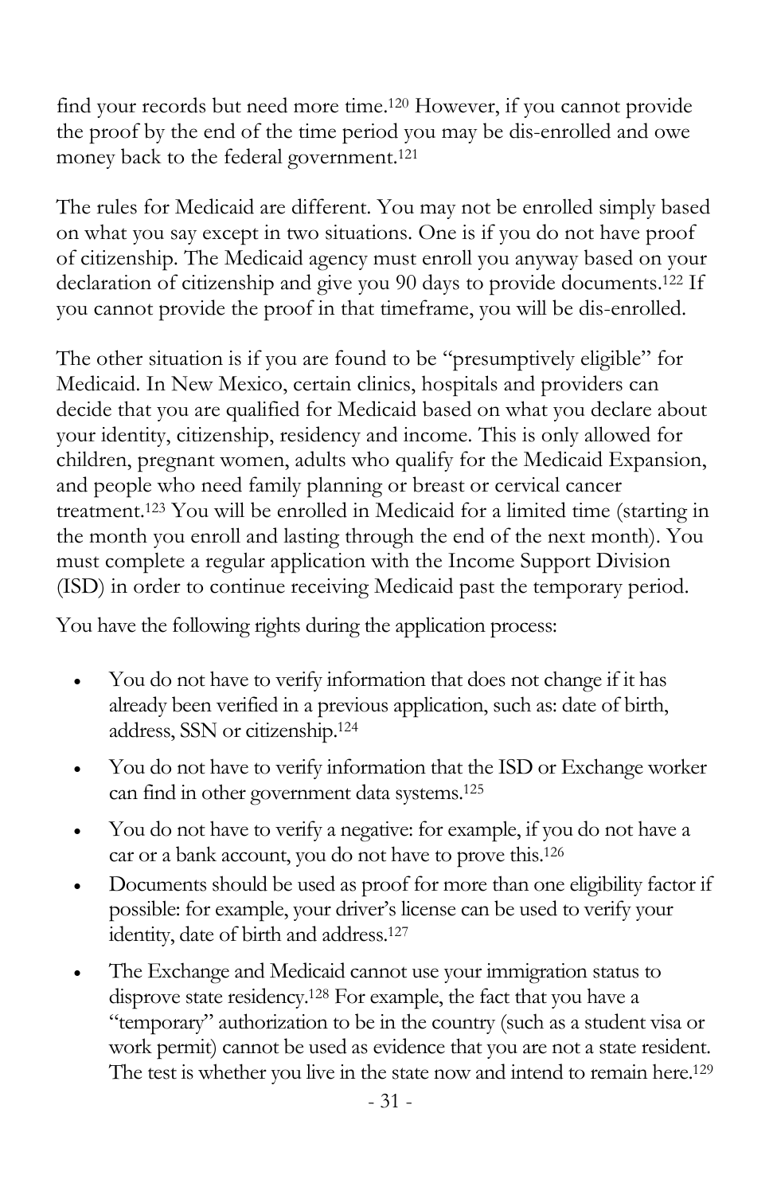find your records but need more time.[120] However, if you cannot provide the proof by the end of the time period you may be dis-enrolled and owe money back to the federal government.[121]

The rules for Medicaid are different. You may not be enrolled simply based on what you say except in two situations. One is if you do not have proof of citizenship. The Medicaid agency must enroll you anyway based on your declaration of citizenship and give you 90 days to provide documents.[122] If you cannot provide the proof in that timeframe, you will be dis-enrolled.

The other situation is if you are found to be "presumptively eligible" for Medicaid. In New Mexico, certain clinics, hospitals and providers can decide that you are qualified for Medicaid based on what you declare about your identity, citizenship, residency and income. This is only allowed for children, pregnant women, adults who qualify for the Medicaid Expansion, and people who need family planning or breast or cervical cancer treatment.[123] You will be enrolled in Medicaid for a limited time (starting in the month you enroll and lasting through the end of the next month). You must complete a regular application with the Income Support Division (ISD) in order to continue receiving Medicaid past the temporary period.

You have the following rights during the application process:

- You do not have to verify information that does not change if it has already been verified in a previous application, such as: date of birth, address, SSN or citizenship.[124]
- You do not have to verify information that the ISD or Exchange worker can find in other government data systems.[125]
- You do not have to verify a negative: for example, if you do not have a car or a bank account, you do not have to prove this.[126]
- Documents should be used as proof for more than one eligibility factor if possible: for example, your driver's license can be used to verify your identity, date of birth and address.[127]
- The Exchange and Medicaid cannot use your immigration status to disprove state residency.[128] For example, the fact that you have a "temporary" authorization to be in the country (such as a student visa or work permit) cannot be used as evidence that you are not a state resident. The test is whether you live in the state now and intend to remain here.[129]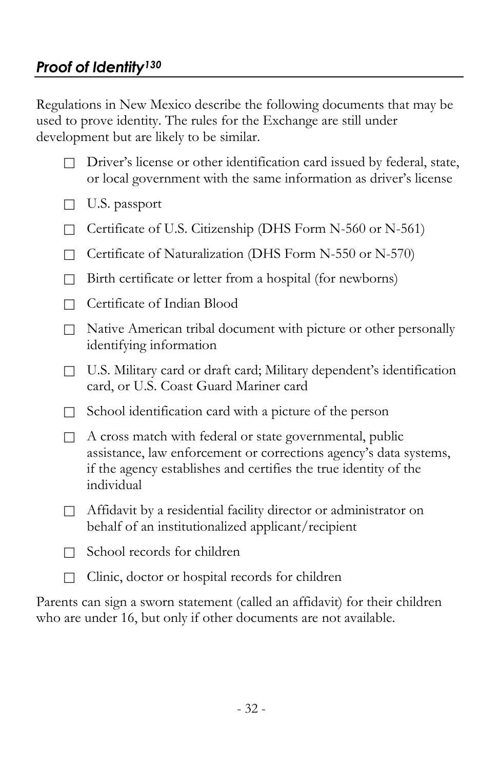## *Proof of Identity*[130]

Regulations in New Mexico describe the following documents that may be used to prove identity. The rules for the Exchange are still under development but are likely to be similar.

- ☐ Driver's license or other identification card issued by federal, state, or local government with the same information as driver's license
- ☐ U.S. passport
- ☐ Certificate of U.S. Citizenship (DHS Form N-560 or N-561)
- ☐ Certificate of Naturalization (DHS Form N-550 or N-570)
- ☐ Birth certificate or letter from a hospital (for newborns)
- ☐ Certificate of Indian Blood
- ☐ Native American tribal document with picture or other personally identifying information
- ☐ U.S. Military card or draft card; Military dependent's identification card, or U.S. Coast Guard Mariner card
- ☐ School identification card with a picture of the person
- ☐ A cross match with federal or state governmental, public assistance, law enforcement or corrections agency's data systems, if the agency establishes and certifies the true identity of the individual
- ☐ Affidavit by a residential facility director or administrator on behalf of an institutionalized applicant/recipient
- ☐ School records for children
- ☐ Clinic, doctor or hospital records for children

Parents can sign a sworn statement (called an affidavit) for their children who are under 16, but only if other documents are not available.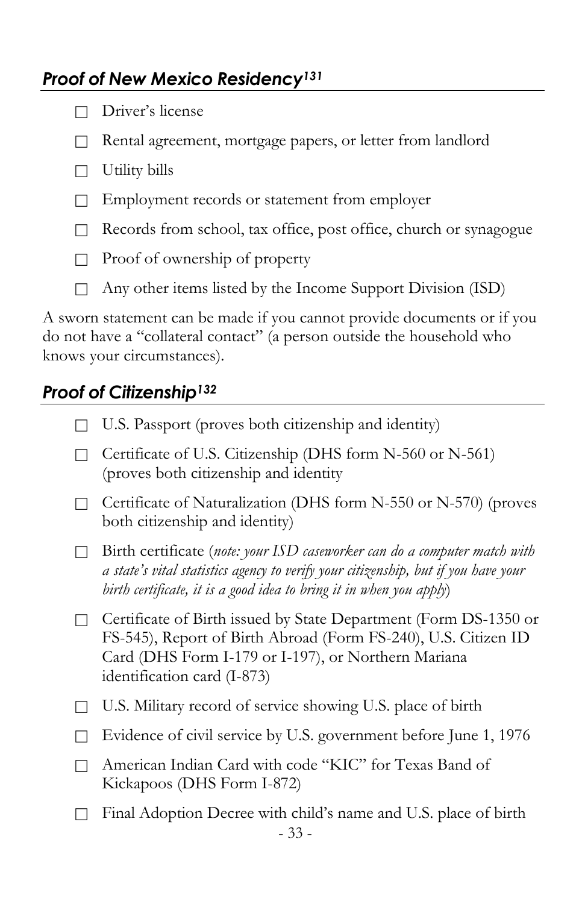## *Proof of New Mexico Residency*[131]

- ☐ Driver's license
- ☐ Rental agreement, mortgage papers, or letter from landlord
- ☐ Utility bills
- ☐ Employment records or statement from employer
- ☐ Records from school, tax office, post office, church or synagogue
- ☐ Proof of ownership of property
- ☐ Any other items listed by the Income Support Division (ISD)

A sworn statement can be made if you cannot provide documents or if you do not have a "collateral contact" (a person outside the household who knows your circumstances).

## *Proof of Citizenship*[132]

- ☐ U.S. Passport (proves both citizenship and identity)
- ☐ Certificate of U.S. Citizenship (DHS form N-560 or N-561) (proves both citizenship and identity
- ☐ Certificate of Naturalization (DHS form N-550 or N-570) (proves both citizenship and identity)
- ☐ Birth certificate (*note: your ISD caseworker can do a computer match with a state's vital statistics agency to verify your citizenship, but if you have your birth certificate, it is a good idea to bring it in when you apply*)
- ☐ Certificate of Birth issued by State Department (Form DS-1350 or FS-545), Report of Birth Abroad (Form FS-240), U.S. Citizen ID Card (DHS Form I-179 or I-197), or Northern Mariana identification card (I-873)
- ☐ U.S. Military record of service showing U.S. place of birth
- ☐ Evidence of civil service by U.S. government before June 1, 1976
- ☐ American Indian Card with code "KIC" for Texas Band of Kickapoos (DHS Form I-872)
- ☐ Final Adoption Decree with child's name and U.S. place of birth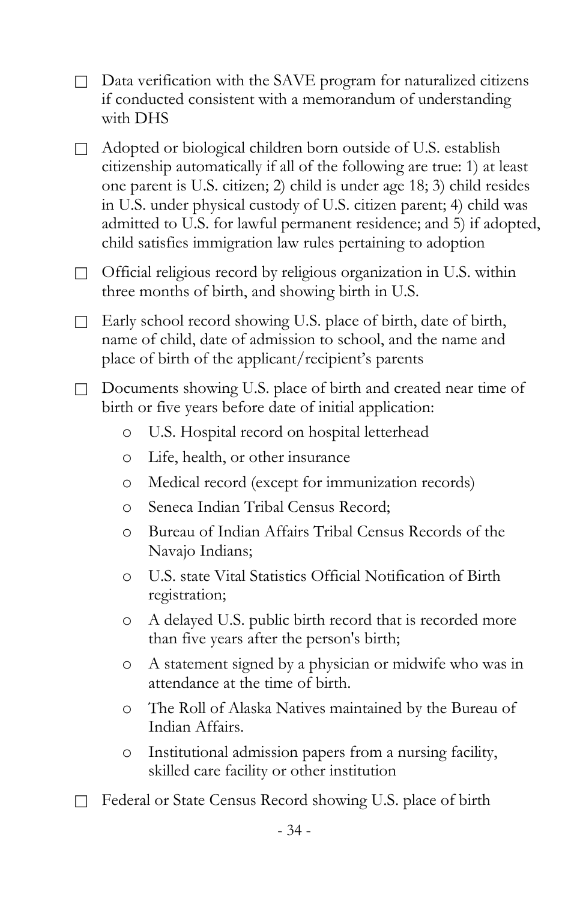- ☐ Data verification with the SAVE program for naturalized citizens if conducted consistent with a memorandum of understanding with DHS
- ☐ Adopted or biological children born outside of U.S. establish citizenship automatically if all of the following are true: 1) at least one parent is U.S. citizen; 2) child is under age 18; 3) child resides in U.S. under physical custody of U.S. citizen parent; 4) child was admitted to U.S. for lawful permanent residence; and 5) if adopted, child satisfies immigration law rules pertaining to adoption
- ☐ Official religious record by religious organization in U.S. within three months of birth, and showing birth in U.S.
- ☐ Early school record showing U.S. place of birth, date of birth, name of child, date of admission to school, and the name and place of birth of the applicant/recipient's parents
- ☐ Documents showing U.S. place of birth and created near time of birth or five years before date of initial application:
  - U.S. Hospital record on hospital letterhead
  - Life, health, or other insurance
  - Medical record (except for immunization records)
  - Seneca Indian Tribal Census Record;
  - Bureau of Indian Affairs Tribal Census Records of the Navajo Indians;
  - U.S. state Vital Statistics Official Notification of Birth registration;
  - A delayed U.S. public birth record that is recorded more than five years after the person's birth;
  - A statement signed by a physician or midwife who was in attendance at the time of birth.
  - The Roll of Alaska Natives maintained by the Bureau of Indian Affairs.
  - Institutional admission papers from a nursing facility, skilled care facility or other institution
- ☐ Federal or State Census Record showing U.S. place of birth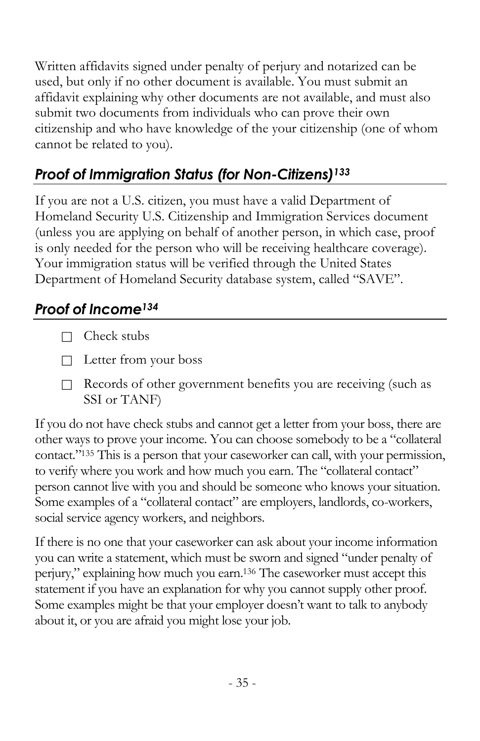Written affidavits signed under penalty of perjury and notarized can be used, but only if no other document is available. You must submit an affidavit explaining why other documents are not available, and must also submit two documents from individuals who can prove their own citizenship and who have knowledge of the your citizenship (one of whom cannot be related to you).

### *Proof of Immigration Status (for Non-Citizens)*[133]

If you are not a U.S. citizen, you must have a valid Department of Homeland Security U.S. Citizenship and Immigration Services document (unless you are applying on behalf of another person, in which case, proof is only needed for the person who will be receiving healthcare coverage). Your immigration status will be verified through the United States Department of Homeland Security database system, called "SAVE".

### *Proof of Income*[134]

- ☐ Check stubs
- ☐ Letter from your boss
- ☐ Records of other government benefits you are receiving (such as SSI or TANF)

If you do not have check stubs and cannot get a letter from your boss, there are other ways to prove your income. You can choose somebody to be a "collateral contact."[135] This is a person that your caseworker can call, with your permission, to verify where you work and how much you earn. The "collateral contact" person cannot live with you and should be someone who knows your situation. Some examples of a "collateral contact" are employers, landlords, co-workers, social service agency workers, and neighbors.

If there is no one that your caseworker can ask about your income information you can write a statement, which must be sworn and signed "under penalty of perjury," explaining how much you earn.[136] The caseworker must accept this statement if you have an explanation for why you cannot supply other proof. Some examples might be that your employer doesn't want to talk to anybody about it, or you are afraid you might lose your job.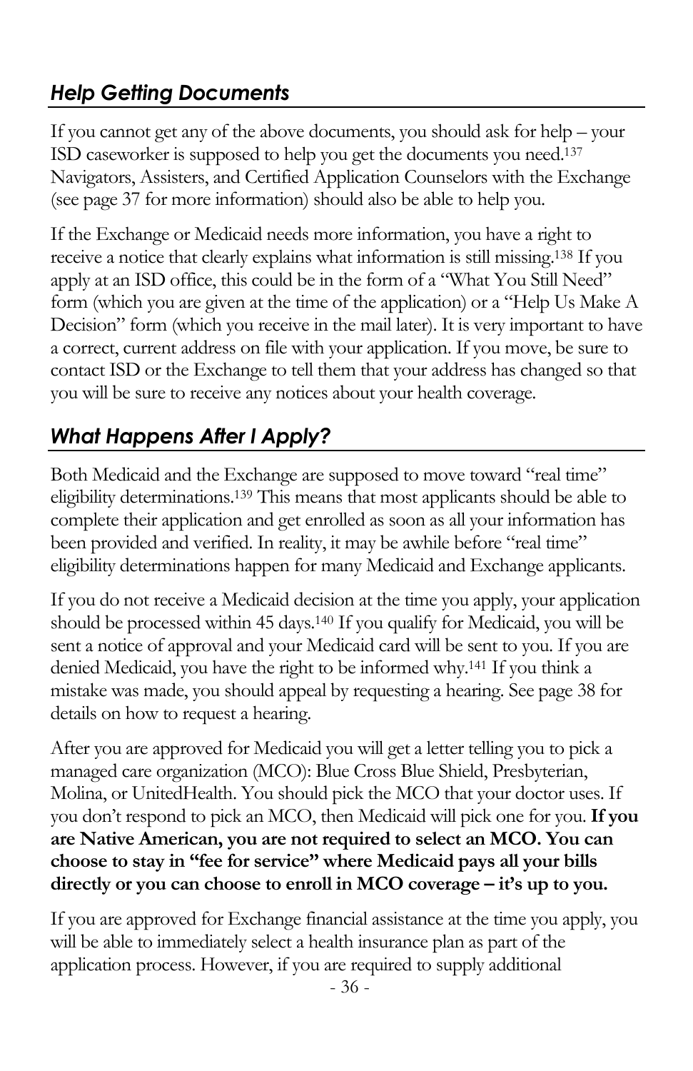## *Help Getting Documents*

If you cannot get any of the above documents, you should ask for help – your ISD caseworker is supposed to help you get the documents you need.[137] Navigators, Assisters, and Certified Application Counselors with the Exchange (see page 37 for more information) should also be able to help you.

If the Exchange or Medicaid needs more information, you have a right to receive a notice that clearly explains what information is still missing.[138] If you apply at an ISD office, this could be in the form of a "What You Still Need" form (which you are given at the time of the application) or a "Help Us Make A Decision" form (which you receive in the mail later). It is very important to have a correct, current address on file with your application. If you move, be sure to contact ISD or the Exchange to tell them that your address has changed so that you will be sure to receive any notices about your health coverage.

## *What Happens After I Apply?*

Both Medicaid and the Exchange are supposed to move toward "real time" eligibility determinations.[139] This means that most applicants should be able to complete their application and get enrolled as soon as all your information has been provided and verified. In reality, it may be awhile before "real time" eligibility determinations happen for many Medicaid and Exchange applicants.

If you do not receive a Medicaid decision at the time you apply, your application should be processed within 45 days.[140] If you qualify for Medicaid, you will be sent a notice of approval and your Medicaid card will be sent to you. If you are denied Medicaid, you have the right to be informed why.[141] If you think a mistake was made, you should appeal by requesting a hearing. See page 38 for details on how to request a hearing.

After you are approved for Medicaid you will get a letter telling you to pick a managed care organization (MCO): Blue Cross Blue Shield, Presbyterian, Molina, or UnitedHealth. You should pick the MCO that your doctor uses. If you don't respond to pick an MCO, then Medicaid will pick one for you. **If you are Native American, you are not required to select an MCO. You can choose to stay in "fee for service" where Medicaid pays all your bills directly or you can choose to enroll in MCO coverage – it's up to you.**

If you are approved for Exchange financial assistance at the time you apply, you will be able to immediately select a health insurance plan as part of the application process. However, if you are required to supply additional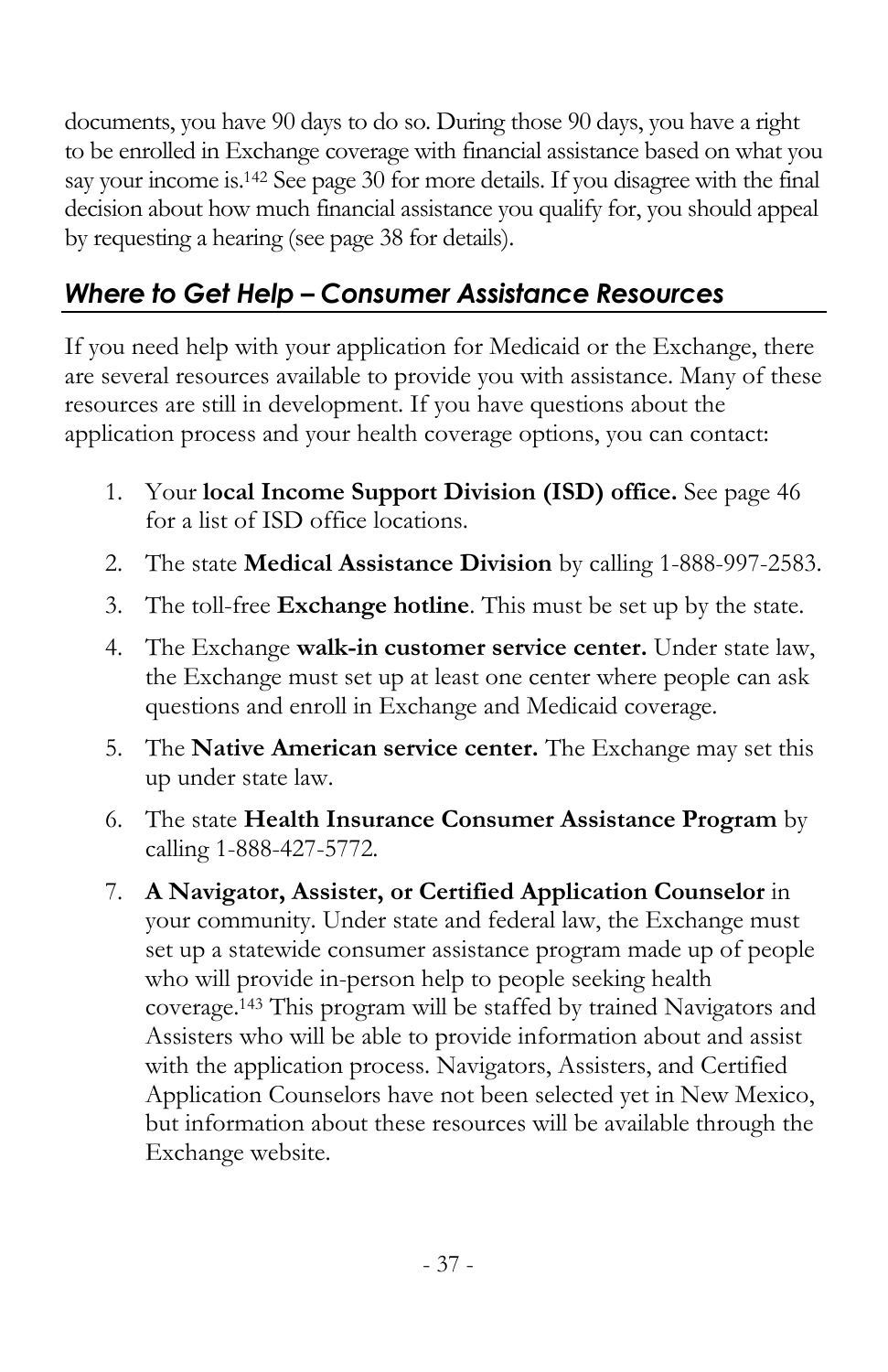documents, you have 90 days to do so. During those 90 days, you have a right to be enrolled in Exchange coverage with financial assistance based on what you say your income is.[142] See page 30 for more details. If you disagree with the final decision about how much financial assistance you qualify for, you should appeal by requesting a hearing (see page 38 for details).

## *Where to Get Help – Consumer Assistance Resources*

If you need help with your application for Medicaid or the Exchange, there are several resources available to provide you with assistance. Many of these resources are still in development. If you have questions about the application process and your health coverage options, you can contact:

1. Your **local Income Support Division (ISD) office.** See page 46 for a list of ISD office locations.
2. The state **Medical Assistance Division** by calling 1-888-997-2583.
3. The toll-free **Exchange hotline**. This must be set up by the state.
4. The Exchange **walk-in customer service center.** Under state law, the Exchange must set up at least one center where people can ask questions and enroll in Exchange and Medicaid coverage.
5. The **Native American service center.** The Exchange may set this up under state law.
6. The state **Health Insurance Consumer Assistance Program** by calling 1-888-427-5772.
7. **A Navigator, Assister, or Certified Application Counselor** in your community. Under state and federal law, the Exchange must set up a statewide consumer assistance program made up of people who will provide in-person help to people seeking health coverage.[143] This program will be staffed by trained Navigators and Assisters who will be able to provide information about and assist with the application process. Navigators, Assisters, and Certified Application Counselors have not been selected yet in New Mexico, but information about these resources will be available through the Exchange website.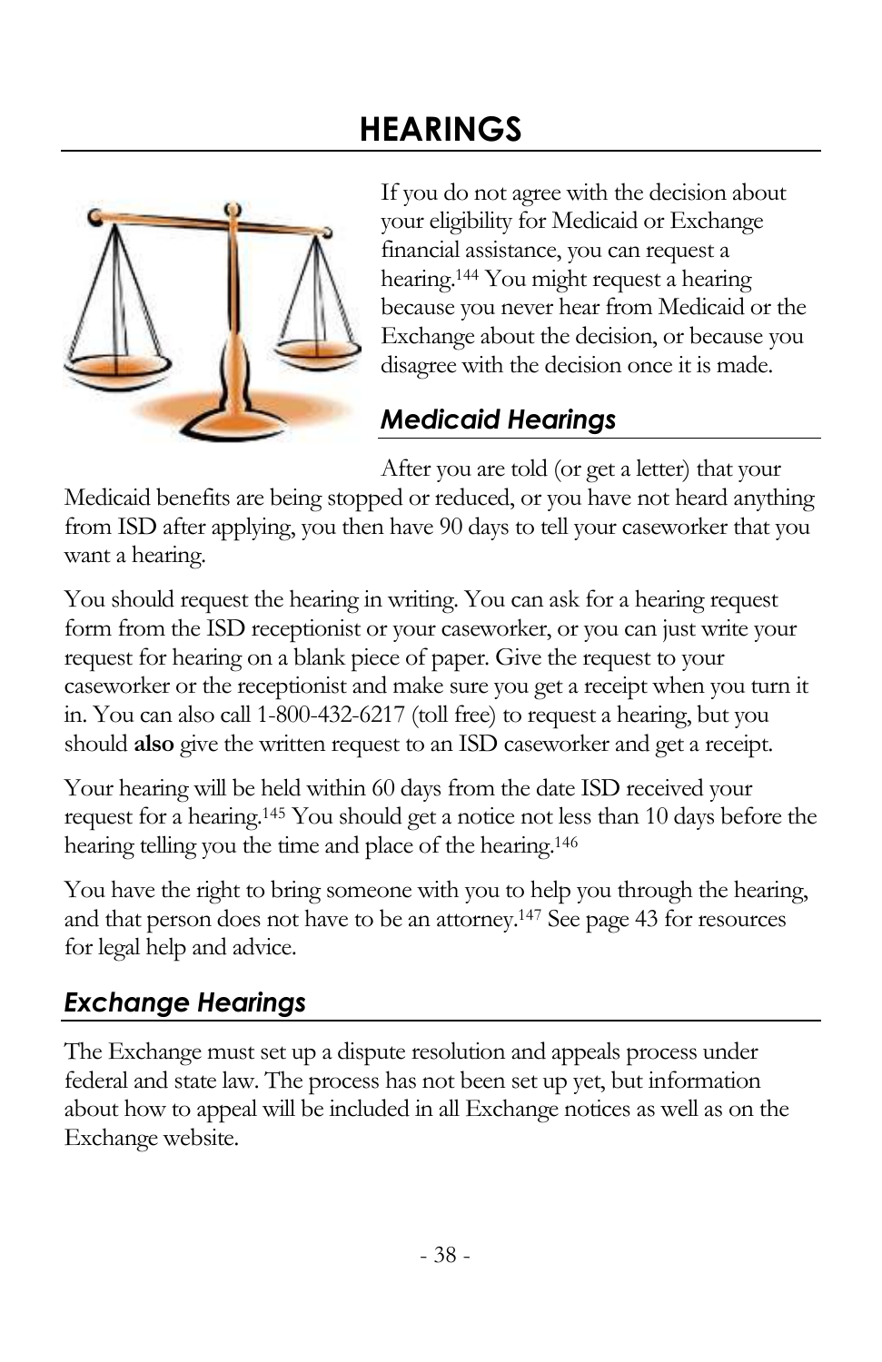# HEARINGS

If you do not agree with the decision about your eligibility for Medicaid or Exchange financial assistance, you can request a hearing.[144] You might request a hearing because you never hear from Medicaid or the Exchange about the decision, or because you disagree with the decision once it is made.

## *Medicaid Hearings*

After you are told (or get a letter) that your Medicaid benefits are being stopped or reduced, or you have not heard anything from ISD after applying, you then have 90 days to tell your caseworker that you want a hearing.

You should request the hearing in writing. You can ask for a hearing request form from the ISD receptionist or your caseworker, or you can just write your request for hearing on a blank piece of paper. Give the request to your caseworker or the receptionist and make sure you get a receipt when you turn it in. You can also call 1-800-432-6217 (toll free) to request a hearing, but you should **also** give the written request to an ISD caseworker and get a receipt.

Your hearing will be held within 60 days from the date ISD received your request for a hearing.[145] You should get a notice not less than 10 days before the hearing telling you the time and place of the hearing.[146]

You have the right to bring someone with you to help you through the hearing, and that person does not have to be an attorney.[147] See page 43 for resources for legal help and advice.

## *Exchange Hearings*

The Exchange must set up a dispute resolution and appeals process under federal and state law. The process has not been set up yet, but information about how to appeal will be included in all Exchange notices as well as on the Exchange website.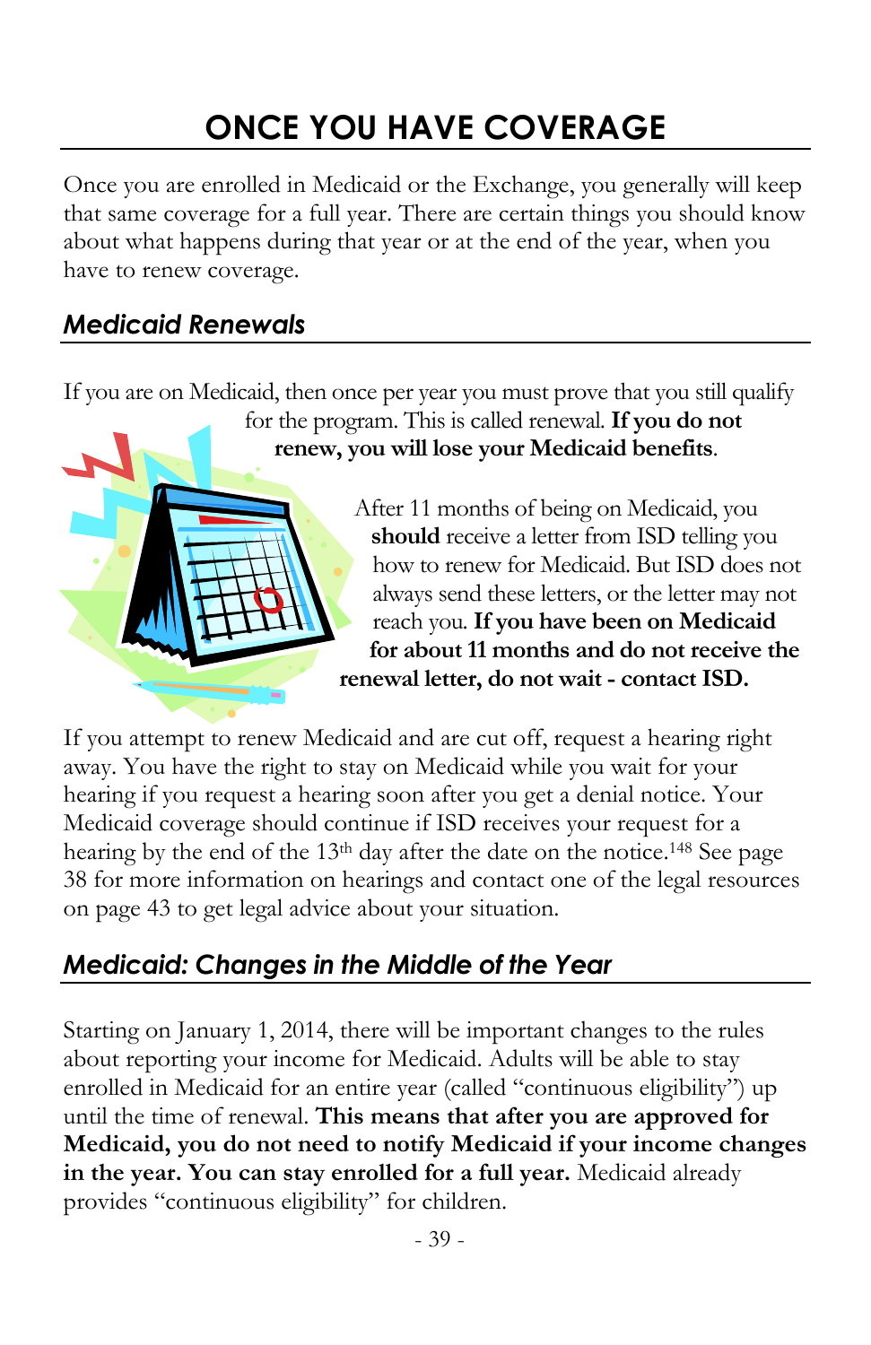# ONCE YOU HAVE COVERAGE

Once you are enrolled in Medicaid or the Exchange, you generally will keep that same coverage for a full year. There are certain things you should know about what happens during that year or at the end of the year, when you have to renew coverage.

## *Medicaid Renewals*

If you are on Medicaid, then once per year you must prove that you still qualify for the program. This is called renewal. **If you do not renew, you will lose your Medicaid benefits**.

After 11 months of being on Medicaid, you **should** receive a letter from ISD telling you how to renew for Medicaid. But ISD does not always send these letters, or the letter may not reach you. **If you have been on Medicaid for about 11 months and do not receive the renewal letter, do not wait - contact ISD.**

If you attempt to renew Medicaid and are cut off, request a hearing right away. You have the right to stay on Medicaid while you wait for your hearing if you request a hearing soon after you get a denial notice. Your Medicaid coverage should continue if ISD receives your request for a hearing by the end of the 13th day after the date on the notice.[148] See page 38 for more information on hearings and contact one of the legal resources on page 43 to get legal advice about your situation.

## *Medicaid: Changes in the Middle of the Year*

Starting on January 1, 2014, there will be important changes to the rules about reporting your income for Medicaid. Adults will be able to stay enrolled in Medicaid for an entire year (called "continuous eligibility") up until the time of renewal. **This means that after you are approved for Medicaid, you do not need to notify Medicaid if your income changes in the year. You can stay enrolled for a full year.** Medicaid already provides "continuous eligibility" for children.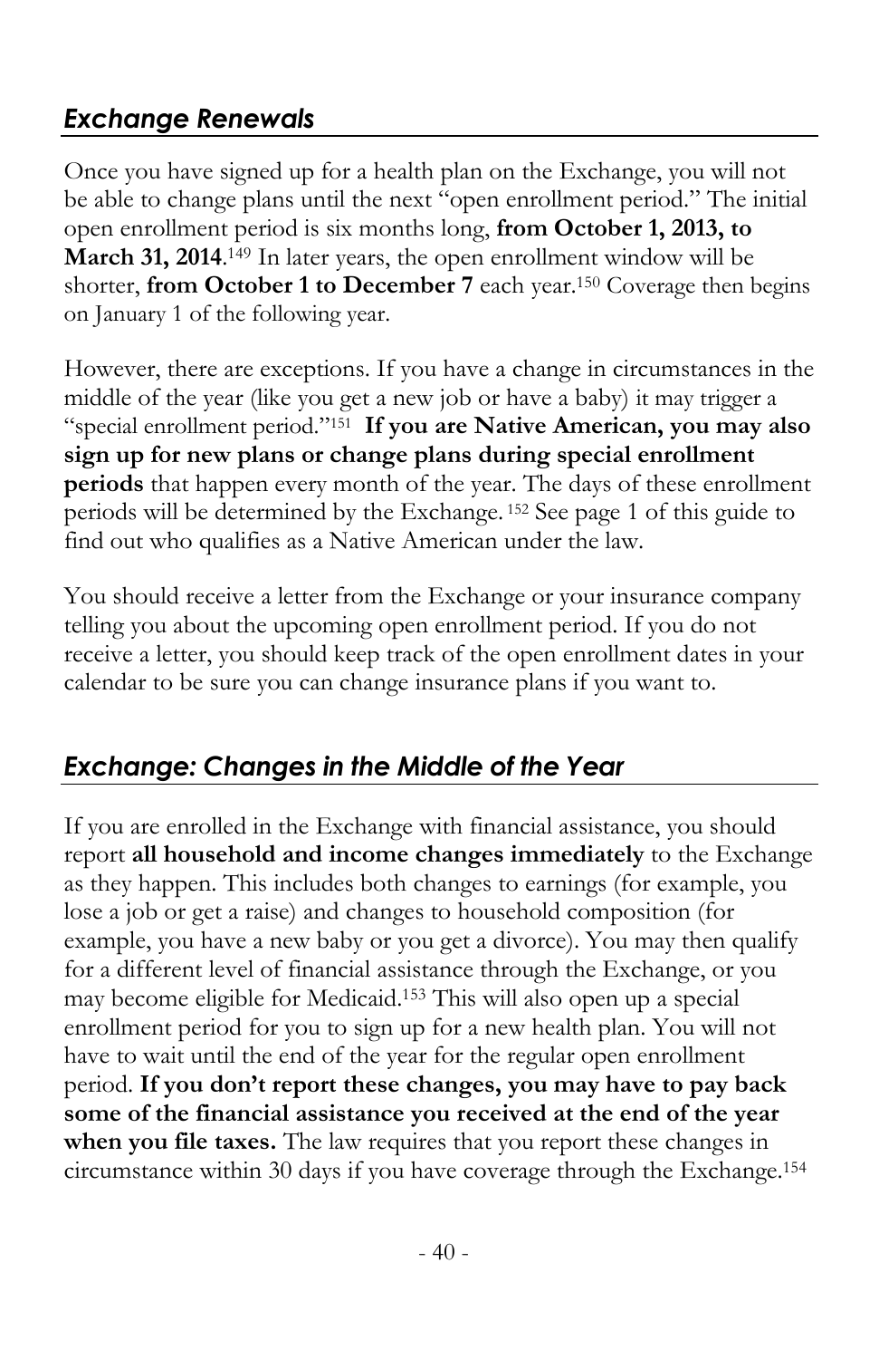## *Exchange Renewals*

Once you have signed up for a health plan on the Exchange, you will not be able to change plans until the next "open enrollment period." The initial open enrollment period is six months long, **from October 1, 2013, to March 31, 2014**.[149] In later years, the open enrollment window will be shorter, **from October 1 to December 7** each year.[150] Coverage then begins on January 1 of the following year.

However, there are exceptions. If you have a change in circumstances in the middle of the year (like you get a new job or have a baby) it may trigger a "special enrollment period."[151] **If you are Native American, you may also sign up for new plans or change plans during special enrollment periods** that happen every month of the year. The days of these enrollment periods will be determined by the Exchange.[152] See page 1 of this guide to find out who qualifies as a Native American under the law.

You should receive a letter from the Exchange or your insurance company telling you about the upcoming open enrollment period. If you do not receive a letter, you should keep track of the open enrollment dates in your calendar to be sure you can change insurance plans if you want to.

## *Exchange: Changes in the Middle of the Year*

If you are enrolled in the Exchange with financial assistance, you should report **all household and income changes immediately** to the Exchange as they happen. This includes both changes to earnings (for example, you lose a job or get a raise) and changes to household composition (for example, you have a new baby or you get a divorce). You may then qualify for a different level of financial assistance through the Exchange, or you may become eligible for Medicaid.[153] This will also open up a special enrollment period for you to sign up for a new health plan. You will not have to wait until the end of the year for the regular open enrollment period. **If you don't report these changes, you may have to pay back some of the financial assistance you received at the end of the year when you file taxes.** The law requires that you report these changes in circumstance within 30 days if you have coverage through the Exchange.[154]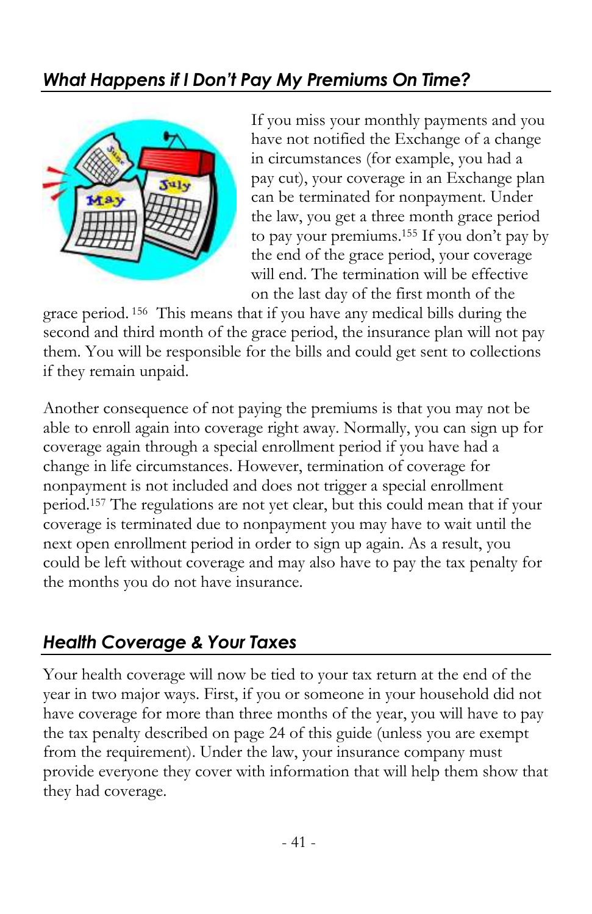## *What Happens if I Don't Pay My Premiums On Time?*

If you miss your monthly payments and you have not notified the Exchange of a change in circumstances (for example, you had a pay cut), your coverage in an Exchange plan can be terminated for nonpayment. Under the law, you get a three month grace period to pay your premiums.[155] If you don't pay by the end of the grace period, your coverage will end. The termination will be effective on the last day of the first month of the grace period.[156] This means that if you have any medical bills during the second and third month of the grace period, the insurance plan will not pay them. You will be responsible for the bills and could get sent to collections if they remain unpaid.

Another consequence of not paying the premiums is that you may not be able to enroll again into coverage right away. Normally, you can sign up for coverage again through a special enrollment period if you have had a change in life circumstances. However, termination of coverage for nonpayment is not included and does not trigger a special enrollment period.[157] The regulations are not yet clear, but this could mean that if your coverage is terminated due to nonpayment you may have to wait until the next open enrollment period in order to sign up again. As a result, you could be left without coverage and may also have to pay the tax penalty for the months you do not have insurance.

## *Health Coverage & Your Taxes*

Your health coverage will now be tied to your tax return at the end of the year in two major ways. First, if you or someone in your household did not have coverage for more than three months of the year, you will have to pay the tax penalty described on page 24 of this guide (unless you are exempt from the requirement). Under the law, your insurance company must provide everyone they cover with information that will help them show that they had coverage.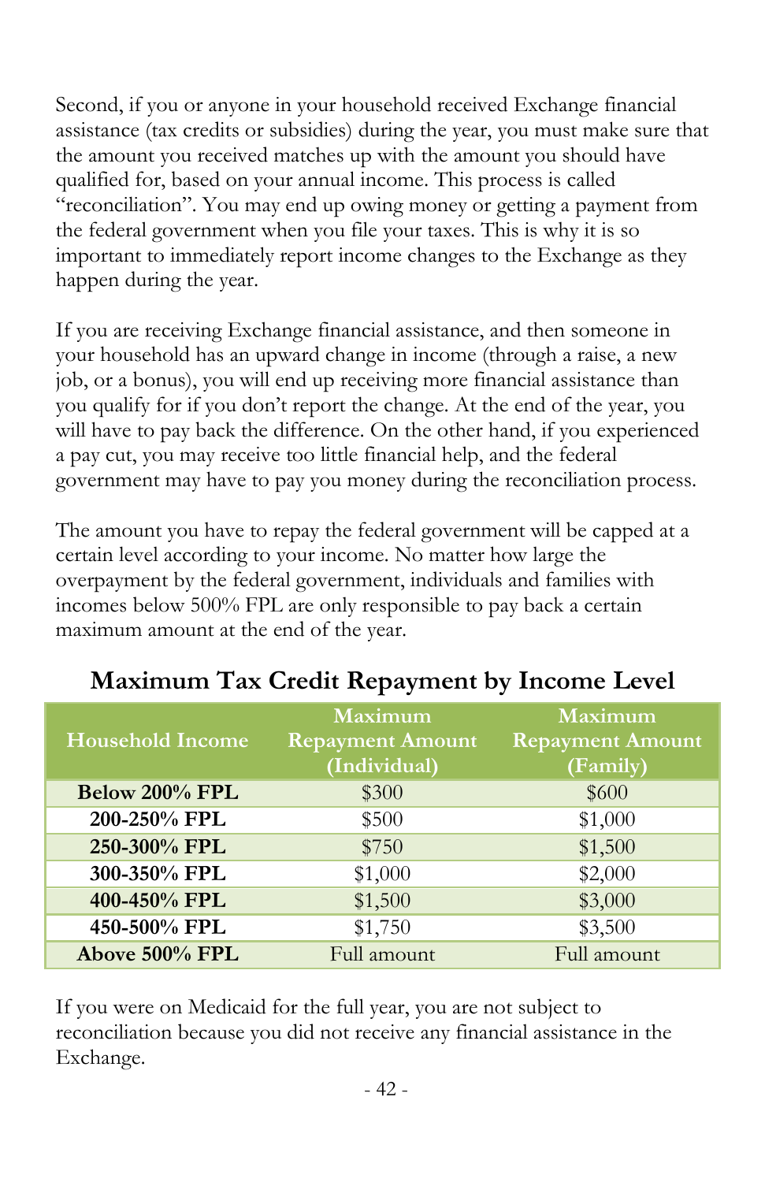Second, if you or anyone in your household received Exchange financial assistance (tax credits or subsidies) during the year, you must make sure that the amount you received matches up with the amount you should have qualified for, based on your annual income. This process is called "reconciliation". You may end up owing money or getting a payment from the federal government when you file your taxes. This is why it is so important to immediately report income changes to the Exchange as they happen during the year.

If you are receiving Exchange financial assistance, and then someone in your household has an upward change in income (through a raise, a new job, or a bonus), you will end up receiving more financial assistance than you qualify for if you don't report the change. At the end of the year, you will have to pay back the difference. On the other hand, if you experienced a pay cut, you may receive too little financial help, and the federal government may have to pay you money during the reconciliation process.

The amount you have to repay the federal government will be capped at a certain level according to your income. No matter how large the overpayment by the federal government, individuals and families with incomes below 500% FPL are only responsible to pay back a certain maximum amount at the end of the year.

### Maximum Tax Credit Repayment by Income Level

| Household Income | Maximum Repayment Amount (Individual) | Maximum Repayment Amount (Family) |
|---|---|---|
| **Below 200% FPL** | $300 | $600 |
| **200-250% FPL** | $500 | $1,000 |
| **250-300% FPL** | $750 | $1,500 |
| **300-350% FPL** | $1,000 | $2,000 |
| **400-450% FPL** | $1,500 | $3,000 |
| **450-500% FPL** | $1,750 | $3,500 |
| **Above 500% FPL** | Full amount | Full amount |

If you were on Medicaid for the full year, you are not subject to reconciliation because you did not receive any financial assistance in the Exchange.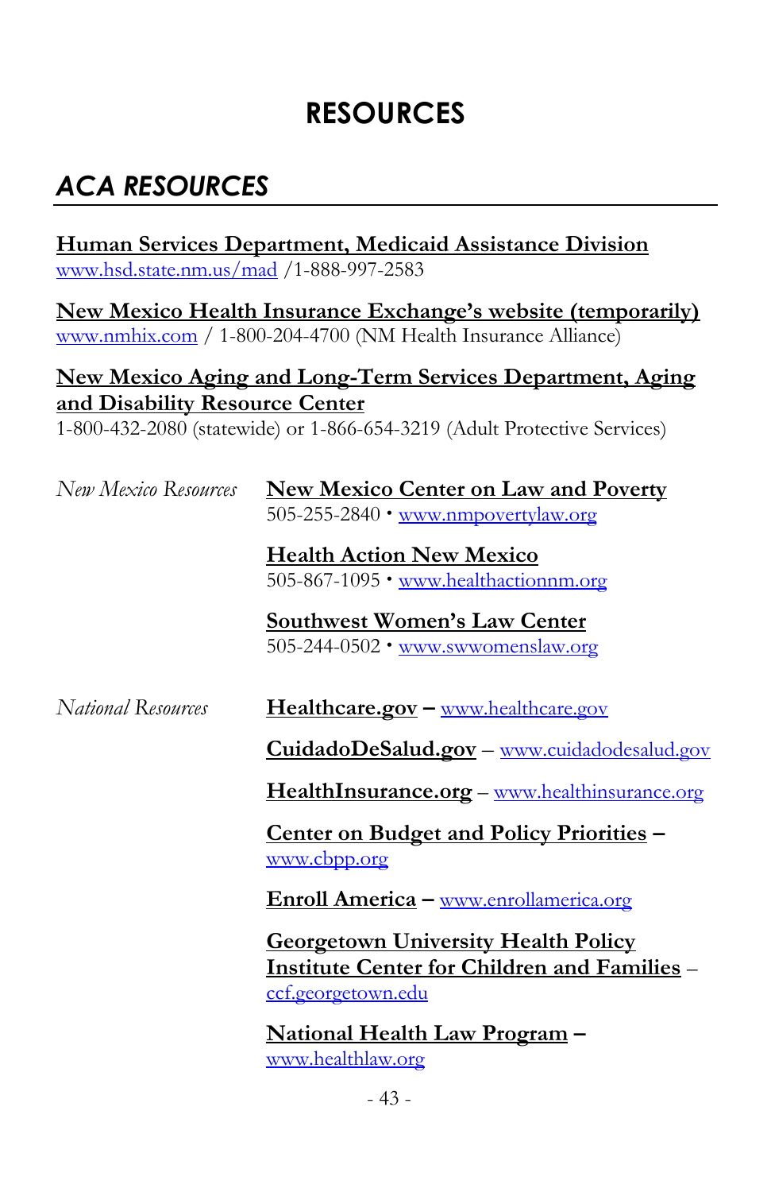# RESOURCES

## *ACA RESOURCES*

**Human Services Department, Medicaid Assistance Division**
www.hsd.state.nm.us/mad /1-888-997-2583

**New Mexico Health Insurance Exchange's website (temporarily)**
www.nmhix.com / 1-800-204-4700 (NM Health Insurance Alliance)

**New Mexico Aging and Long-Term Services Department, Aging and Disability Resource Center**
1-800-432-2080 (statewide) or 1-866-654-3219 (Adult Protective Services)

### *New Mexico Resources*

**New Mexico Center on Law and Poverty**
505-255-2840 • www.nmpovertylaw.org

**Health Action New Mexico**
505-867-1095 • www.healthactionnm.org

**Southwest Women's Law Center**
505-244-0502 • www.swwomenslaw.org

### *National Resources*

**Healthcare.gov** – www.healthcare.gov

**CuidadoDeSalud.gov** – www.cuidadodesalud.gov

**HealthInsurance.org** – www.healthinsurance.org

**Center on Budget and Policy Priorities** – www.cbpp.org

**Enroll America** – www.enrollamerica.org

**Georgetown University Health Policy Institute Center for Children and Families** – ccf.georgetown.edu

**National Health Law Program** – www.healthlaw.org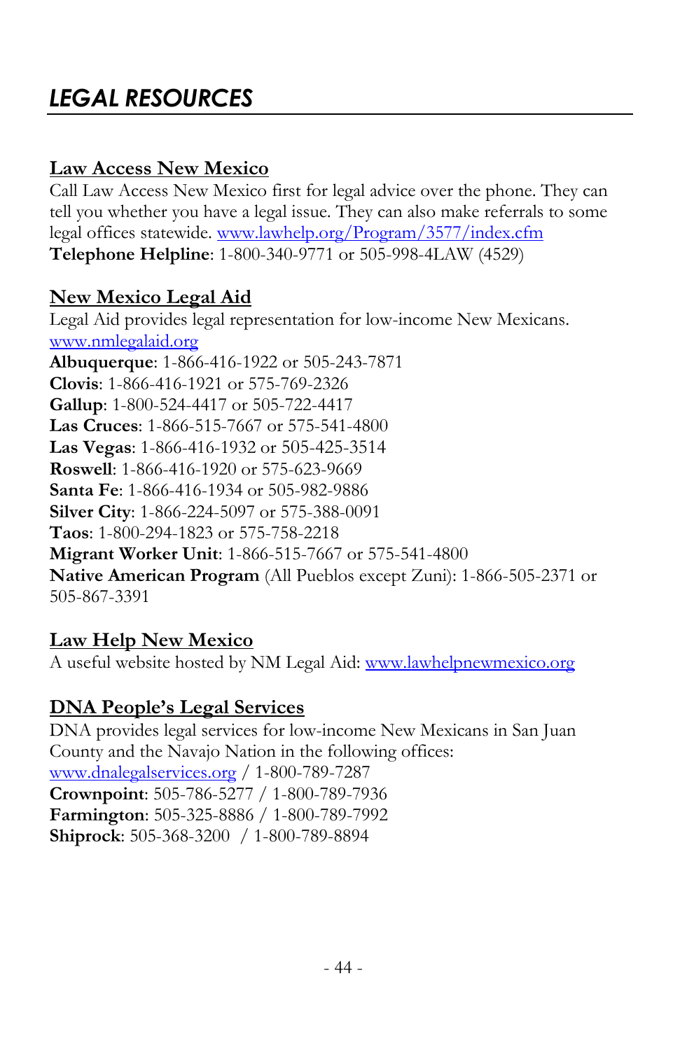# *LEGAL RESOURCES*

## Law Access New Mexico

Call Law Access New Mexico first for legal advice over the phone. They can tell you whether you have a legal issue. They can also make referrals to some legal offices statewide. www.lawhelp.org/Program/3577/index.cfm
**Telephone Helpline**: 1-800-340-9771 or 505-998-4LAW (4529)

## New Mexico Legal Aid

Legal Aid provides legal representation for low-income New Mexicans.
www.nmlegalaid.org
**Albuquerque**: 1-866-416-1922 or 505-243-7871
**Clovis**: 1-866-416-1921 or 575-769-2326
**Gallup**: 1-800-524-4417 or 505-722-4417
**Las Cruces**: 1-866-515-7667 or 575-541-4800
**Las Vegas**: 1-866-416-1932 or 505-425-3514
**Roswell**: 1-866-416-1920 or 575-623-9669
**Santa Fe**: 1-866-416-1934 or 505-982-9886
**Silver City**: 1-866-224-5097 or 575-388-0091
**Taos**: 1-800-294-1823 or 575-758-2218
**Migrant Worker Unit**: 1-866-515-7667 or 575-541-4800
**Native American Program** (All Pueblos except Zuni): 1-866-505-2371 or 505-867-3391

## Law Help New Mexico

A useful website hosted by NM Legal Aid: www.lawhelpnewmexico.org

## DNA People's Legal Services

DNA provides legal services for low-income New Mexicans in San Juan County and the Navajo Nation in the following offices:
www.dnalegalservices.org / 1-800-789-7287
**Crownpoint**: 505-786-5277 / 1-800-789-7936
**Farmington**: 505-325-8886 / 1-800-789-7992
**Shiprock**: 505-368-3200 / 1-800-789-8894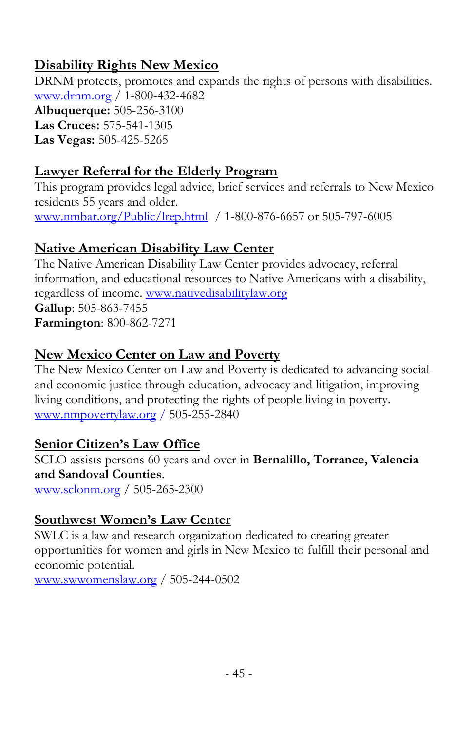## Disability Rights New Mexico

DRNM protects, promotes and expands the rights of persons with disabilities.
www.drnm.org / 1-800-432-4682
**Albuquerque:** 505-256-3100
**Las Cruces:** 575-541-1305
**Las Vegas:** 505-425-5265

## Lawyer Referral for the Elderly Program

This program provides legal advice, brief services and referrals to New Mexico residents 55 years and older.
www.nmbar.org/Public/lrep.html / 1-800-876-6657 or 505-797-6005

## Native American Disability Law Center

The Native American Disability Law Center provides advocacy, referral information, and educational resources to Native Americans with a disability, regardless of income. www.nativedisabilitylaw.org
**Gallup**: 505-863-7455
**Farmington**: 800-862-7271

## New Mexico Center on Law and Poverty

The New Mexico Center on Law and Poverty is dedicated to advancing social and economic justice through education, advocacy and litigation, improving living conditions, and protecting the rights of people living in poverty.
www.nmpovertylaw.org / 505-255-2840

## Senior Citizen's Law Office

SCLO assists persons 60 years and over in **Bernalillo, Torrance, Valencia and Sandoval Counties**.
www.sclonm.org / 505-265-2300

## Southwest Women's Law Center

SWLC is a law and research organization dedicated to creating greater opportunities for women and girls in New Mexico to fulfill their personal and economic potential.
www.swwomenslaw.org / 505-244-0502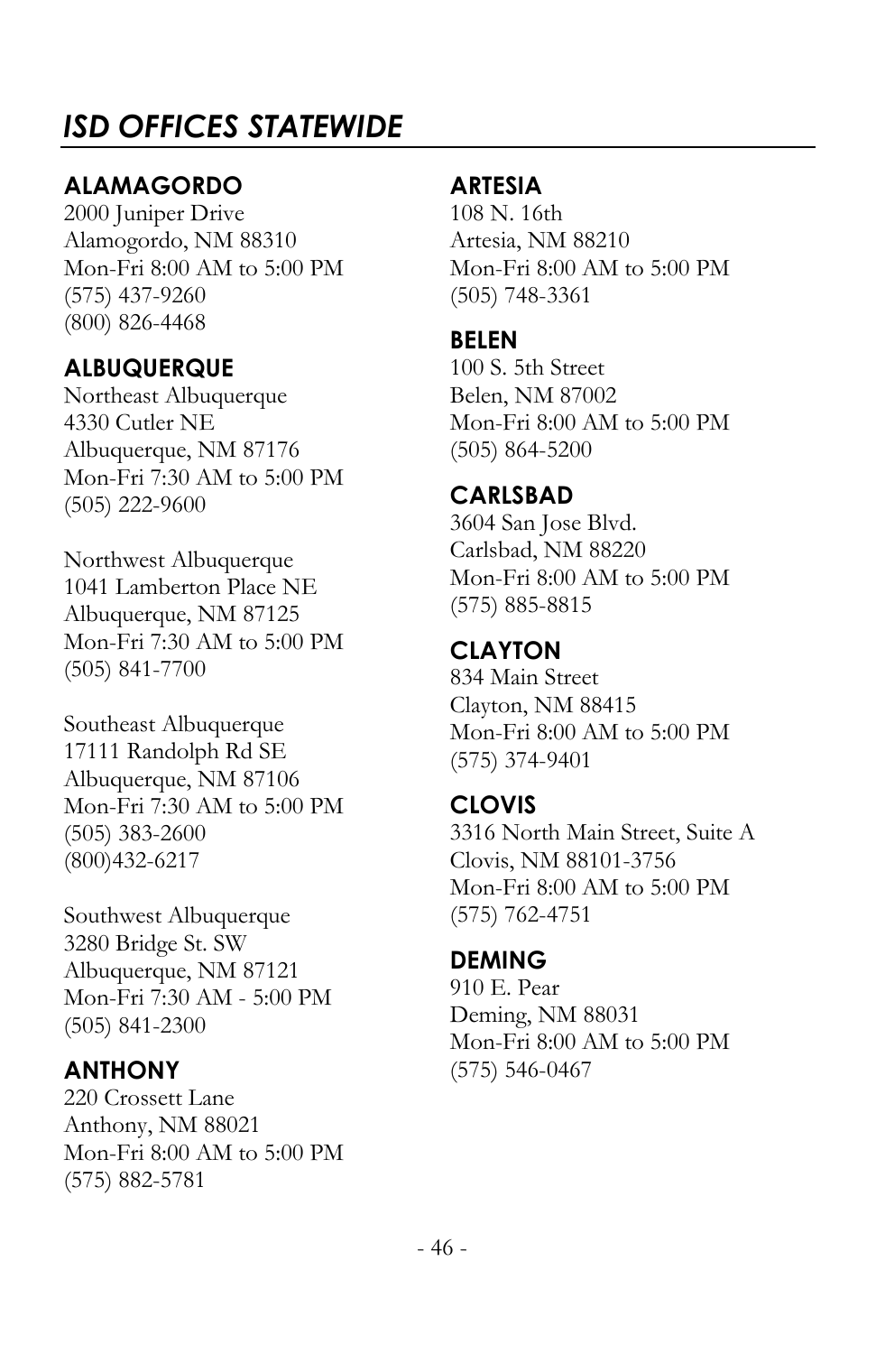# *ISD OFFICES STATEWIDE*

### ALAMAGORDO

2000 Juniper Drive
Alamogordo, NM 88310
Mon-Fri 8:00 AM to 5:00 PM
(575) 437-9260
(800) 826-4468

### ALBUQUERQUE

Northeast Albuquerque
4330 Cutler NE
Albuquerque, NM 87176
Mon-Fri 7:30 AM to 5:00 PM
(505) 222-9600

Northwest Albuquerque
1041 Lamberton Place NE
Albuquerque, NM 87125
Mon-Fri 7:30 AM to 5:00 PM
(505) 841-7700

Southeast Albuquerque
17111 Randolph Rd SE
Albuquerque, NM 87106
Mon-Fri 7:30 AM to 5:00 PM
(505) 383-2600
(800)432-6217

Southwest Albuquerque
3280 Bridge St. SW
Albuquerque, NM 87121
Mon-Fri 7:30 AM - 5:00 PM
(505) 841-2300

### ANTHONY

220 Crossett Lane
Anthony, NM 88021
Mon-Fri 8:00 AM to 5:00 PM
(575) 882-5781

### ARTESIA

108 N. 16th
Artesia, NM 88210
Mon-Fri 8:00 AM to 5:00 PM
(505) 748-3361

### BELEN

100 S. 5th Street
Belen, NM 87002
Mon-Fri 8:00 AM to 5:00 PM
(505) 864-5200

### CARLSBAD

3604 San Jose Blvd.
Carlsbad, NM 88220
Mon-Fri 8:00 AM to 5:00 PM
(575) 885-8815

### CLAYTON

834 Main Street
Clayton, NM 88415
Mon-Fri 8:00 AM to 5:00 PM
(575) 374-9401

### CLOVIS

3316 North Main Street, Suite A
Clovis, NM 88101-3756
Mon-Fri 8:00 AM to 5:00 PM
(575) 762-4751

### DEMING

910 E. Pear
Deming, NM 88031
Mon-Fri 8:00 AM to 5:00 PM
(575) 546-0467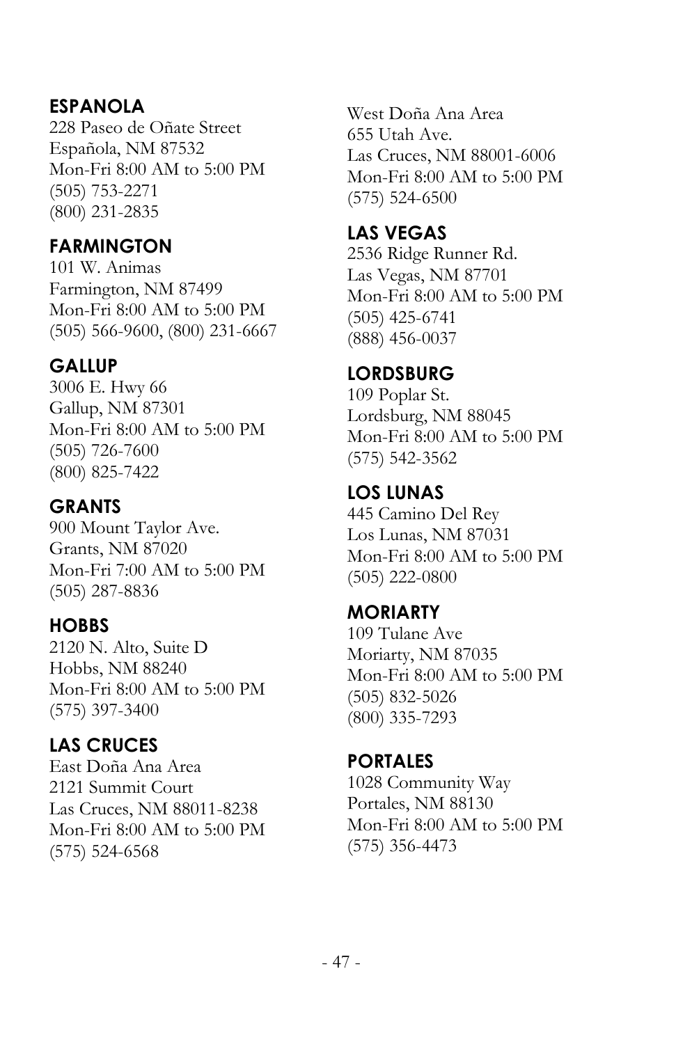### ESPANOLA

228 Paseo de Oñate Street
Española, NM 87532
Mon-Fri 8:00 AM to 5:00 PM
(505) 753-2271
(800) 231-2835

### FARMINGTON

101 W. Animas
Farmington, NM 87499
Mon-Fri 8:00 AM to 5:00 PM
(505) 566-9600, (800) 231-6667

### GALLUP

3006 E. Hwy 66
Gallup, NM 87301
Mon-Fri 8:00 AM to 5:00 PM
(505) 726-7600
(800) 825-7422

### GRANTS

900 Mount Taylor Ave.
Grants, NM 87020
Mon-Fri 7:00 AM to 5:00 PM
(505) 287-8836

### HOBBS

2120 N. Alto, Suite D
Hobbs, NM 88240
Mon-Fri 8:00 AM to 5:00 PM
(575) 397-3400

### LAS CRUCES

East Doña Ana Area
2121 Summit Court
Las Cruces, NM 88011-8238
Mon-Fri 8:00 AM to 5:00 PM
(575) 524-6568

West Doña Ana Area
655 Utah Ave.
Las Cruces, NM 88001-6006
Mon-Fri 8:00 AM to 5:00 PM
(575) 524-6500

### LAS VEGAS

2536 Ridge Runner Rd.
Las Vegas, NM 87701
Mon-Fri 8:00 AM to 5:00 PM
(505) 425-6741
(888) 456-0037

### LORDSBURG

109 Poplar St.
Lordsburg, NM 88045
Mon-Fri 8:00 AM to 5:00 PM
(575) 542-3562

### LOS LUNAS

445 Camino Del Rey
Los Lunas, NM 87031
Mon-Fri 8:00 AM to 5:00 PM
(505) 222-0800

### MORIARTY

109 Tulane Ave
Moriarty, NM 87035
Mon-Fri 8:00 AM to 5:00 PM
(505) 832-5026
(800) 335-7293

### PORTALES

1028 Community Way
Portales, NM 88130
Mon-Fri 8:00 AM to 5:00 PM
(575) 356-4473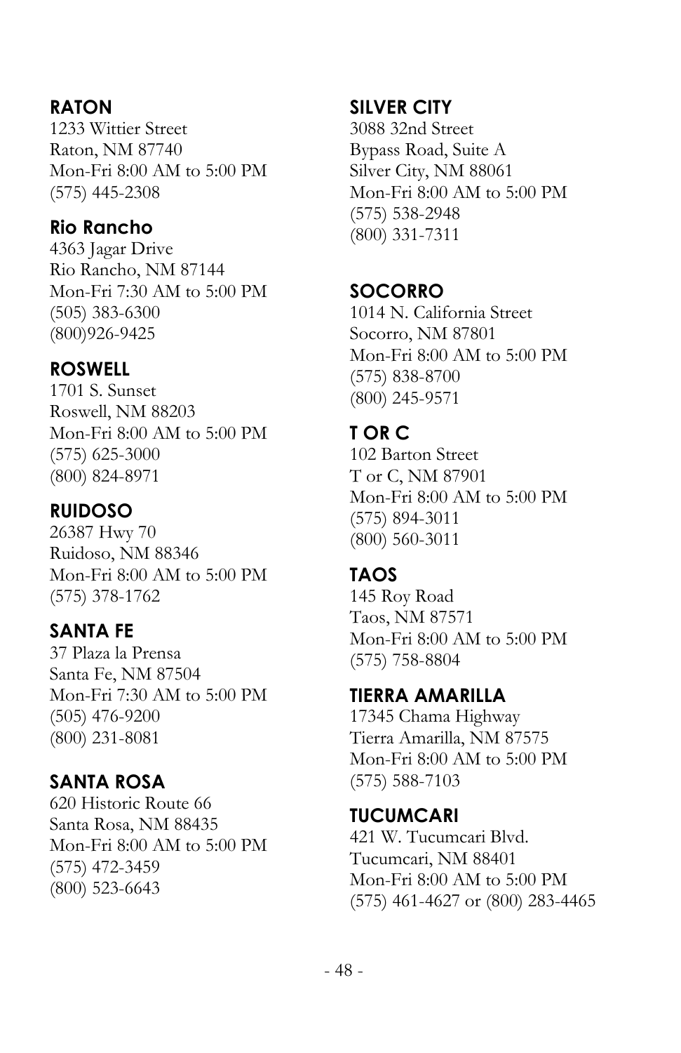### RATON
1233 Wittier Street  
Raton, NM 87740  
Mon-Fri 8:00 AM to 5:00 PM  
(575) 445-2308

### Rio Rancho
4363 Jagar Drive  
Rio Rancho, NM 87144  
Mon-Fri 7:30 AM to 5:00 PM  
(505) 383-6300  
(800)926-9425

### ROSWELL
1701 S. Sunset  
Roswell, NM 88203  
Mon-Fri 8:00 AM to 5:00 PM  
(575) 625-3000  
(800) 824-8971

### RUIDOSO
26387 Hwy 70  
Ruidoso, NM 88346  
Mon-Fri 8:00 AM to 5:00 PM  
(575) 378-1762

### SANTA FE
37 Plaza la Prensa  
Santa Fe, NM 87504  
Mon-Fri 7:30 AM to 5:00 PM  
(505) 476-9200  
(800) 231-8081

### SANTA ROSA
620 Historic Route 66  
Santa Rosa, NM 88435  
Mon-Fri 8:00 AM to 5:00 PM  
(575) 472-3459  
(800) 523-6643

### SILVER CITY
3088 32nd Street  
Bypass Road, Suite A  
Silver City, NM 88061  
Mon-Fri 8:00 AM to 5:00 PM  
(575) 538-2948  
(800) 331-7311

### SOCORRO
1014 N. California Street  
Socorro, NM 87801  
Mon-Fri 8:00 AM to 5:00 PM  
(575) 838-8700  
(800) 245-9571

### T OR C
102 Barton Street  
T or C, NM 87901  
Mon-Fri 8:00 AM to 5:00 PM  
(575) 894-3011  
(800) 560-3011

### TAOS
145 Roy Road  
Taos, NM 87571  
Mon-Fri 8:00 AM to 5:00 PM  
(575) 758-8804

### TIERRA AMARILLA
17345 Chama Highway  
Tierra Amarilla, NM 87575  
Mon-Fri 8:00 AM to 5:00 PM  
(575) 588-7103

### TUCUMCARI
421 W. Tucumcari Blvd.  
Tucumcari, NM 88401  
Mon-Fri 8:00 AM to 5:00 PM  
(575) 461-4627 or (800) 283-4465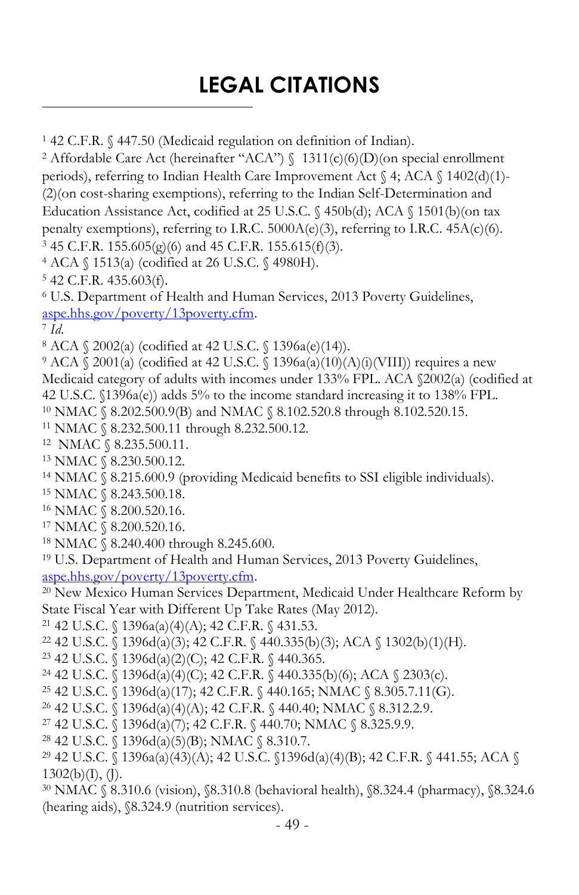# LEGAL CITATIONS

[1] 42 C.F.R. § 447.50 (Medicaid regulation on definition of Indian).
[2] Affordable Care Act (hereinafter "ACA") § 1311(c)(6)(D)(on special enrollment periods), referring to Indian Health Care Improvement Act § 4; ACA § 1402(d)(1)-(2)(on cost-sharing exemptions), referring to the Indian Self-Determination and Education Assistance Act, codified at 25 U.S.C. § 450b(d); ACA § 1501(b)(on tax penalty exemptions), referring to I.R.C. 5000A(e)(3), referring to I.R.C. 45A(c)(6).
[3] 45 C.F.R. 155.605(g)(6) and 45 C.F.R. 155.615(f)(3).
[4] ACA § 1513(a) (codified at 26 U.S.C. § 4980H).
[5] 42 C.F.R. 435.603(f).
[6] U.S. Department of Health and Human Services, 2013 Poverty Guidelines, aspe.hhs.gov/poverty/13poverty.cfm.
[7] *Id.*
[8] ACA § 2002(a) (codified at 42 U.S.C. § 1396a(e)(14)).
[9] ACA § 2001(a) (codified at 42 U.S.C. § 1396a(a)(10)(A)(i)(VIII)) requires a new Medicaid category of adults with incomes under 133% FPL. ACA §2002(a) (codified at 42 U.S.C. §1396a(e)) adds 5% to the income standard increasing it to 138% FPL.
[10] NMAC § 8.202.500.9(B) and NMAC § 8.102.520.8 through 8.102.520.15.
[11] NMAC § 8.232.500.11 through 8.232.500.12.
[12] NMAC § 8.235.500.11.
[13] NMAC § 8.230.500.12.
[14] NMAC § 8.215.600.9 (providing Medicaid benefits to SSI eligible individuals).
[15] NMAC § 8.243.500.18.
[16] NMAC § 8.200.520.16.
[17] NMAC § 8.200.520.16.
[18] NMAC § 8.240.400 through 8.245.600.
[19] U.S. Department of Health and Human Services, 2013 Poverty Guidelines, aspe.hhs.gov/poverty/13poverty.cfm.
[20] New Mexico Human Services Department, Medicaid Under Healthcare Reform by State Fiscal Year with Different Up Take Rates (May 2012).
[21] 42 U.S.C. § 1396a(a)(4)(A); 42 C.F.R. § 431.53.
[22] 42 U.S.C. § 1396d(a)(3); 42 C.F.R. § 440.335(b)(3); ACA § 1302(b)(1)(H).
[23] 42 U.S.C. § 1396d(a)(2)(C); 42 C.F.R. § 440.365.
[24] 42 U.S.C. § 1396d(a)(4)(C); 42 C.F.R. § 440.335(b)(6); ACA § 2303(c).
[25] 42 U.S.C. § 1396d(a)(17); 42 C.F.R. § 440.165; NMAC § 8.305.7.11(G).
[26] 42 U.S.C. § 1396d(a)(4)(A); 42 C.F.R. § 440.40; NMAC § 8.312.2.9.
[27] 42 U.S.C. § 1396d(a)(7); 42 C.F.R. § 440.70; NMAC § 8.325.9.9.
[28] 42 U.S.C. § 1396d(a)(5)(B); NMAC § 8.310.7.
[29] 42 U.S.C. § 1396a(a)(43)(A); 42 U.S.C. §1396d(a)(4)(B); 42 C.F.R. § 441.55; ACA § 1302(b)(I), (J).
[30] NMAC § 8.310.6 (vision), §8.310.8 (behavioral health), §8.324.4 (pharmacy), §8.324.6 (hearing aids), §8.324.9 (nutrition services).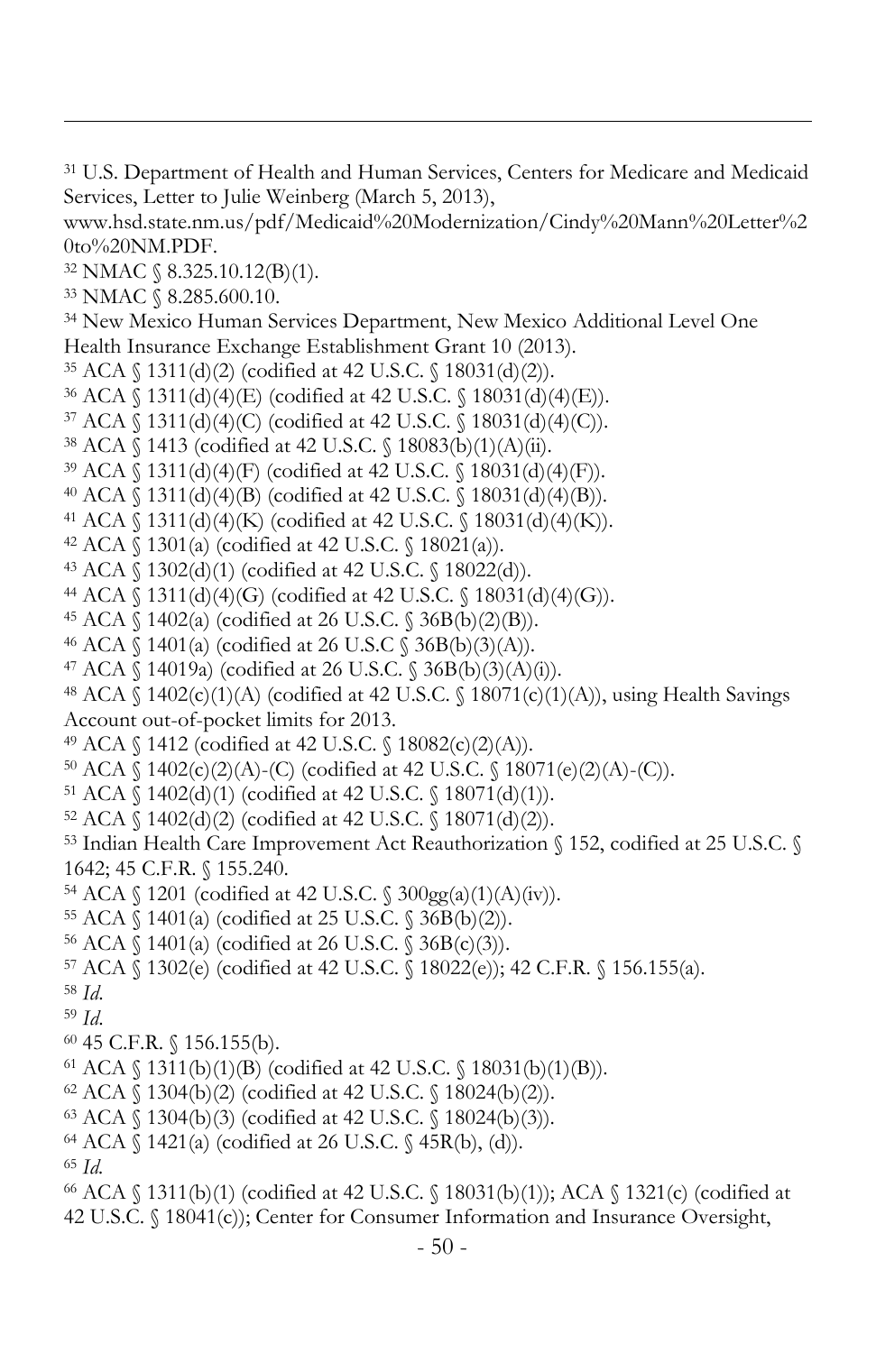[31] U.S. Department of Health and Human Services, Centers for Medicare and Medicaid Services, Letter to Julie Weinberg (March 5, 2013), www.hsd.state.nm.us/pdf/Medicaid%20Modernization/Cindy%20Mann%20Letter%20to%20NM.PDF.

[32] NMAC § 8.325.10.12(B)(1).

[33] NMAC § 8.285.600.10.

[34] New Mexico Human Services Department, New Mexico Additional Level One Health Insurance Exchange Establishment Grant 10 (2013).

[35] ACA § 1311(d)(2) (codified at 42 U.S.C. § 18031(d)(2)).

[36] ACA § 1311(d)(4)(E) (codified at 42 U.S.C. § 18031(d)(4)(E)).

[37] ACA § 1311(d)(4)(C) (codified at 42 U.S.C. § 18031(d)(4)(C)).

[38] ACA § 1413 (codified at 42 U.S.C. § 18083(b)(1)(A)(ii).

[39] ACA § 1311(d)(4)(F) (codified at 42 U.S.C. § 18031(d)(4)(F)).

[40] ACA § 1311(d)(4)(B) (codified at 42 U.S.C. § 18031(d)(4)(B)).

[41] ACA § 1311(d)(4)(K) (codified at 42 U.S.C. § 18031(d)(4)(K)).

[42] ACA § 1301(a) (codified at 42 U.S.C. § 18021(a)).

[43] ACA § 1302(d)(1) (codified at 42 U.S.C. § 18022(d)).

[44] ACA § 1311(d)(4)(G) (codified at 42 U.S.C. § 18031(d)(4)(G)).

[45] ACA § 1402(a) (codified at 26 U.S.C. § 36B(b)(2)(B)).

[46] ACA § 1401(a) (codified at 26 U.S.C § 36B(b)(3)(A)).

[47] ACA § 14019a) (codified at 26 U.S.C. § 36B(b)(3)(A)(i)).

[48] ACA § 1402(c)(1)(A) (codified at 42 U.S.C. § 18071(c)(1)(A)), using Health Savings Account out-of-pocket limits for 2013.

[49] ACA § 1412 (codified at 42 U.S.C. § 18082(c)(2)(A)).

[50] ACA § 1402(c)(2)(A)-(C) (codified at 42 U.S.C. § 18071(e)(2)(A)-(C)).

[51] ACA § 1402(d)(1) (codified at 42 U.S.C. § 18071(d)(1)).

[52] ACA § 1402(d)(2) (codified at 42 U.S.C. § 18071(d)(2)).

[53] Indian Health Care Improvement Act Reauthorization § 152, codified at 25 U.S.C. § 1642; 45 C.F.R. § 155.240.

[54] ACA § 1201 (codified at 42 U.S.C. § 300gg(a)(1)(A)(iv)).

[55] ACA § 1401(a) (codified at 25 U.S.C. § 36B(b)(2)).

[56] ACA § 1401(a) (codified at 26 U.S.C. § 36B(c)(3)).

[57] ACA § 1302(e) (codified at 42 U.S.C. § 18022(e)); 42 C.F.R. § 156.155(a).

[58] *Id.*

[59] *Id.*

[60] 45 C.F.R. § 156.155(b).

[61] ACA § 1311(b)(1)(B) (codified at 42 U.S.C. § 18031(b)(1)(B)).

[62] ACA § 1304(b)(2) (codified at 42 U.S.C. § 18024(b)(2)).

[63] ACA § 1304(b)(3) (codified at 42 U.S.C. § 18024(b)(3)).

[64] ACA § 1421(a) (codified at 26 U.S.C. § 45R(b), (d)).

[65] *Id.*

[66] ACA § 1311(b)(1) (codified at 42 U.S.C. § 18031(b)(1)); ACA § 1321(c) (codified at 42 U.S.C. § 18041(c)); Center for Consumer Information and Insurance Oversight,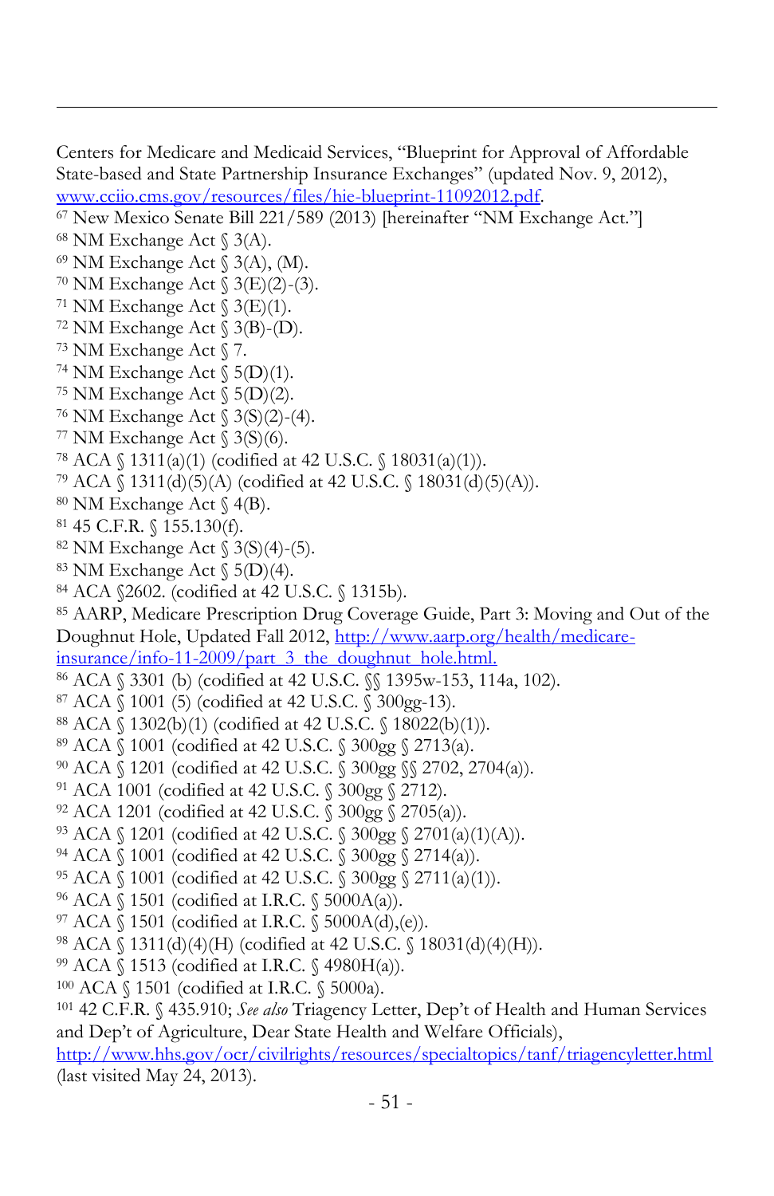Centers for Medicare and Medicaid Services, "Blueprint for Approval of Affordable State-based and State Partnership Insurance Exchanges" (updated Nov. 9, 2012), [www.cciio.cms.gov/resources/files/hie-blueprint-11092012.pdf](www.cciio.cms.gov/resources/files/hie-blueprint-11092012.pdf).

[67] New Mexico Senate Bill 221/589 (2013) [hereinafter "NM Exchange Act."]

[68] NM Exchange Act § 3(A).

[69] NM Exchange Act § 3(A), (M).

[70] NM Exchange Act § 3(E)(2)-(3).

[71] NM Exchange Act § 3(E)(1).

[72] NM Exchange Act § 3(B)-(D).

[73] NM Exchange Act § 7.

[74] NM Exchange Act § 5(D)(1).

[75] NM Exchange Act § 5(D)(2).

[76] NM Exchange Act § 3(S)(2)-(4).

[77] NM Exchange Act § 3(S)(6).

[78] ACA § 1311(a)(1) (codified at 42 U.S.C. § 18031(a)(1)).

[79] ACA § 1311(d)(5)(A) (codified at 42 U.S.C. § 18031(d)(5)(A)).

[80] NM Exchange Act § 4(B).

[81] 45 C.F.R. § 155.130(f).

[82] NM Exchange Act § 3(S)(4)-(5).

[83] NM Exchange Act § 5(D)(4).

[84] ACA §2602. (codified at 42 U.S.C. § 1315b).

[85] AARP, Medicare Prescription Drug Coverage Guide, Part 3: Moving and Out of the Doughnut Hole, Updated Fall 2012, [http://www.aarp.org/health/medicare-insurance/info-11-2009/part_3_the_doughnut_hole.html.](http://www.aarp.org/health/medicare-insurance/info-11-2009/part_3_the_doughnut_hole.html)

[86] ACA § 3301 (b) (codified at 42 U.S.C. §§ 1395w-153, 114a, 102).

[87] ACA § 1001 (5) (codified at 42 U.S.C. § 300gg-13).

[88] ACA § 1302(b)(1) (codified at 42 U.S.C. § 18022(b)(1)).

[89] ACA § 1001 (codified at 42 U.S.C. § 300gg § 2713(a).

[90] ACA § 1201 (codified at 42 U.S.C. § 300gg §§ 2702, 2704(a)).

[91] ACA 1001 (codified at 42 U.S.C. § 300gg § 2712).

[92] ACA 1201 (codified at 42 U.S.C. § 300gg § 2705(a)).

[93] ACA § 1201 (codified at 42 U.S.C. § 300gg § 2701(a)(1)(A)).

[94] ACA § 1001 (codified at 42 U.S.C. § 300gg § 2714(a)).

[95] ACA § 1001 (codified at 42 U.S.C. § 300gg § 2711(a)(1)).

[96] ACA § 1501 (codified at I.R.C. § 5000A(a)).

[97] ACA § 1501 (codified at I.R.C. § 5000A(d),(e)).

[98] ACA § 1311(d)(4)(H) (codified at 42 U.S.C. § 18031(d)(4)(H)).

[99] ACA § 1513 (codified at I.R.C. § 4980H(a)).

[100] ACA § 1501 (codified at I.R.C. § 5000a).

[101] 42 C.F.R. § 435.910; *See also* Triagency Letter, Dep't of Health and Human Services and Dep't of Agriculture, Dear State Health and Welfare Officials), [http://www.hhs.gov/ocr/civilrights/resources/specialtopics/tanf/triagencyletter.html](http://www.hhs.gov/ocr/civilrights/resources/specialtopics/tanf/triagencyletter.html) (last visited May 24, 2013).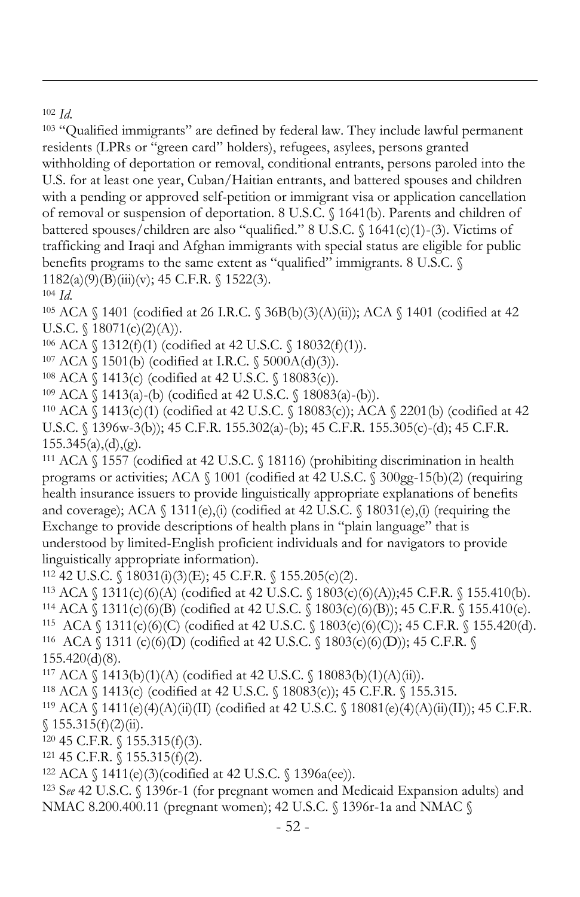[102] *Id.*

[103] "Qualified immigrants" are defined by federal law. They include lawful permanent residents (LPRs or "green card" holders), refugees, asylees, persons granted withholding of deportation or removal, conditional entrants, persons paroled into the U.S. for at least one year, Cuban/Haitian entrants, and battered spouses and children with a pending or approved self-petition or immigrant visa or application cancellation of removal or suspension of deportation. 8 U.S.C. § 1641(b). Parents and children of battered spouses/children are also "qualified." 8 U.S.C. § 1641(c)(1)-(3). Victims of trafficking and Iraqi and Afghan immigrants with special status are eligible for public benefits programs to the same extent as "qualified" immigrants. 8 U.S.C. § 1182(a)(9)(B)(iii)(v); 45 C.F.R. § 1522(3).

[104] *Id.*

[105] ACA § 1401 (codified at 26 I.R.C. § 36B(b)(3)(A)(ii)); ACA § 1401 (codified at 42 U.S.C. § 18071(c)(2)(A)).

[106] ACA § 1312(f)(1) (codified at 42 U.S.C. § 18032(f)(1)).

[107] ACA § 1501(b) (codified at I.R.C. § 5000A(d)(3)).

[108] ACA § 1413(c) (codified at 42 U.S.C. § 18083(c)).

[109] ACA § 1413(a)-(b) (codified at 42 U.S.C. § 18083(a)-(b)).

[110] ACA § 1413(c)(1) (codified at 42 U.S.C. § 18083(c)); ACA § 2201(b) (codified at 42 U.S.C. § 1396w-3(b)); 45 C.F.R. 155.302(a)-(b); 45 C.F.R. 155.305(c)-(d); 45 C.F.R. 155.345(a),(d),(g).

[111] ACA § 1557 (codified at 42 U.S.C. § 18116) (prohibiting discrimination in health programs or activities; ACA § 1001 (codified at 42 U.S.C. § 300gg-15(b)(2) (requiring health insurance issuers to provide linguistically appropriate explanations of benefits and coverage); ACA § 1311(e),(i) (codified at 42 U.S.C. § 18031(e),(i) (requiring the Exchange to provide descriptions of health plans in "plain language" that is understood by limited-English proficient individuals and for navigators to provide linguistically appropriate information).

[112] 42 U.S.C. § 18031(i)(3)(E); 45 C.F.R. § 155.205(c)(2).

[113] ACA § 1311(c)(6)(A) (codified at 42 U.S.C. § 1803(c)(6)(A));45 C.F.R. § 155.410(b).

[114] ACA § 1311(c)(6)(B) (codified at 42 U.S.C. § 1803(c)(6)(B)); 45 C.F.R. § 155.410(e).

[115] ACA § 1311(c)(6)(C) (codified at 42 U.S.C. § 1803(c)(6)(C)); 45 C.F.R. § 155.420(d).

[116] ACA § 1311 (c)(6)(D) (codified at 42 U.S.C. § 1803(c)(6)(D)); 45 C.F.R. § 155.420(d)(8).

[117] ACA § 1413(b)(1)(A) (codified at 42 U.S.C. § 18083(b)(1)(A)(ii)).

[118] ACA § 1413(c) (codified at 42 U.S.C. § 18083(c)); 45 C.F.R. § 155.315.

[119] ACA § 1411(e)(4)(A)(ii)(II) (codified at 42 U.S.C. § 18081(e)(4)(A)(ii)(II)); 45 C.F.R. § 155.315(f)(2)(ii).

[120] 45 C.F.R. § 155.315(f)(3).

[121] 45 C.F.R. § 155.315(f)(2).

[122] ACA § 1411(e)(3)(codified at 42 U.S.C. § 1396a(ee)).

[123] S*ee* 42 U.S.C. § 1396r-1 (for pregnant women and Medicaid Expansion adults) and NMAC 8.200.400.11 (pregnant women); 42 U.S.C. § 1396r-1a and NMAC §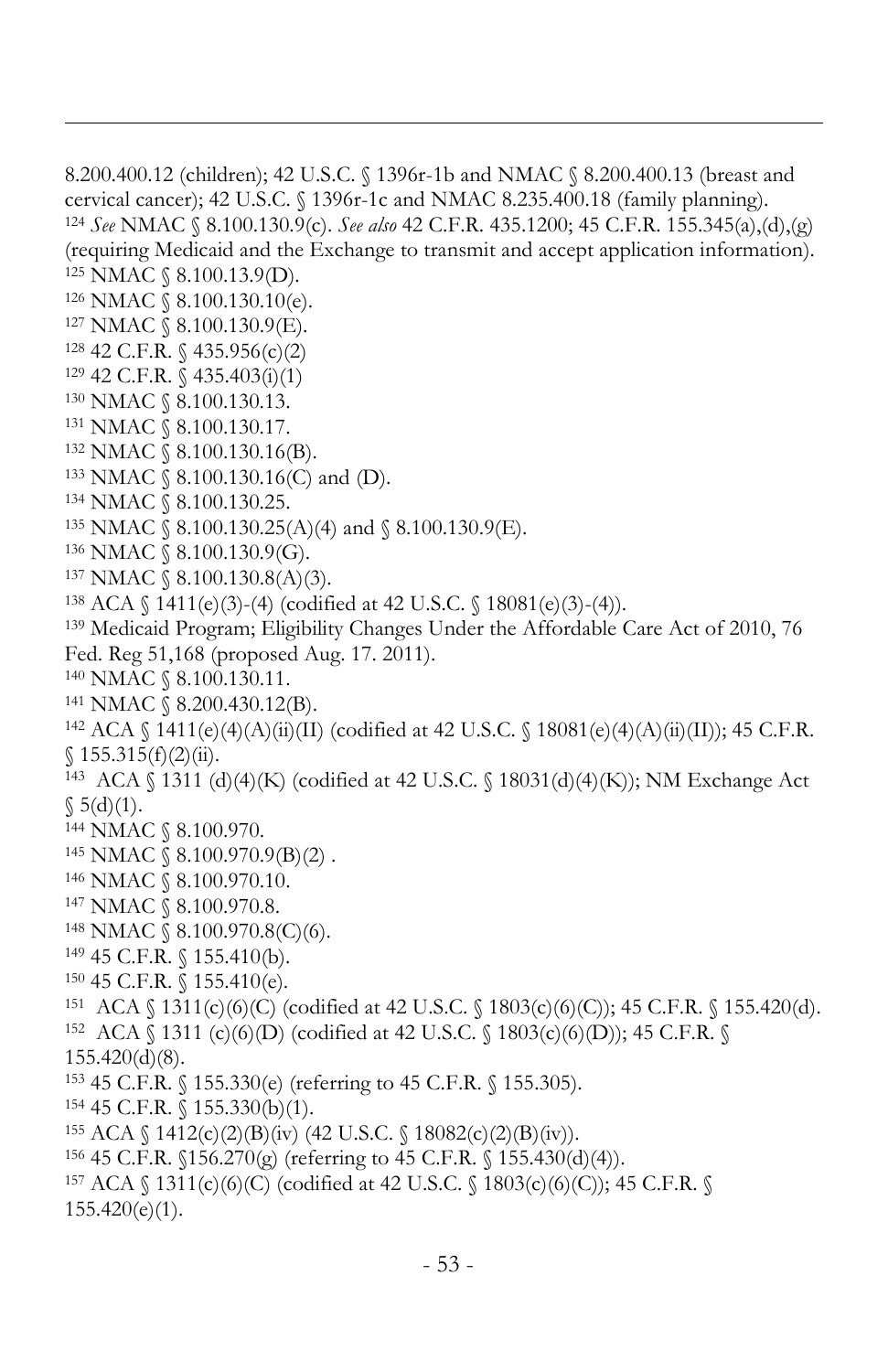8.200.400.12 (children); 42 U.S.C. § 1396r-1b and NMAC § 8.200.400.13 (breast and cervical cancer); 42 U.S.C. § 1396r-1c and NMAC 8.235.400.18 (family planning).

[124] *See* NMAC § 8.100.130.9(c). *See also* 42 C.F.R. 435.1200; 45 C.F.R. 155.345(a),(d),(g) (requiring Medicaid and the Exchange to transmit and accept application information).

[125] NMAC § 8.100.13.9(D).

[126] NMAC § 8.100.130.10(e).

[127] NMAC § 8.100.130.9(E).

[128] 42 C.F.R. § 435.956(c)(2)

[129] 42 C.F.R. § 435.403(i)(1)

[130] NMAC § 8.100.130.13.

[131] NMAC § 8.100.130.17.

[132] NMAC § 8.100.130.16(B).

[133] NMAC § 8.100.130.16(C) and (D).

[134] NMAC § 8.100.130.25.

[135] NMAC § 8.100.130.25(A)(4) and § 8.100.130.9(E).

[136] NMAC § 8.100.130.9(G).

[137] NMAC § 8.100.130.8(A)(3).

[138] ACA § 1411(e)(3)-(4) (codified at 42 U.S.C. § 18081(e)(3)-(4)).

[139] Medicaid Program; Eligibility Changes Under the Affordable Care Act of 2010, 76 Fed. Reg 51,168 (proposed Aug. 17. 2011).

[140] NMAC § 8.100.130.11.

[141] NMAC § 8.200.430.12(B).

[142] ACA § 1411(e)(4)(A)(ii)(II) (codified at 42 U.S.C. § 18081(e)(4)(A)(ii)(II)); 45 C.F.R. § 155.315(f)(2)(ii).

[143] ACA § 1311 (d)(4)(K) (codified at 42 U.S.C. § 18031(d)(4)(K)); NM Exchange Act § 5(d)(1).

[144] NMAC § 8.100.970.

[145] NMAC § 8.100.970.9(B)(2) .

[146] NMAC § 8.100.970.10.

[147] NMAC § 8.100.970.8.

[148] NMAC § 8.100.970.8(C)(6).

[149] 45 C.F.R. § 155.410(b).

[150] 45 C.F.R. § 155.410(e).

[151] ACA § 1311(c)(6)(C) (codified at 42 U.S.C. § 1803(c)(6)(C)); 45 C.F.R. § 155.420(d).

[152] ACA § 1311 (c)(6)(D) (codified at 42 U.S.C. § 1803(c)(6)(D)); 45 C.F.R. § 155.420(d)(8).

[153] 45 C.F.R. § 155.330(e) (referring to 45 C.F.R. § 155.305).

[154] 45 C.F.R. § 155.330(b)(1).

[155] ACA § 1412(c)(2)(B)(iv) (42 U.S.C. § 18082(c)(2)(B)(iv)).

[156] 45 C.F.R. §156.270(g) (referring to 45 C.F.R. § 155.430(d)(4)).

[157] ACA § 1311(c)(6)(C) (codified at 42 U.S.C. § 1803(c)(6)(C)); 45 C.F.R. § 155.420(e)(1).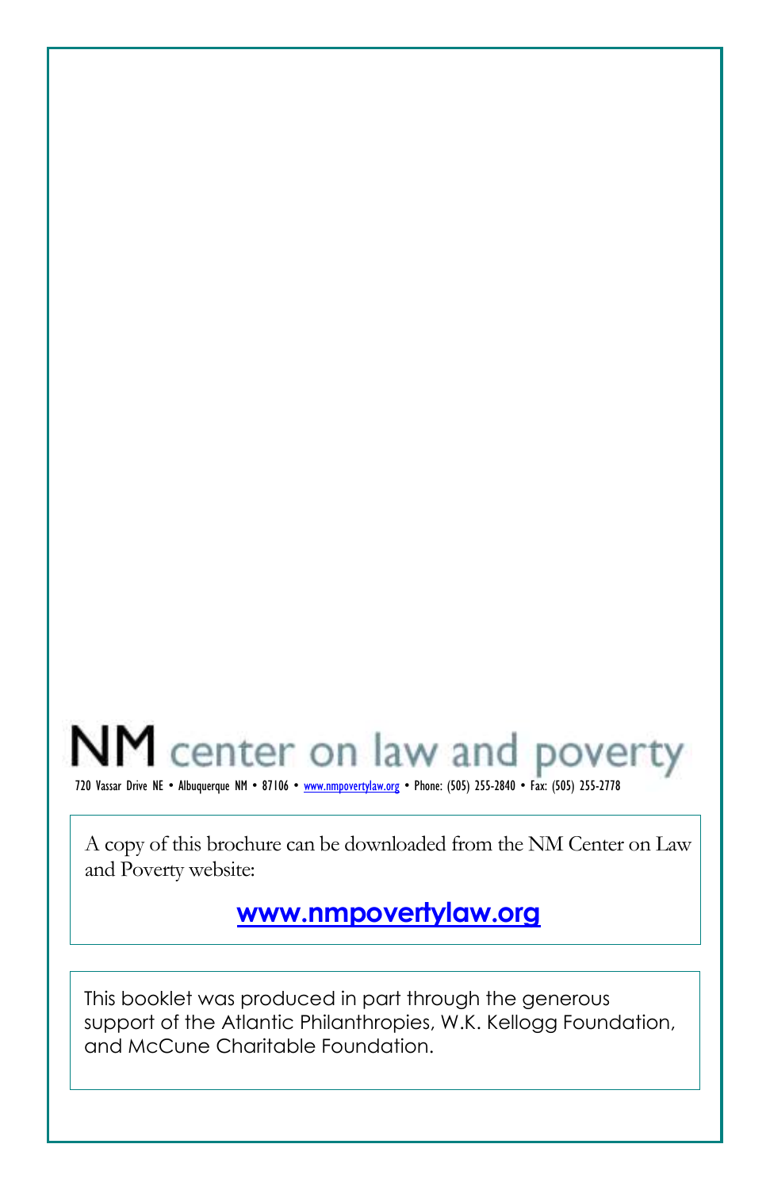# NM center on law and poverty

720 Vassar Drive NE • Albuquerque NM • 87106 • www.nmpovertylaw.org • Phone: (505) 255-2840 • Fax: (505) 255-2778

A copy of this brochure can be downloaded from the NM Center on Law and Poverty website:

**www.nmpovertylaw.org**

This booklet was produced in part through the generous support of the Atlantic Philanthropies, W.K. Kellogg Foundation, and McCune Charitable Foundation.